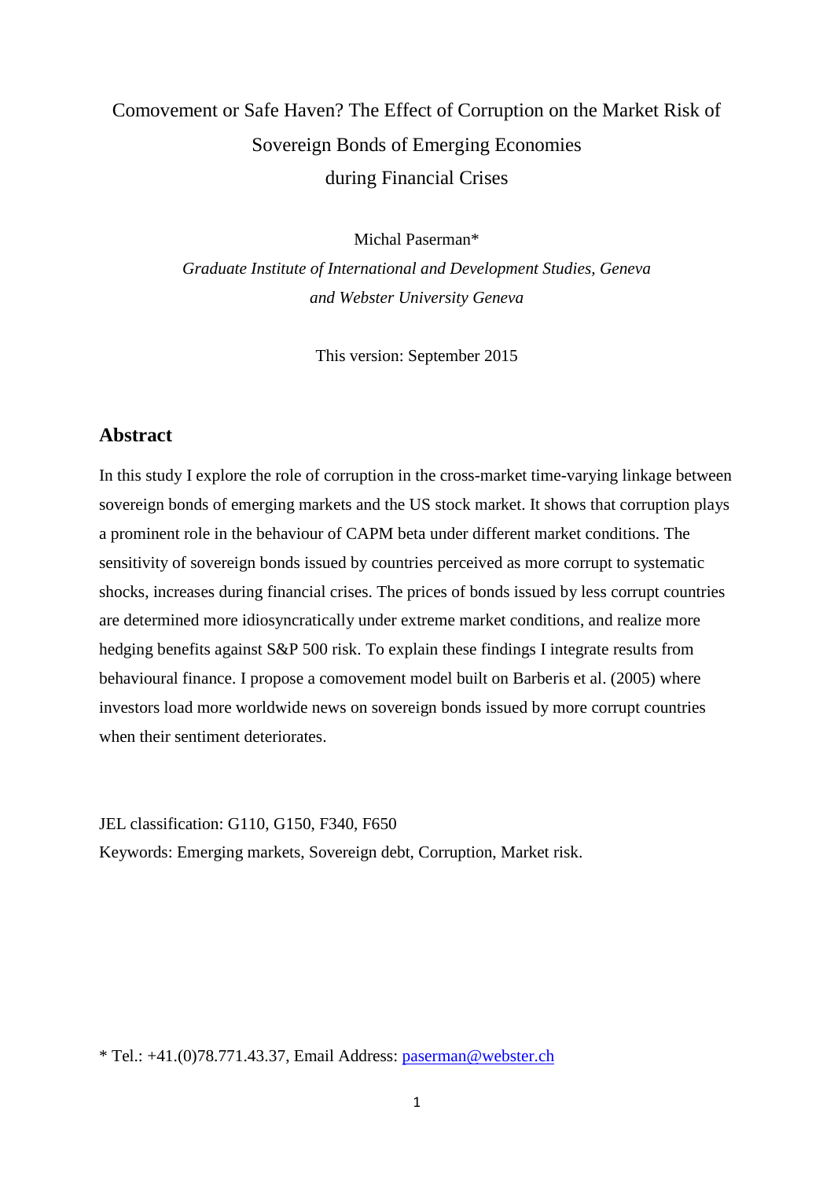# Comovement or Safe Haven? The Effect of Corruption on the Market Risk of Sovereign Bonds of Emerging Economies during Financial Crises

Michal Paserman*

*Graduate Institute of International and Development Studies, Geneva and Webster University Geneva*

This version: September 2015

## Abstract

In this study I explore the role of corruption in the cross-market time-varying linkage between sovereign bonds of emerging markets and the US stock market. It shows that corruption plays a prominent role in the behaviour of CAPM beta under different market conditions. The sensitivity of sovereign bonds issued by countries perceived as more corrupt to systematic shocks, increases during financial crises. The prices of bonds issued by less corrupt countries are determined more idiosyncratically under extreme market conditions, and realize more hedging benefits against S&P 500 risk. To explain these findings I integrate results from behavioural finance. I propose a comovement model built on Barberis et al. (2005) where investors load more worldwide news on sovereign bonds issued by more corrupt countries when their sentiment deteriorates.

JEL classification: G110, G150, F340, F650

Keywords: Emerging markets, Sovereign debt, Corruption, Market risk.

* Tel.: +41.(0)78.771.43.37, Email Address: paserman@webster.ch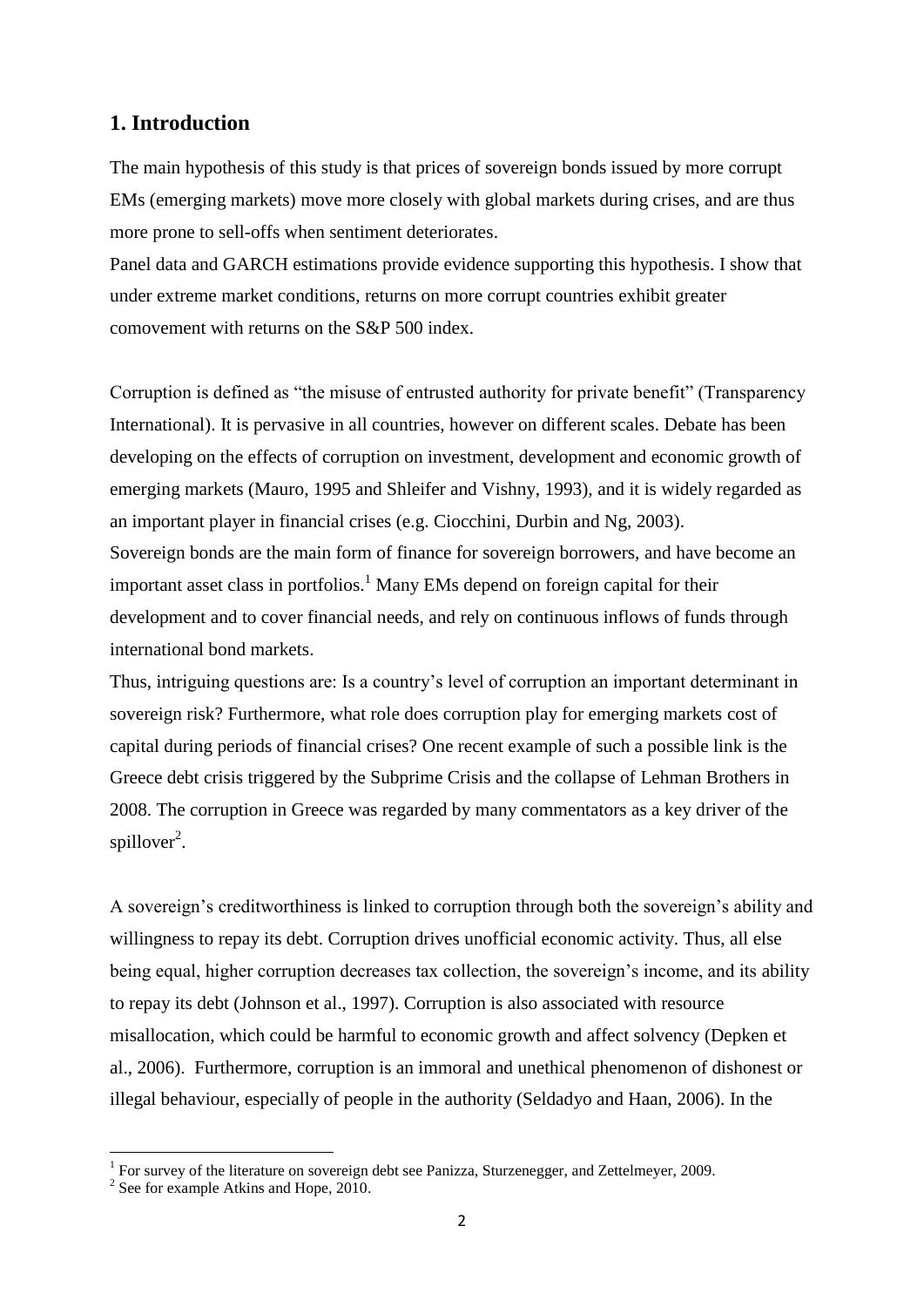## 1. Introduction

The main hypothesis of this study is that prices of sovereign bonds issued by more corrupt EMs (emerging markets) move more closely with global markets during crises, and are thus more prone to sell-offs when sentiment deteriorates.
Panel data and GARCH estimations provide evidence supporting this hypothesis. I show that under extreme market conditions, returns on more corrupt countries exhibit greater comovement with returns on the S&P 500 index.

Corruption is defined as "the misuse of entrusted authority for private benefit" (Transparency International). It is pervasive in all countries, however on different scales. Debate has been developing on the effects of corruption on investment, development and economic growth of emerging markets (Mauro, 1995 and Shleifer and Vishny, 1993), and it is widely regarded as an important player in financial crises (e.g. Ciocchini, Durbin and Ng, 2003).
Sovereign bonds are the main form of finance for sovereign borrowers, and have become an important asset class in portfolios.[1] Many EMs depend on foreign capital for their development and to cover financial needs, and rely on continuous inflows of funds through international bond markets.
Thus, intriguing questions are: Is a country's level of corruption an important determinant in sovereign risk? Furthermore, what role does corruption play for emerging markets cost of capital during periods of financial crises? One recent example of such a possible link is the Greece debt crisis triggered by the Subprime Crisis and the collapse of Lehman Brothers in 2008. The corruption in Greece was regarded by many commentators as a key driver of the spillover[2].

A sovereign's creditworthiness is linked to corruption through both the sovereign's ability and willingness to repay its debt. Corruption drives unofficial economic activity. Thus, all else being equal, higher corruption decreases tax collection, the sovereign's income, and its ability to repay its debt (Johnson et al., 1997). Corruption is also associated with resource misallocation, which could be harmful to economic growth and affect solvency (Depken et al., 2006). Furthermore, corruption is an immoral and unethical phenomenon of dishonest or illegal behaviour, especially of people in the authority (Seldadyo and Haan, 2006). In the

[1] For survey of the literature on sovereign debt see Panizza, Sturzenegger, and Zettelmeyer, 2009.
[2] See for example Atkins and Hope, 2010.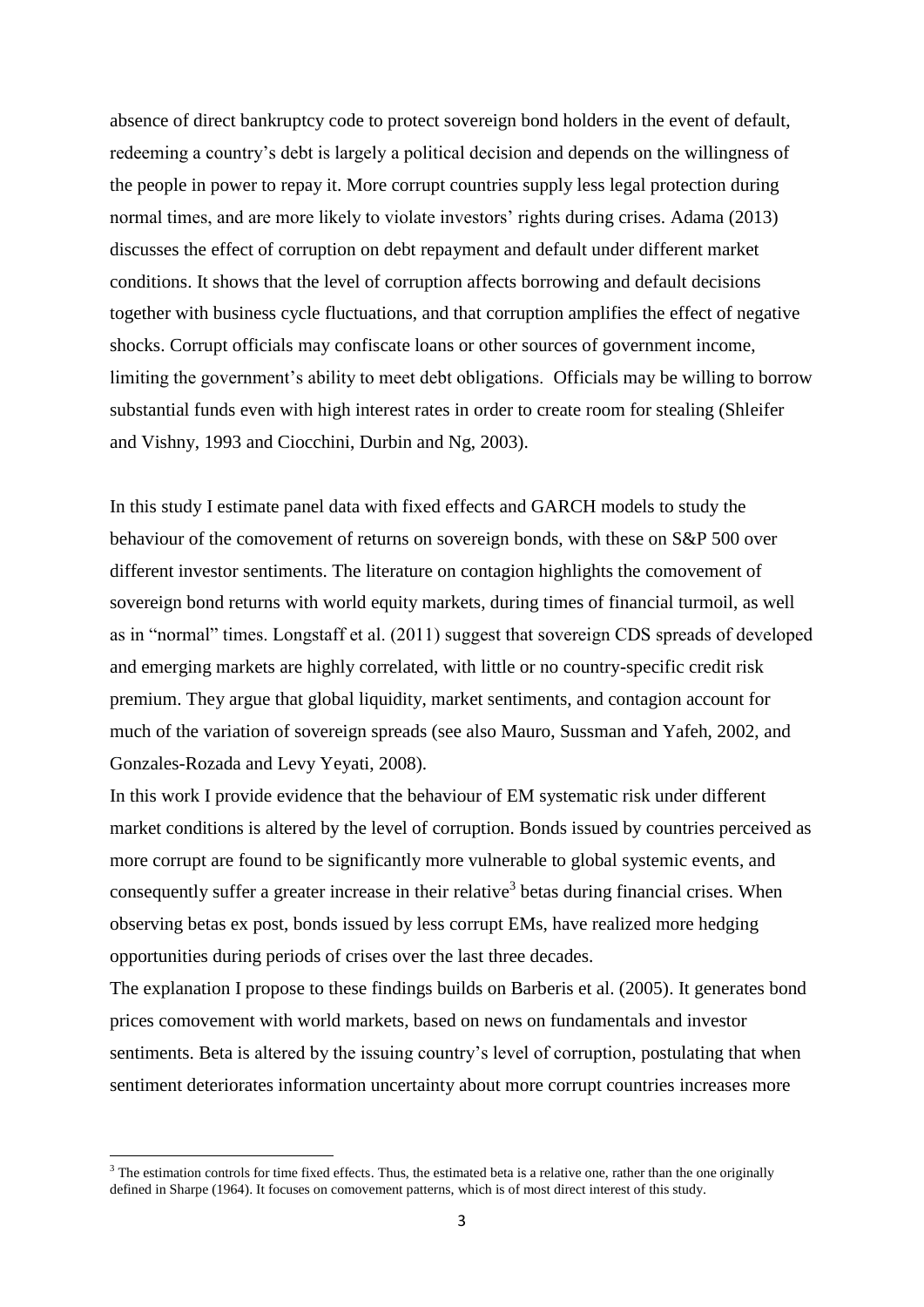absence of direct bankruptcy code to protect sovereign bond holders in the event of default, redeeming a country's debt is largely a political decision and depends on the willingness of the people in power to repay it. More corrupt countries supply less legal protection during normal times, and are more likely to violate investors' rights during crises. Adama (2013) discusses the effect of corruption on debt repayment and default under different market conditions. It shows that the level of corruption affects borrowing and default decisions together with business cycle fluctuations, and that corruption amplifies the effect of negative shocks. Corrupt officials may confiscate loans or other sources of government income, limiting the government's ability to meet debt obligations. Officials may be willing to borrow substantial funds even with high interest rates in order to create room for stealing (Shleifer and Vishny, 1993 and Ciocchini, Durbin and Ng, 2003).

In this study I estimate panel data with fixed effects and GARCH models to study the behaviour of the comovement of returns on sovereign bonds, with these on S&P 500 over different investor sentiments. The literature on contagion highlights the comovement of sovereign bond returns with world equity markets, during times of financial turmoil, as well as in "normal" times. Longstaff et al. (2011) suggest that sovereign CDS spreads of developed and emerging markets are highly correlated, with little or no country-specific credit risk premium. They argue that global liquidity, market sentiments, and contagion account for much of the variation of sovereign spreads (see also Mauro, Sussman and Yafeh, 2002, and Gonzales-Rozada and Levy Yeyati, 2008).

In this work I provide evidence that the behaviour of EM systematic risk under different market conditions is altered by the level of corruption. Bonds issued by countries perceived as more corrupt are found to be significantly more vulnerable to global systemic events, and consequently suffer a greater increase in their relative[3] betas during financial crises. When observing betas ex post, bonds issued by less corrupt EMs, have realized more hedging opportunities during periods of crises over the last three decades.

The explanation I propose to these findings builds on Barberis et al. (2005). It generates bond prices comovement with world markets, based on news on fundamentals and investor sentiments. Beta is altered by the issuing country's level of corruption, postulating that when sentiment deteriorates information uncertainty about more corrupt countries increases more

[3] The estimation controls for time fixed effects. Thus, the estimated beta is a relative one, rather than the one originally defined in Sharpe (1964). It focuses on comovement patterns, which is of most direct interest of this study.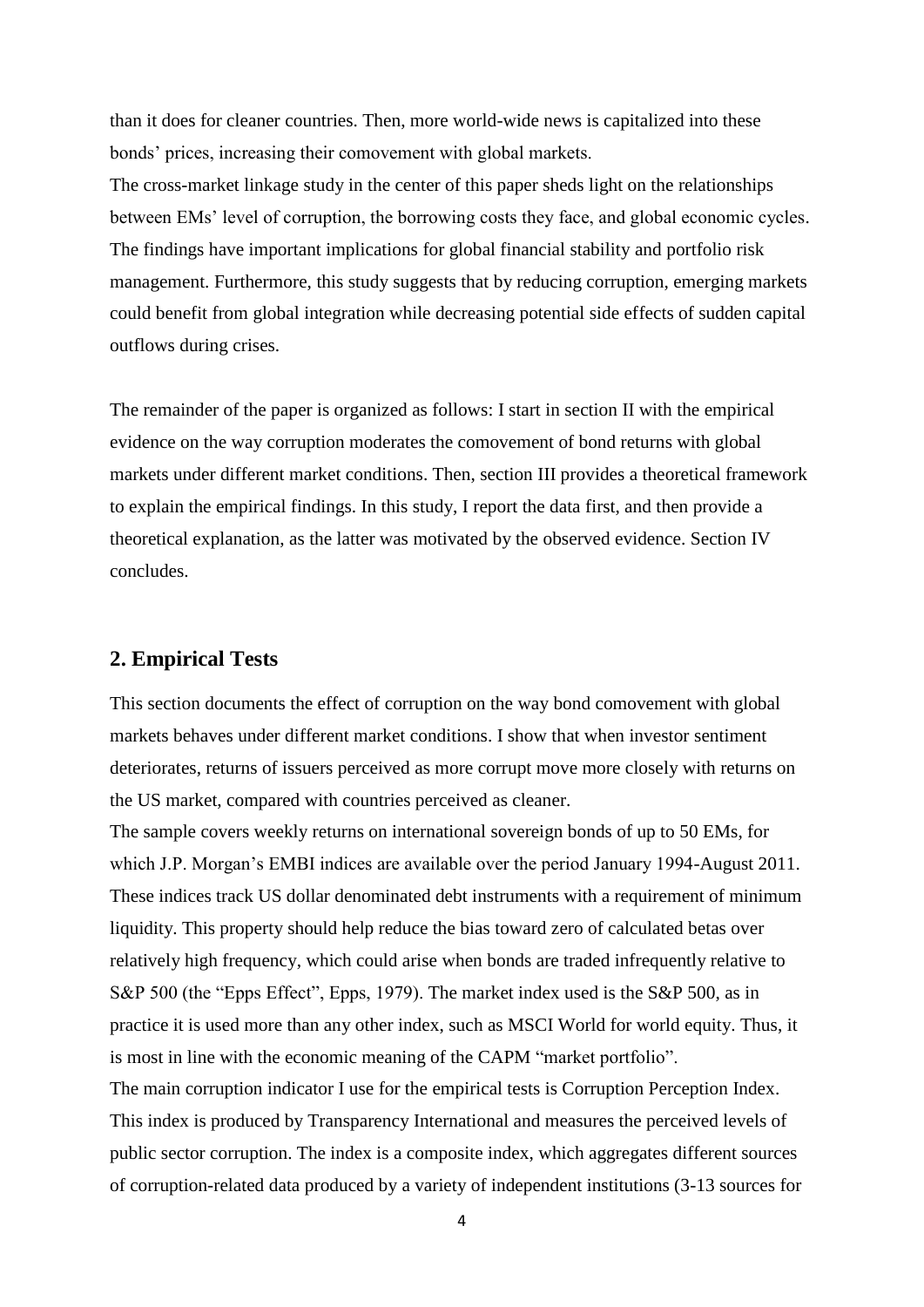than it does for cleaner countries. Then, more world-wide news is capitalized into these bonds' prices, increasing their comovement with global markets.

The cross-market linkage study in the center of this paper sheds light on the relationships between EMs' level of corruption, the borrowing costs they face, and global economic cycles. The findings have important implications for global financial stability and portfolio risk management. Furthermore, this study suggests that by reducing corruption, emerging markets could benefit from global integration while decreasing potential side effects of sudden capital outflows during crises.

The remainder of the paper is organized as follows: I start in section II with the empirical evidence on the way corruption moderates the comovement of bond returns with global markets under different market conditions. Then, section III provides a theoretical framework to explain the empirical findings. In this study, I report the data first, and then provide a theoretical explanation, as the latter was motivated by the observed evidence. Section IV concludes.

## 2. Empirical Tests

This section documents the effect of corruption on the way bond comovement with global markets behaves under different market conditions. I show that when investor sentiment deteriorates, returns of issuers perceived as more corrupt move more closely with returns on the US market, compared with countries perceived as cleaner.

The sample covers weekly returns on international sovereign bonds of up to 50 EMs, for which J.P. Morgan's EMBI indices are available over the period January 1994-August 2011. These indices track US dollar denominated debt instruments with a requirement of minimum liquidity. This property should help reduce the bias toward zero of calculated betas over relatively high frequency, which could arise when bonds are traded infrequently relative to S&P 500 (the "Epps Effect", Epps, 1979). The market index used is the S&P 500, as in practice it is used more than any other index, such as MSCI World for world equity. Thus, it is most in line with the economic meaning of the CAPM "market portfolio".

The main corruption indicator I use for the empirical tests is Corruption Perception Index. This index is produced by Transparency International and measures the perceived levels of public sector corruption. The index is a composite index, which aggregates different sources of corruption-related data produced by a variety of independent institutions (3-13 sources for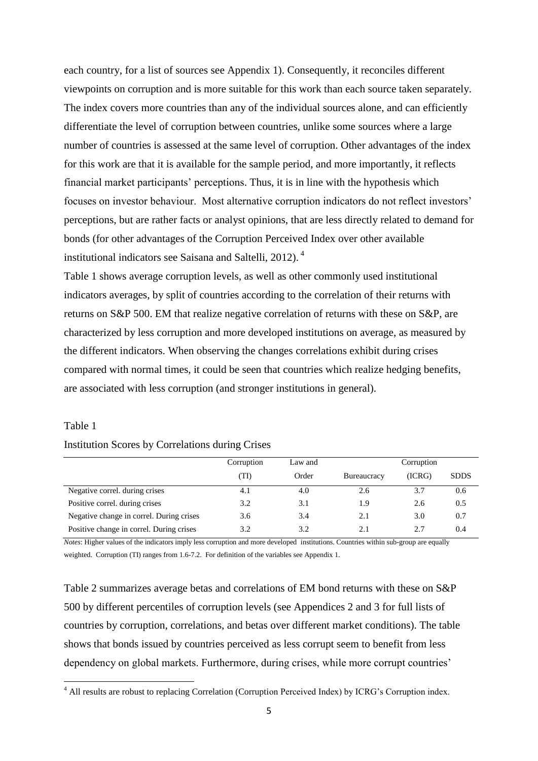each country, for a list of sources see Appendix 1). Consequently, it reconciles different viewpoints on corruption and is more suitable for this work than each source taken separately. The index covers more countries than any of the individual sources alone, and can efficiently differentiate the level of corruption between countries, unlike some sources where a large number of countries is assessed at the same level of corruption. Other advantages of the index for this work are that it is available for the sample period, and more importantly, it reflects financial market participants' perceptions. Thus, it is in line with the hypothesis which focuses on investor behaviour. Most alternative corruption indicators do not reflect investors' perceptions, but are rather facts or analyst opinions, that are less directly related to demand for bonds (for other advantages of the Corruption Perceived Index over other available institutional indicators see Saisana and Saltelli, 2012).[4]

Table 1 shows average corruption levels, as well as other commonly used institutional indicators averages, by split of countries according to the correlation of their returns with returns on S&P 500. EM that realize negative correlation of returns with these on S&P, are characterized by less corruption and more developed institutions on average, as measured by the different indicators. When observing the changes correlations exhibit during crises compared with normal times, it could be seen that countries which realize hedging benefits, are associated with less corruption (and stronger institutions in general).

Table 1

Institution Scores by Correlations during Crises

| | Corruption (TI) | Law and Order | Bureaucracy | Corruption (ICRG) | SDDS |
|---|---|---|---|---|---|
| Negative correl. during crises | 4.1 | 4.0 | 2.6 | 3.7 | 0.6 |
| Positive correl. during crises | 3.2 | 3.1 | 1.9 | 2.6 | 0.5 |
| Negative change in correl. During crises | 3.6 | 3.4 | 2.1 | 3.0 | 0.7 |
| Positive change in correl. During crises | 3.2 | 3.2 | 2.1 | 2.7 | 0.4 |

*Notes*: Higher values of the indicators imply less corruption and more developed institutions. Countries within sub-group are equally weighted. Corruption (TI) ranges from 1.6-7.2. For definition of the variables see Appendix 1.

Table 2 summarizes average betas and correlations of EM bond returns with these on S&P 500 by different percentiles of corruption levels (see Appendices 2 and 3 for full lists of countries by corruption, correlations, and betas over different market conditions). The table shows that bonds issued by countries perceived as less corrupt seem to benefit from less dependency on global markets. Furthermore, during crises, while more corrupt countries'

[4] All results are robust to replacing Correlation (Corruption Perceived Index) by ICRG's Corruption index.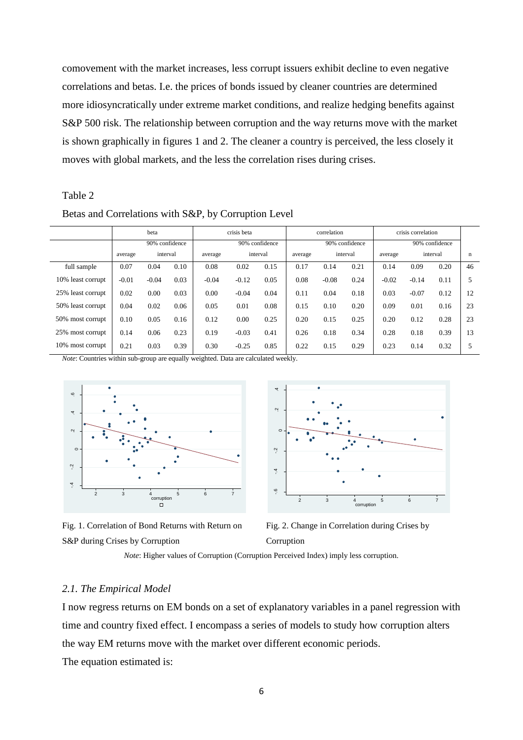comovement with the market increases, less corrupt issuers exhibit decline to even negative correlations and betas. I.e. the prices of bonds issued by cleaner countries are determined more idiosyncratically under extreme market conditions, and realize hedging benefits against S&P 500 risk. The relationship between corruption and the way returns move with the market is shown graphically in figures 1 and 2. The cleaner a country is perceived, the less closely it moves with global markets, and the less the correlation rises during crises.

Table 2

Betas and Correlations with S&P, by Corruption Level

| | beta | | | crisis beta | | | correlation | | | crisis correlation | | | |
|---|---|---|---|---|---|---|---|---|---|---|---|---|---|
| | | 90% confidence | | | 90% confidence | | | 90% confidence | | | 90% confidence | | |
| | average | interval | | average | interval | | average | interval | | average | interval | | n |
| full sample | 0.07 | 0.04 | 0.10 | 0.08 | 0.02 | 0.15 | 0.17 | 0.14 | 0.21 | 0.14 | 0.09 | 0.20 | 46 |
| 10% least corrupt | -0.01 | -0.04 | 0.03 | -0.04 | -0.12 | 0.05 | 0.08 | -0.08 | 0.24 | -0.02 | -0.14 | 0.11 | 5 |
| 25% least corrupt | 0.02 | 0.00 | 0.03 | 0.00 | -0.04 | 0.04 | 0.11 | 0.04 | 0.18 | 0.03 | -0.07 | 0.12 | 12 |
| 50% least corrupt | 0.04 | 0.02 | 0.06 | 0.05 | 0.01 | 0.08 | 0.15 | 0.10 | 0.20 | 0.09 | 0.01 | 0.16 | 23 |
| 50% most corrupt | 0.10 | 0.05 | 0.16 | 0.12 | 0.00 | 0.25 | 0.20 | 0.15 | 0.25 | 0.20 | 0.12 | 0.28 | 23 |
| 25% most corrupt | 0.14 | 0.06 | 0.23 | 0.19 | -0.03 | 0.41 | 0.26 | 0.18 | 0.34 | 0.28 | 0.18 | 0.39 | 13 |
| 10% most corrupt | 0.21 | 0.03 | 0.39 | 0.30 | -0.25 | 0.85 | 0.22 | 0.15 | 0.29 | 0.23 | 0.14 | 0.32 | 5 |

*Note*: Countries within sub-group are equally weighted. Data are calculated weekly.

Fig. 1. Correlation of Bond Returns with Return on S&P during Crises by Corruption

Fig. 2. Change in Correlation during Crises by Corruption

*Note*: Higher values of Corruption (Corruption Perceived Index) imply less corruption.

### *2.1. The Empirical Model*

I now regress returns on EM bonds on a set of explanatory variables in a panel regression with time and country fixed effect. I encompass a series of models to study how corruption alters the way EM returns move with the market over different economic periods.

The equation estimated is: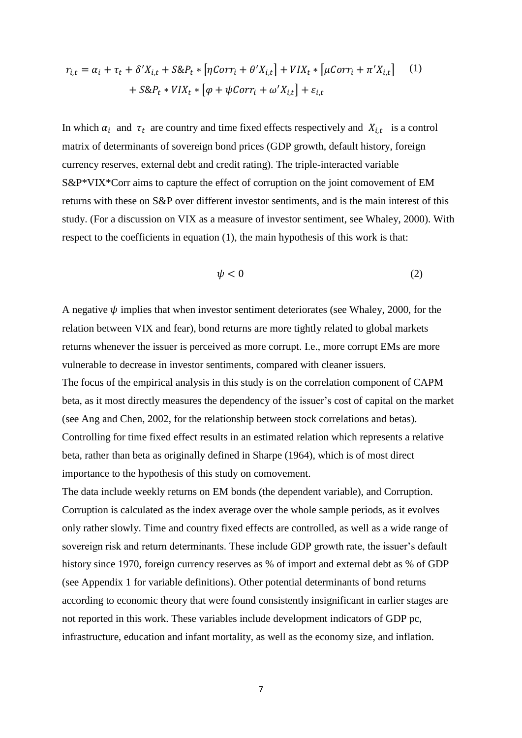$$r_{i,t} = \alpha_i + \tau_t + \delta' X_{i,t} + S\&P_t * \left[\eta Corr_i + \theta' X_{i,t}\right] + VIX_t * \left[\mu Corr_i + \pi' X_{i,t}\right] \quad (1)$$
$$+ S\&P_t * VIX_t * \left[\varphi + \psi Corr_i + \omega' X_{i,t}\right] + \varepsilon_{i,t}$$

In which $\alpha_i$ and $\tau_t$ are country and time fixed effects respectively and $X_{i,t}$ is a control matrix of determinants of sovereign bond prices (GDP growth, default history, foreign currency reserves, external debt and credit rating). The triple-interacted variable S&P*VIX*Corr aims to capture the effect of corruption on the joint comovement of EM returns with these on S&P over different investor sentiments, and is the main interest of this study. (For a discussion on VIX as a measure of investor sentiment, see Whaley, 2000). With respect to the coefficients in equation (1), the main hypothesis of this work is that:

$$\psi < 0 \quad (2)$$

A negative $\psi$ implies that when investor sentiment deteriorates (see Whaley, 2000, for the relation between VIX and fear), bond returns are more tightly related to global markets returns whenever the issuer is perceived as more corrupt. I.e., more corrupt EMs are more vulnerable to decrease in investor sentiments, compared with cleaner issuers.

The focus of the empirical analysis in this study is on the correlation component of CAPM beta, as it most directly measures the dependency of the issuer's cost of capital on the market (see Ang and Chen, 2002, for the relationship between stock correlations and betas). Controlling for time fixed effect results in an estimated relation which represents a relative beta, rather than beta as originally defined in Sharpe (1964), which is of most direct importance to the hypothesis of this study on comovement.

The data include weekly returns on EM bonds (the dependent variable), and Corruption. Corruption is calculated as the index average over the whole sample periods, as it evolves only rather slowly. Time and country fixed effects are controlled, as well as a wide range of sovereign risk and return determinants. These include GDP growth rate, the issuer's default history since 1970, foreign currency reserves as % of import and external debt as % of GDP (see Appendix 1 for variable definitions). Other potential determinants of bond returns according to economic theory that were found consistently insignificant in earlier stages are not reported in this work. These variables include development indicators of GDP pc, infrastructure, education and infant mortality, as well as the economy size, and inflation.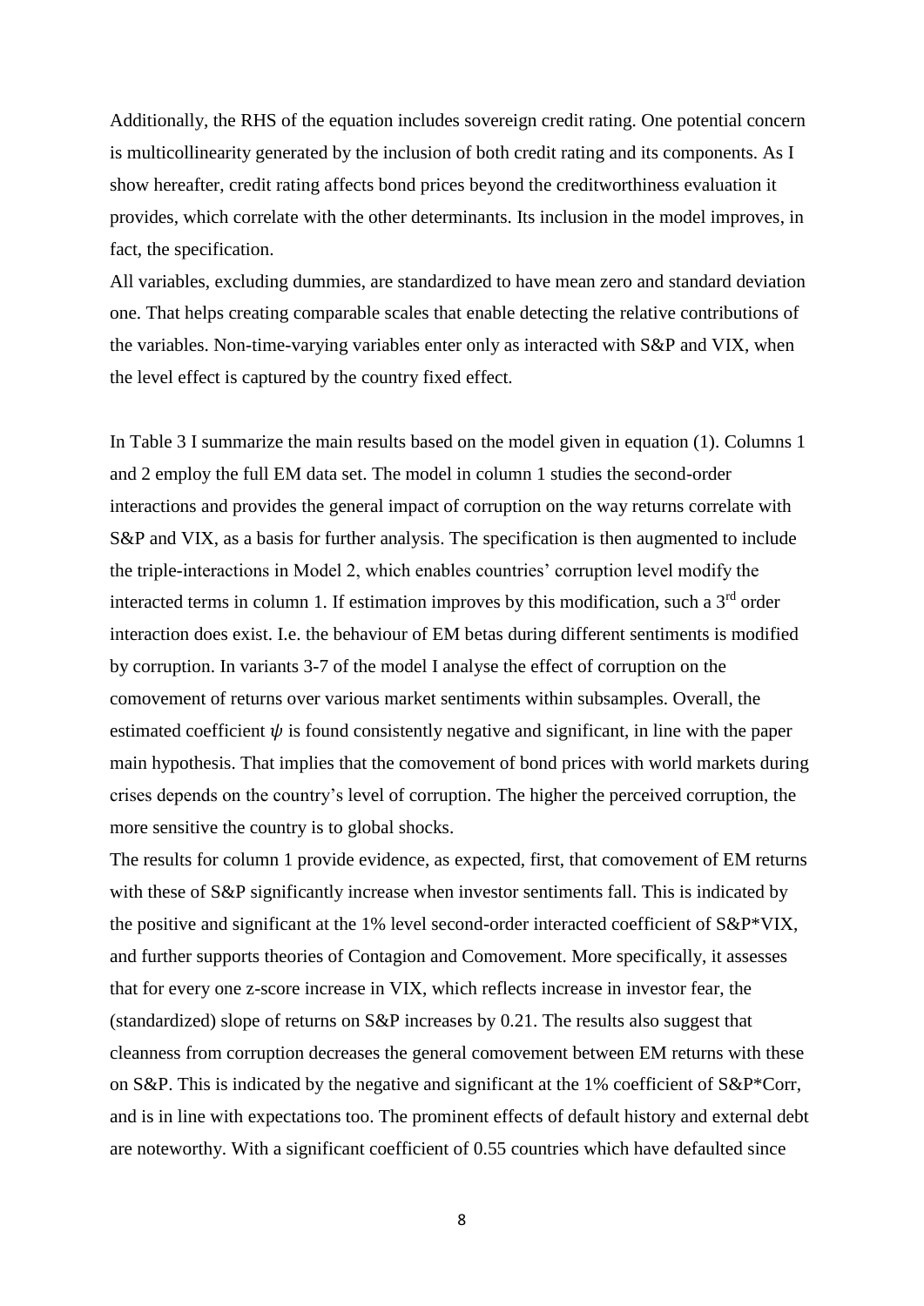Additionally, the RHS of the equation includes sovereign credit rating. One potential concern is multicollinearity generated by the inclusion of both credit rating and its components. As I show hereafter, credit rating affects bond prices beyond the creditworthiness evaluation it provides, which correlate with the other determinants. Its inclusion in the model improves, in fact, the specification.

All variables, excluding dummies, are standardized to have mean zero and standard deviation one. That helps creating comparable scales that enable detecting the relative contributions of the variables. Non-time-varying variables enter only as interacted with S&P and VIX, when the level effect is captured by the country fixed effect.

In Table 3 I summarize the main results based on the model given in equation (1). Columns 1 and 2 employ the full EM data set. The model in column 1 studies the second-order interactions and provides the general impact of corruption on the way returns correlate with S&P and VIX, as a basis for further analysis. The specification is then augmented to include the triple-interactions in Model 2, which enables countries' corruption level modify the interacted terms in column 1. If estimation improves by this modification, such a 3$^{rd}$ order interaction does exist. I.e. the behaviour of EM betas during different sentiments is modified by corruption. In variants 3-7 of the model I analyse the effect of corruption on the comovement of returns over various market sentiments within subsamples. Overall, the estimated coefficient $\psi$ is found consistently negative and significant, in line with the paper main hypothesis. That implies that the comovement of bond prices with world markets during crises depends on the country's level of corruption. The higher the perceived corruption, the more sensitive the country is to global shocks.

The results for column 1 provide evidence, as expected, first, that comovement of EM returns with these of S&P significantly increase when investor sentiments fall. This is indicated by the positive and significant at the 1% level second-order interacted coefficient of S&P*VIX, and further supports theories of Contagion and Comovement. More specifically, it assesses that for every one z-score increase in VIX, which reflects increase in investor fear, the (standardized) slope of returns on S&P increases by 0.21. The results also suggest that cleanness from corruption decreases the general comovement between EM returns with these on S&P. This is indicated by the negative and significant at the 1% coefficient of S&P*Corr, and is in line with expectations too. The prominent effects of default history and external debt are noteworthy. With a significant coefficient of 0.55 countries which have defaulted since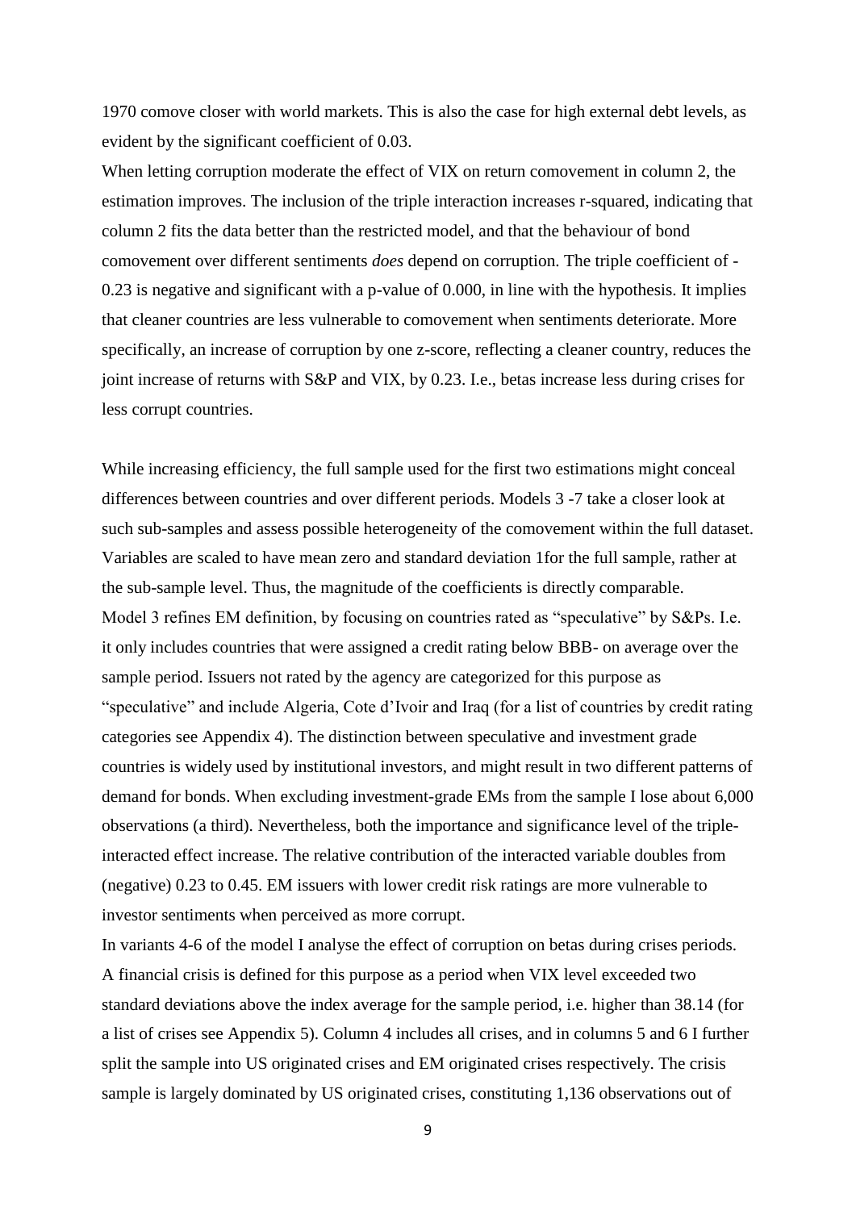1970 comove closer with world markets. This is also the case for high external debt levels, as evident by the significant coefficient of 0.03.

When letting corruption moderate the effect of VIX on return comovement in column 2, the estimation improves. The inclusion of the triple interaction increases r-squared, indicating that column 2 fits the data better than the restricted model, and that the behaviour of bond comovement over different sentiments *does* depend on corruption. The triple coefficient of -0.23 is negative and significant with a p-value of 0.000, in line with the hypothesis. It implies that cleaner countries are less vulnerable to comovement when sentiments deteriorate. More specifically, an increase of corruption by one z-score, reflecting a cleaner country, reduces the joint increase of returns with S&P and VIX, by 0.23. I.e., betas increase less during crises for less corrupt countries.

While increasing efficiency, the full sample used for the first two estimations might conceal differences between countries and over different periods. Models 3 -7 take a closer look at such sub-samples and assess possible heterogeneity of the comovement within the full dataset. Variables are scaled to have mean zero and standard deviation 1for the full sample, rather at the sub-sample level. Thus, the magnitude of the coefficients is directly comparable.

Model 3 refines EM definition, by focusing on countries rated as "speculative" by S&Ps. I.e. it only includes countries that were assigned a credit rating below BBB- on average over the sample period. Issuers not rated by the agency are categorized for this purpose as "speculative" and include Algeria, Cote d'Ivoir and Iraq (for a list of countries by credit rating categories see Appendix 4). The distinction between speculative and investment grade countries is widely used by institutional investors, and might result in two different patterns of demand for bonds. When excluding investment-grade EMs from the sample I lose about 6,000 observations (a third). Nevertheless, both the importance and significance level of the triple-interacted effect increase. The relative contribution of the interacted variable doubles from (negative) 0.23 to 0.45. EM issuers with lower credit risk ratings are more vulnerable to investor sentiments when perceived as more corrupt.

In variants 4-6 of the model I analyse the effect of corruption on betas during crises periods. A financial crisis is defined for this purpose as a period when VIX level exceeded two standard deviations above the index average for the sample period, i.e. higher than 38.14 (for a list of crises see Appendix 5). Column 4 includes all crises, and in columns 5 and 6 I further split the sample into US originated crises and EM originated crises respectively. The crisis sample is largely dominated by US originated crises, constituting 1,136 observations out of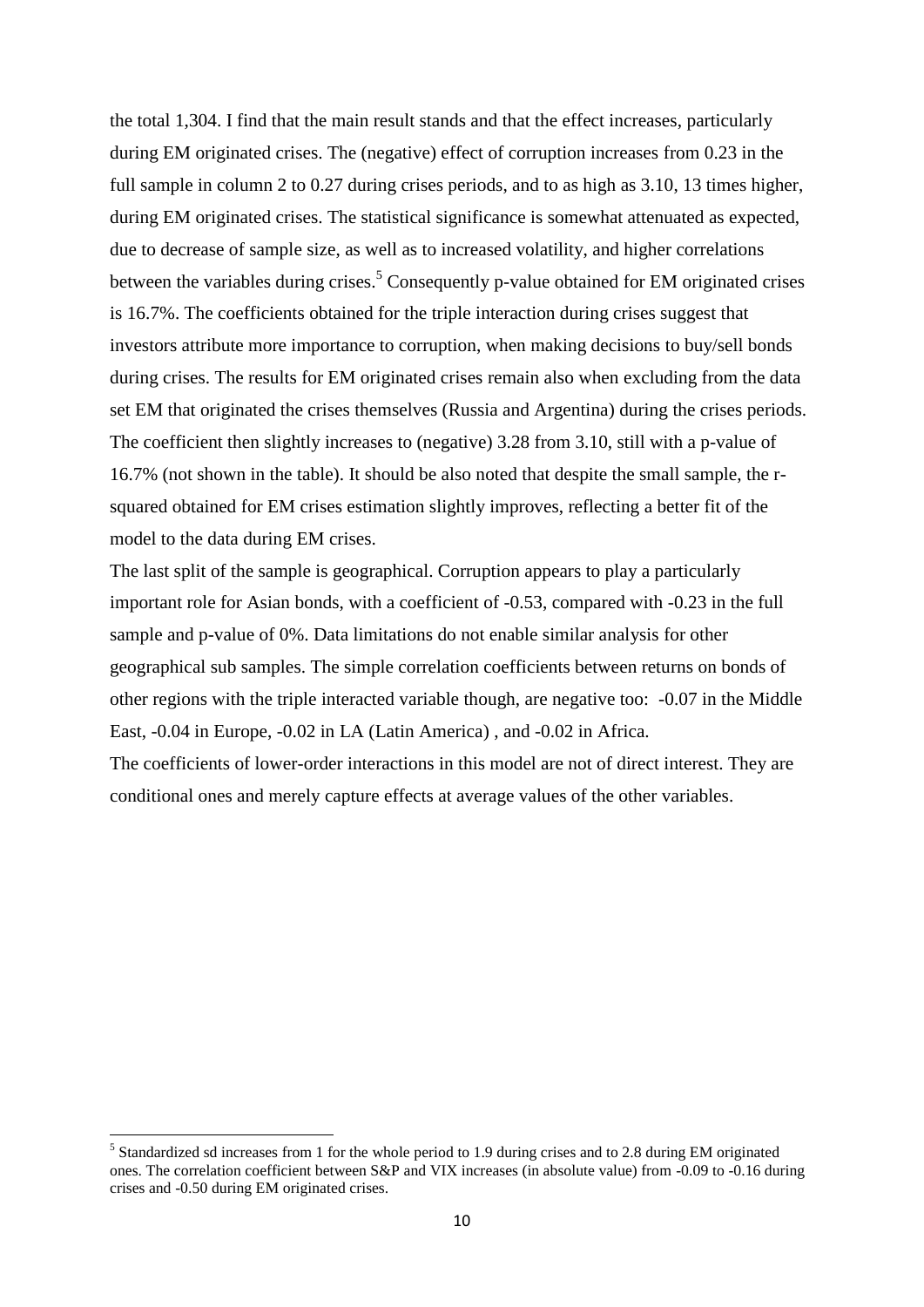the total 1,304. I find that the main result stands and that the effect increases, particularly during EM originated crises. The (negative) effect of corruption increases from 0.23 in the full sample in column 2 to 0.27 during crises periods, and to as high as 3.10, 13 times higher, during EM originated crises. The statistical significance is somewhat attenuated as expected, due to decrease of sample size, as well as to increased volatility, and higher correlations between the variables during crises.[5] Consequently p-value obtained for EM originated crises is 16.7%. The coefficients obtained for the triple interaction during crises suggest that investors attribute more importance to corruption, when making decisions to buy/sell bonds during crises. The results for EM originated crises remain also when excluding from the data set EM that originated the crises themselves (Russia and Argentina) during the crises periods. The coefficient then slightly increases to (negative) 3.28 from 3.10, still with a p-value of 16.7% (not shown in the table). It should be also noted that despite the small sample, the r-squared obtained for EM crises estimation slightly improves, reflecting a better fit of the model to the data during EM crises.

The last split of the sample is geographical. Corruption appears to play a particularly important role for Asian bonds, with a coefficient of -0.53, compared with -0.23 in the full sample and p-value of 0%. Data limitations do not enable similar analysis for other geographical sub samples. The simple correlation coefficients between returns on bonds of other regions with the triple interacted variable though, are negative too: -0.07 in the Middle East, -0.04 in Europe, -0.02 in LA (Latin America) , and -0.02 in Africa.

The coefficients of lower-order interactions in this model are not of direct interest. They are conditional ones and merely capture effects at average values of the other variables.

[5] Standardized sd increases from 1 for the whole period to 1.9 during crises and to 2.8 during EM originated ones. The correlation coefficient between S&P and VIX increases (in absolute value) from -0.09 to -0.16 during crises and -0.50 during EM originated crises.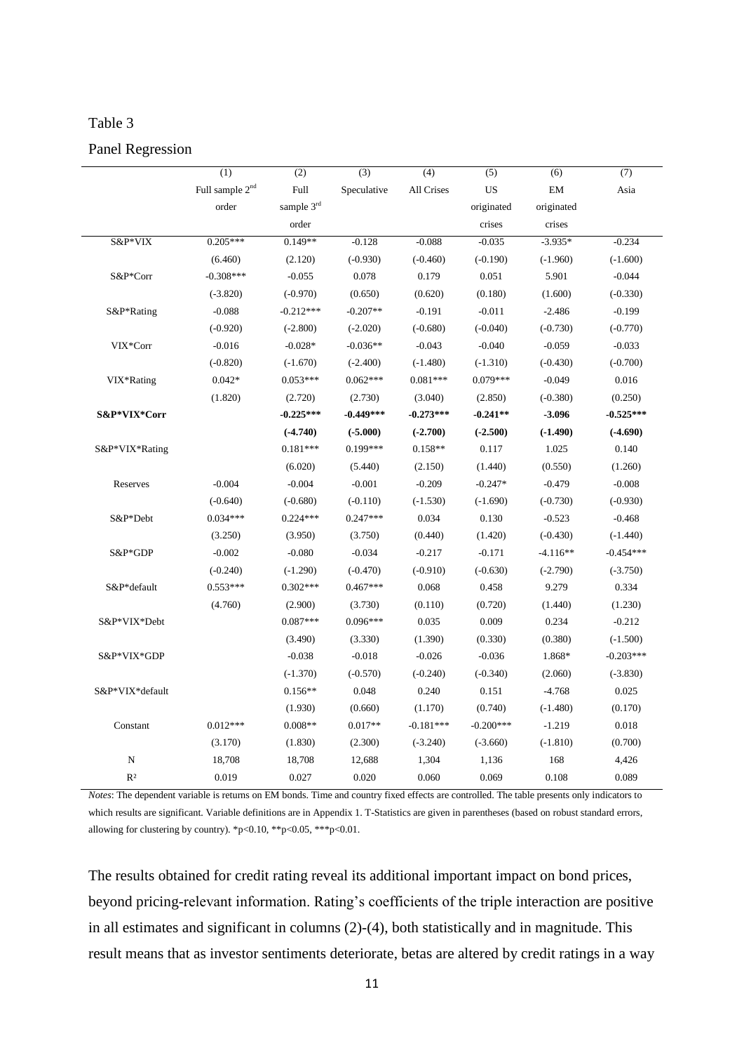Table 3

Panel Regression

| | (1) | (2) | (3) | (4) | (5) | (6) | (7) |
|---|---|---|---|---|---|---|---|
| | Full sample 2nd order | Full sample 3rd order | Speculative | All Crises | US originated crises | EM originated crises | Asia |
| S&P*VIX | 0.205*** | 0.149** | -0.128 | -0.088 | -0.035 | -3.935* | -0.234 |
| | (6.460) | (2.120) | (-0.930) | (-0.460) | (-0.190) | (-1.960) | (-1.600) |
| S&P*Corr | -0.308*** | -0.055 | 0.078 | 0.179 | 0.051 | 5.901 | -0.044 |
| | (-3.820) | (-0.970) | (0.650) | (0.620) | (0.180) | (1.600) | (-0.330) |
| S&P*Rating | -0.088 | -0.212*** | -0.207** | -0.191 | -0.011 | -2.486 | -0.199 |
| | (-0.920) | (-2.800) | (-2.020) | (-0.680) | (-0.040) | (-0.730) | (-0.770) |
| VIX*Corr | -0.016 | -0.028* | -0.036** | -0.043 | -0.040 | -0.059 | -0.033 |
| | (-0.820) | (-1.670) | (-2.400) | (-1.480) | (-1.310) | (-0.430) | (-0.700) |
| VIX*Rating | 0.042* | 0.053*** | 0.062*** | 0.081*** | 0.079*** | -0.049 | 0.016 |
| | (1.820) | (2.720) | (2.730) | (3.040) | (2.850) | (-0.380) | (0.250) |
| **S&P*VIX*Corr** | | **-0.225*** ** | **-0.449*** ** | **-0.273*** ** | **-0.241** ** | **-3.096** | **-0.525*** ** |
| | | **(-4.740)** | **(-5.000)** | **(-2.700)** | **(-2.500)** | **(-1.490)** | **(-4.690)** |
| S&P*VIX*Rating | | 0.181*** | 0.199*** | 0.158** | 0.117 | 1.025 | 0.140 |
| | | (6.020) | (5.440) | (2.150) | (1.440) | (0.550) | (1.260) |
| Reserves | -0.004 | -0.004 | -0.001 | -0.209 | -0.247* | -0.479 | -0.008 |
| | (-0.640) | (-0.680) | (-0.110) | (-1.530) | (-1.690) | (-0.730) | (-0.930) |
| S&P*Debt | 0.034*** | 0.224*** | 0.247*** | 0.034 | 0.130 | -0.523 | -0.468 |
| | (3.250) | (3.950) | (3.750) | (0.440) | (1.420) | (-0.430) | (-1.440) |
| S&P*GDP | -0.002 | -0.080 | -0.034 | -0.217 | -0.171 | -4.116** | -0.454*** |
| | (-0.240) | (-1.290) | (-0.470) | (-0.910) | (-0.630) | (-2.790) | (-3.750) |
| S&P*default | 0.553*** | 0.302*** | 0.467*** | 0.068 | 0.458 | 9.279 | 0.334 |
| | (4.760) | (2.900) | (3.730) | (0.110) | (0.720) | (1.440) | (1.230) |
| S&P*VIX*Debt | | 0.087*** | 0.096*** | 0.035 | 0.009 | 0.234 | -0.212 |
| | | (3.490) | (3.330) | (1.390) | (0.330) | (0.380) | (-1.500) |
| S&P*VIX*GDP | | -0.038 | -0.018 | -0.026 | -0.036 | 1.868* | -0.203*** |
| | | (-1.370) | (-0.570) | (-0.240) | (-0.340) | (2.060) | (-3.830) |
| S&P*VIX*default | | 0.156** | 0.048 | 0.240 | 0.151 | -4.768 | 0.025 |
| | | (1.930) | (0.660) | (1.170) | (0.740) | (-1.480) | (0.170) |
| Constant | 0.012*** | 0.008** | 0.017** | -0.181*** | -0.200*** | -1.219 | 0.018 |
| | (3.170) | (1.830) | (2.300) | (-3.240) | (-3.660) | (-1.810) | (0.700) |
| N | 18,708 | 18,708 | 12,688 | 1,304 | 1,136 | 168 | 4,426 |
| $R^2$ | 0.019 | 0.027 | 0.020 | 0.060 | 0.069 | 0.108 | 0.089 |

*Notes*: The dependent variable is returns on EM bonds. Time and country fixed effects are controlled. The table presents only indicators to which results are significant. Variable definitions are in Appendix 1. T-Statistics are given in parentheses (based on robust standard errors, allowing for clustering by country). *p<0.10, **p<0.05, ***p<0.01.

The results obtained for credit rating reveal its additional important impact on bond prices, beyond pricing-relevant information. Rating's coefficients of the triple interaction are positive in all estimates and significant in columns (2)-(4), both statistically and in magnitude. This result means that as investor sentiments deteriorate, betas are altered by credit ratings in a way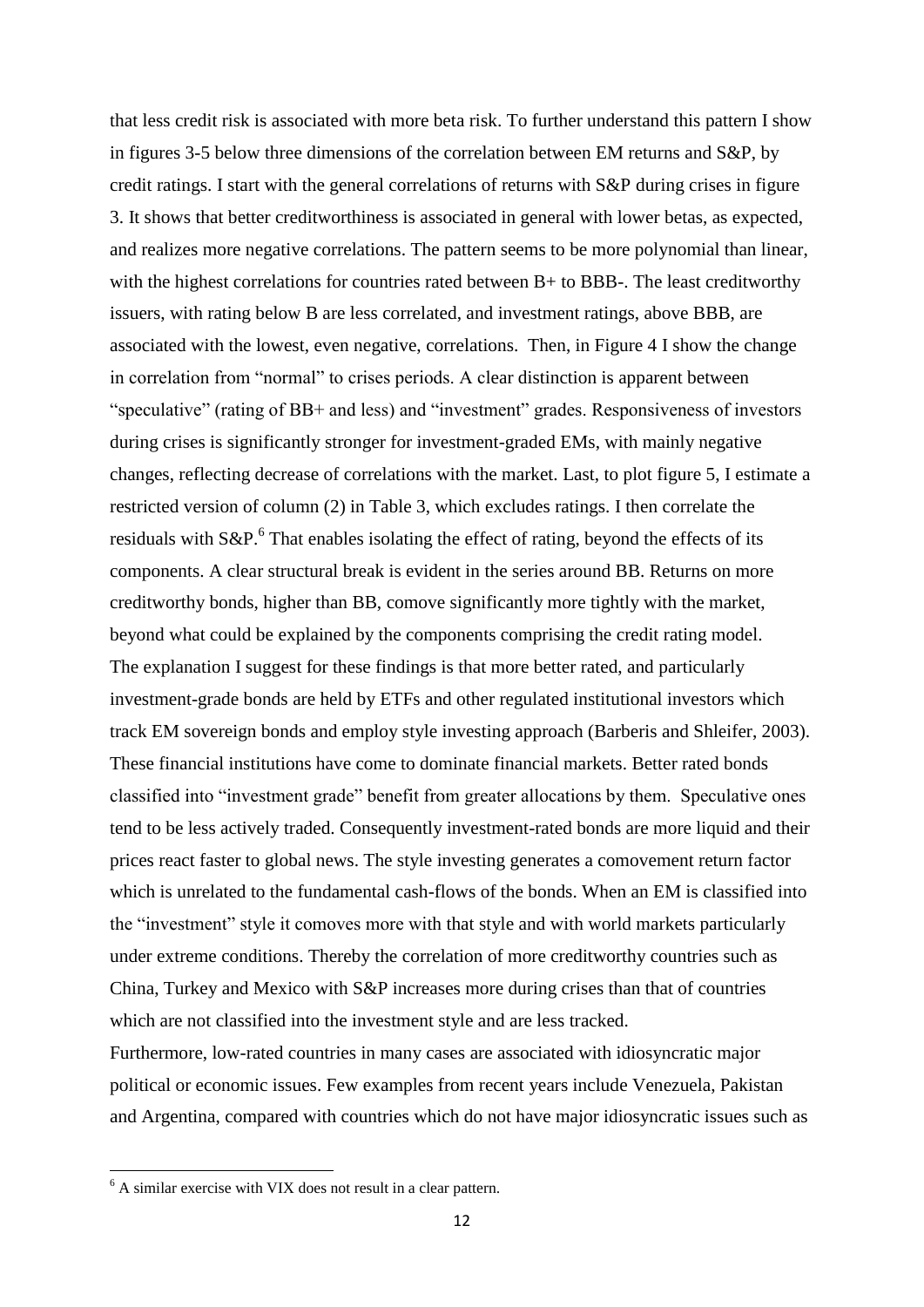that less credit risk is associated with more beta risk. To further understand this pattern I show in figures 3-5 below three dimensions of the correlation between EM returns and S&P, by credit ratings. I start with the general correlations of returns with S&P during crises in figure 3. It shows that better creditworthiness is associated in general with lower betas, as expected, and realizes more negative correlations. The pattern seems to be more polynomial than linear, with the highest correlations for countries rated between B+ to BBB-. The least creditworthy issuers, with rating below B are less correlated, and investment ratings, above BBB, are associated with the lowest, even negative, correlations. Then, in Figure 4 I show the change in correlation from "normal" to crises periods. A clear distinction is apparent between "speculative" (rating of BB+ and less) and "investment" grades. Responsiveness of investors during crises is significantly stronger for investment-graded EMs, with mainly negative changes, reflecting decrease of correlations with the market. Last, to plot figure 5, I estimate a restricted version of column (2) in Table 3, which excludes ratings. I then correlate the residuals with S&P.[6] That enables isolating the effect of rating, beyond the effects of its components. A clear structural break is evident in the series around BB. Returns on more creditworthy bonds, higher than BB, comove significantly more tightly with the market, beyond what could be explained by the components comprising the credit rating model.

The explanation I suggest for these findings is that more better rated, and particularly investment-grade bonds are held by ETFs and other regulated institutional investors which track EM sovereign bonds and employ style investing approach (Barberis and Shleifer, 2003). These financial institutions have come to dominate financial markets. Better rated bonds classified into "investment grade" benefit from greater allocations by them. Speculative ones tend to be less actively traded. Consequently investment-rated bonds are more liquid and their prices react faster to global news. The style investing generates a comovement return factor which is unrelated to the fundamental cash-flows of the bonds. When an EM is classified into the "investment" style it comoves more with that style and with world markets particularly under extreme conditions. Thereby the correlation of more creditworthy countries such as China, Turkey and Mexico with S&P increases more during crises than that of countries which are not classified into the investment style and are less tracked.

Furthermore, low-rated countries in many cases are associated with idiosyncratic major political or economic issues. Few examples from recent years include Venezuela, Pakistan and Argentina, compared with countries which do not have major idiosyncratic issues such as

---

[6] A similar exercise with VIX does not result in a clear pattern.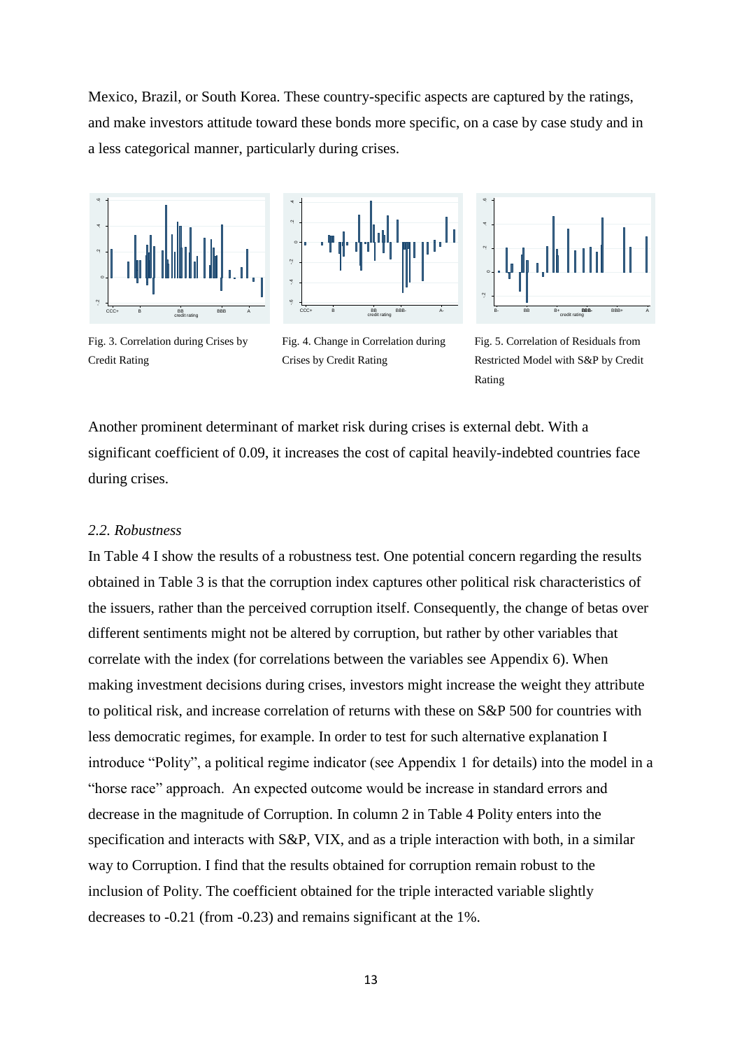Mexico, Brazil, or South Korea. These country-specific aspects are captured by the ratings, and make investors attitude toward these bonds more specific, on a case by case study and in a less categorical manner, particularly during crises.

Fig. 3. Correlation during Crises by Credit Rating

Fig. 4. Change in Correlation during Crises by Credit Rating

Fig. 5. Correlation of Residuals from Restricted Model with S&P by Credit Rating

Another prominent determinant of market risk during crises is external debt. With a significant coefficient of 0.09, it increases the cost of capital heavily-indebted countries face during crises.

### *2.2. Robustness*

In Table 4 I show the results of a robustness test. One potential concern regarding the results obtained in Table 3 is that the corruption index captures other political risk characteristics of the issuers, rather than the perceived corruption itself. Consequently, the change of betas over different sentiments might not be altered by corruption, but rather by other variables that correlate with the index (for correlations between the variables see Appendix 6). When making investment decisions during crises, investors might increase the weight they attribute to political risk, and increase correlation of returns with these on S&P 500 for countries with less democratic regimes, for example. In order to test for such alternative explanation I introduce "Polity", a political regime indicator (see Appendix 1 for details) into the model in a "horse race" approach. An expected outcome would be increase in standard errors and decrease in the magnitude of Corruption. In column 2 in Table 4 Polity enters into the specification and interacts with S&P, VIX, and as a triple interaction with both, in a similar way to Corruption. I find that the results obtained for corruption remain robust to the inclusion of Polity. The coefficient obtained for the triple interacted variable slightly decreases to -0.21 (from -0.23) and remains significant at the 1%.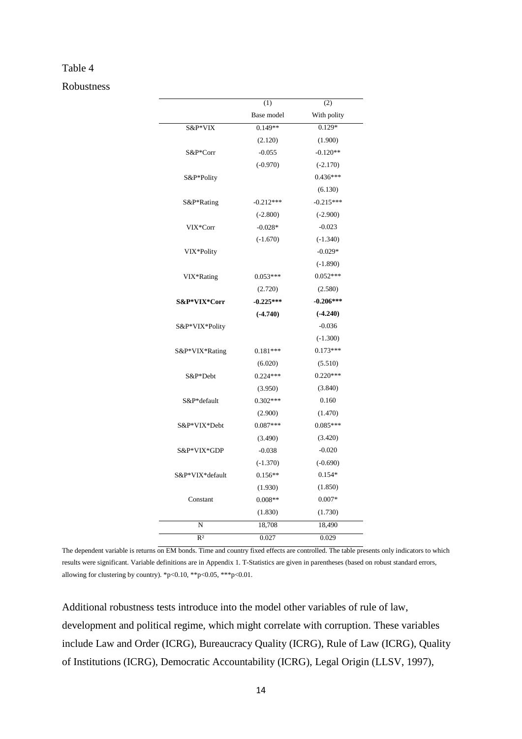Table 4

Robustness

| | (1) | (2) |
|---|---|---|
| | Base model | With polity |
| S&P*VIX | 0.149** | 0.129* |
| | (2.120) | (1.900) |
| S&P*Corr | -0.055 | -0.120** |
| | (-0.970) | (-2.170) |
| S&P*Polity | | 0.436*** |
| | | (6.130) |
| S&P*Rating | -0.212*** | -0.215*** |
| | (-2.800) | (-2.900) |
| VIX*Corr | -0.028* | -0.023 |
| | (-1.670) | (-1.340) |
| VIX*Polity | | -0.029* |
| | | (-1.890) |
| VIX*Rating | 0.053*** | 0.052*** |
| | (2.720) | (2.580) |
| **S&P*VIX*Corr** | **-0.225*** ** | **-0.206*** ** |
| | **(-4.740)** | **(-4.240)** |
| S&P*VIX*Polity | | -0.036 |
| | | (-1.300) |
| S&P*VIX*Rating | 0.181*** | 0.173*** |
| | (6.020) | (5.510) |
| S&P*Debt | 0.224*** | 0.220*** |
| | (3.950) | (3.840) |
| S&P*default | 0.302*** | 0.160 |
| | (2.900) | (1.470) |
| S&P*VIX*Debt | 0.087*** | 0.085*** |
| | (3.490) | (3.420) |
| S&P*VIX*GDP | -0.038 | -0.020 |
| | (-1.370) | (-0.690) |
| S&P*VIX*default | 0.156** | 0.154* |
| | (1.930) | (1.850) |
| Constant | 0.008** | 0.007* |
| | (1.830) | (1.730) |
| N | 18,708 | 18,490 |
| $R^2$ | 0.027 | 0.029 |

The dependent variable is returns on EM bonds. Time and country fixed effects are controlled. The table presents only indicators to which results were significant. Variable definitions are in Appendix 1. T-Statistics are given in parentheses (based on robust standard errors, allowing for clustering by country). *p<0.10, **p<0.05, ***p<0.01.

Additional robustness tests introduce into the model other variables of rule of law, development and political regime, which might correlate with corruption. These variables include Law and Order (ICRG), Bureaucracy Quality (ICRG), Rule of Law (ICRG), Quality of Institutions (ICRG), Democratic Accountability (ICRG), Legal Origin (LLSV, 1997),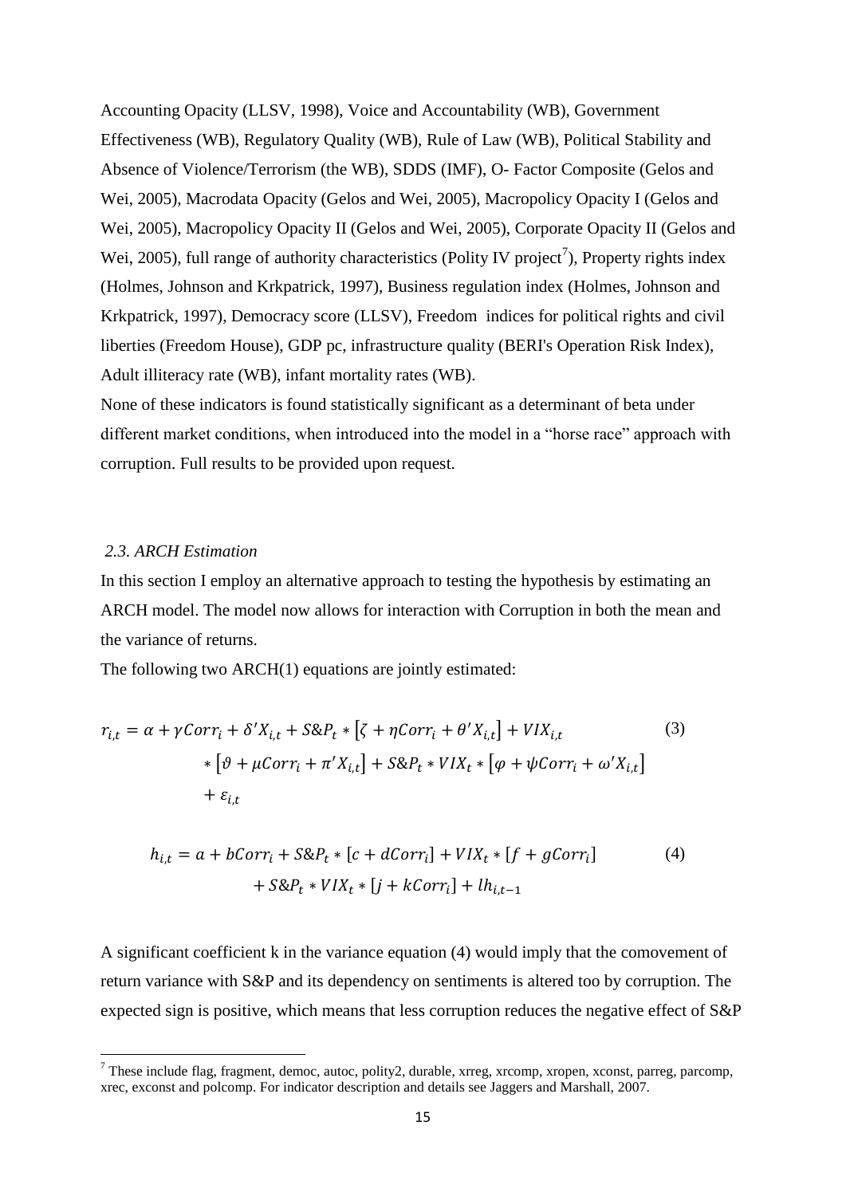Accounting Opacity (LLSV, 1998), Voice and Accountability (WB), Government Effectiveness (WB), Regulatory Quality (WB), Rule of Law (WB), Political Stability and Absence of Violence/Terrorism (the WB), SDDS (IMF), O- Factor Composite (Gelos and Wei, 2005), Macrodata Opacity (Gelos and Wei, 2005), Macropolicy Opacity I (Gelos and Wei, 2005), Macropolicy Opacity II (Gelos and Wei, 2005), Corporate Opacity II (Gelos and Wei, 2005), full range of authority characteristics (Polity IV project[7]), Property rights index (Holmes, Johnson and Krkpatrick, 1997), Business regulation index (Holmes, Johnson and Krkpatrick, 1997), Democracy score (LLSV), Freedom indices for political rights and civil liberties (Freedom House), GDP pc, infrastructure quality (BERI's Operation Risk Index), Adult illiteracy rate (WB), infant mortality rates (WB).

None of these indicators is found statistically significant as a determinant of beta under different market conditions, when introduced into the model in a "horse race" approach with corruption. Full results to be provided upon request.

### *2.3. ARCH Estimation*

In this section I employ an alternative approach to testing the hypothesis by estimating an ARCH model. The model now allows for interaction with Corruption in both the mean and the variance of returns.

The following two ARCH(1) equations are jointly estimated:

$$r_{i,t} = \alpha + \gamma Corr_i + \delta' X_{i,t} + S\&P_t * \left[\zeta + \eta Corr_i + \theta' X_{i,t}\right] + VIX_{i,t} * \left[\vartheta + \mu Corr_i + \pi' X_{i,t}\right] + S\&P_t * VIX_t * \left[\varphi + \psi Corr_i + \omega' X_{i,t}\right] + \varepsilon_{i,t} \tag{3}$$

$$h_{i,t} = a + bCorr_i + S\&P_t * [c + dCorr_i] + VIX_t * [f + gCorr_i] + S\&P_t * VIX_t * [j + kCorr_i] + lh_{i,t-1} \tag{4}$$

A significant coefficient k in the variance equation (4) would imply that the comovement of return variance with S&P and its dependency on sentiments is altered too by corruption. The expected sign is positive, which means that less corruption reduces the negative effect of S&P

---

[7] These include flag, fragment, democ, autoc, polity2, durable, xrreg, xrcomp, xropen, xconst, parreg, parcomp, xrec, exconst and polcomp. For indicator description and details see Jaggers and Marshall, 2007.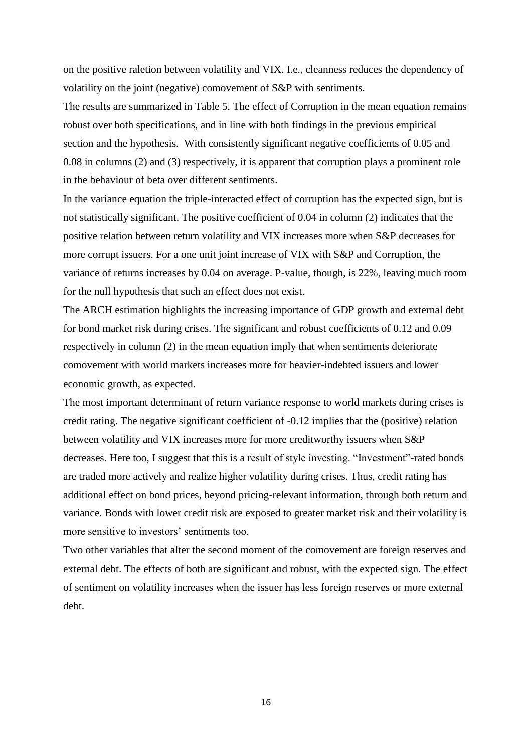on the positive raletion between volatility and VIX. I.e., cleanness reduces the dependency of volatility on the joint (negative) comovement of S&P with sentiments.

The results are summarized in Table 5. The effect of Corruption in the mean equation remains robust over both specifications, and in line with both findings in the previous empirical section and the hypothesis. With consistently significant negative coefficients of 0.05 and 0.08 in columns (2) and (3) respectively, it is apparent that corruption plays a prominent role in the behaviour of beta over different sentiments.

In the variance equation the triple-interacted effect of corruption has the expected sign, but is not statistically significant. The positive coefficient of 0.04 in column (2) indicates that the positive relation between return volatility and VIX increases more when S&P decreases for more corrupt issuers. For a one unit joint increase of VIX with S&P and Corruption, the variance of returns increases by 0.04 on average. P-value, though, is 22%, leaving much room for the null hypothesis that such an effect does not exist.

The ARCH estimation highlights the increasing importance of GDP growth and external debt for bond market risk during crises. The significant and robust coefficients of 0.12 and 0.09 respectively in column (2) in the mean equation imply that when sentiments deteriorate comovement with world markets increases more for heavier-indebted issuers and lower economic growth, as expected.

The most important determinant of return variance response to world markets during crises is credit rating. The negative significant coefficient of -0.12 implies that the (positive) relation between volatility and VIX increases more for more creditworthy issuers when S&P decreases. Here too, I suggest that this is a result of style investing. "Investment"-rated bonds are traded more actively and realize higher volatility during crises. Thus, credit rating has additional effect on bond prices, beyond pricing-relevant information, through both return and variance. Bonds with lower credit risk are exposed to greater market risk and their volatility is more sensitive to investors' sentiments too.

Two other variables that alter the second moment of the comovement are foreign reserves and external debt. The effects of both are significant and robust, with the expected sign. The effect of sentiment on volatility increases when the issuer has less foreign reserves or more external debt.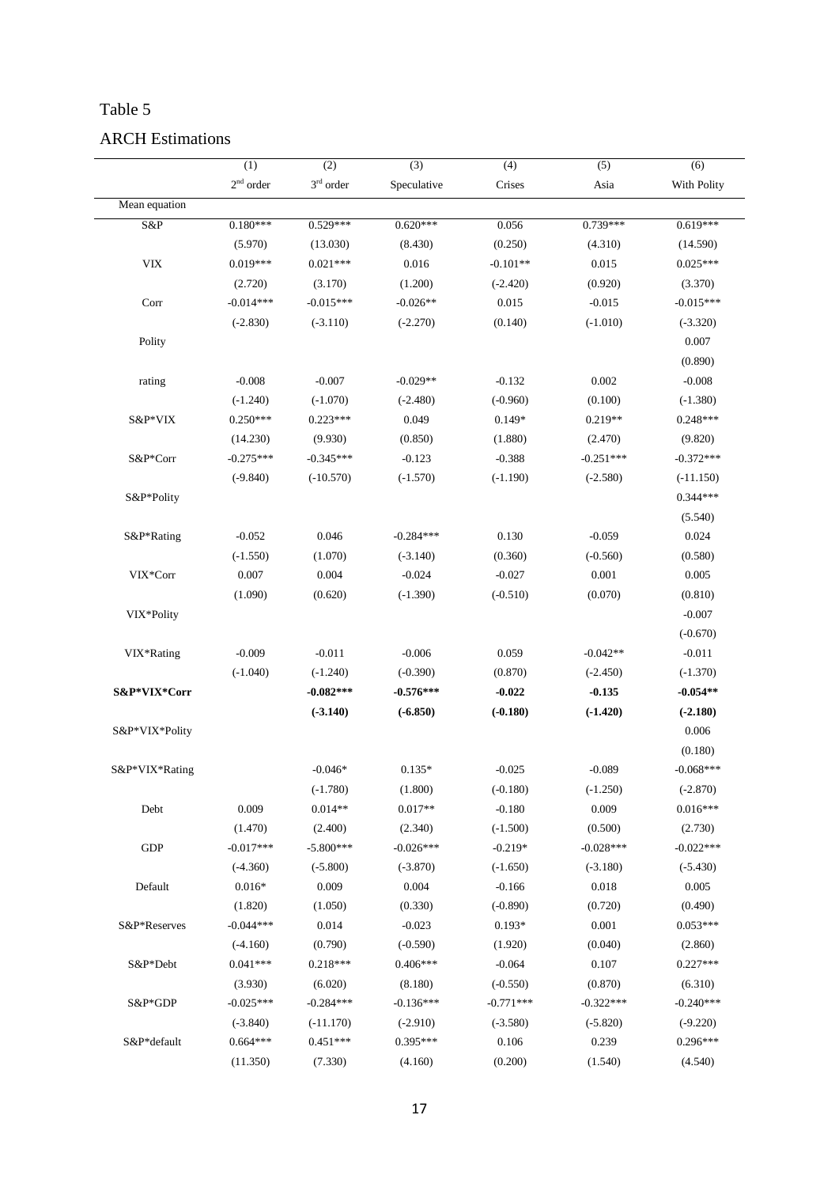Table 5

ARCH Estimations

| | (1) | (2) | (3) | (4) | (5) | (6) |
|---|---|---|---|---|---|---|
| | $2^{nd}$ order | $3^{rd}$ order | Speculative | Crises | Asia | With Polity |
| Mean equation | | | | | | |
| S&P | 0.180*** | 0.529*** | 0.620*** | 0.056 | 0.739*** | 0.619*** |
| | (5.970) | (13.030) | (8.430) | (0.250) | (4.310) | (14.590) |
| VIX | 0.019*** | 0.021*** | 0.016 | -0.101** | 0.015 | 0.025*** |
| | (2.720) | (3.170) | (1.200) | (-2.420) | (0.920) | (3.370) |
| Corr | -0.014*** | -0.015*** | -0.026** | 0.015 | -0.015 | -0.015*** |
| | (-2.830) | (-3.110) | (-2.270) | (0.140) | (-1.010) | (-3.320) |
| Polity | | | | | | 0.007 |
| | | | | | | (0.890) |
| rating | -0.008 | -0.007 | -0.029** | -0.132 | 0.002 | -0.008 |
| | (-1.240) | (-1.070) | (-2.480) | (-0.960) | (0.100) | (-1.380) |
| S&P*VIX | 0.250*** | 0.223*** | 0.049 | 0.149* | 0.219** | 0.248*** |
| | (14.230) | (9.930) | (0.850) | (1.880) | (2.470) | (9.820) |
| S&P*Corr | -0.275*** | -0.345*** | -0.123 | -0.388 | -0.251*** | -0.372*** |
| | (-9.840) | (-10.570) | (-1.570) | (-1.190) | (-2.580) | (-11.150) |
| S&P*Polity | | | | | | 0.344*** |
| | | | | | | (5.540) |
| S&P*Rating | -0.052 | 0.046 | -0.284*** | 0.130 | -0.059 | 0.024 |
| | (-1.550) | (1.070) | (-3.140) | (0.360) | (-0.560) | (0.580) |
| VIX*Corr | 0.007 | 0.004 | -0.024 | -0.027 | 0.001 | 0.005 |
| | (1.090) | (0.620) | (-1.390) | (-0.510) | (0.070) | (0.810) |
| VIX*Polity | | | | | | -0.007 |
| | | | | | | (-0.670) |
| VIX*Rating | -0.009 | -0.011 | -0.006 | 0.059 | -0.042** | -0.011 |
| | (-1.040) | (-1.240) | (-0.390) | (0.870) | (-2.450) | (-1.370) |
| **S&P*VIX*Corr** | | **-0.082*** ** | **-0.576*** ** | **-0.022** | **-0.135** | **-0.054** ** |
| | | **(-3.140)** | **(-6.850)** | **(-0.180)** | **(-1.420)** | **(-2.180)** |
| S&P*VIX*Polity | | | | | | 0.006 |
| | | | | | | (0.180) |
| S&P*VIX*Rating | | -0.046* | 0.135* | -0.025 | -0.089 | -0.068*** |
| | | (-1.780) | (1.800) | (-0.180) | (-1.250) | (-2.870) |
| Debt | 0.009 | 0.014** | 0.017** | -0.180 | 0.009 | 0.016*** |
| | (1.470) | (2.400) | (2.340) | (-1.500) | (0.500) | (2.730) |
| GDP | -0.017*** | -5.800*** | -0.026*** | -0.219* | -0.028*** | -0.022*** |
| | (-4.360) | (-5.800) | (-3.870) | (-1.650) | (-3.180) | (-5.430) |
| Default | 0.016* | 0.009 | 0.004 | -0.166 | 0.018 | 0.005 |
| | (1.820) | (1.050) | (0.330) | (-0.890) | (0.720) | (0.490) |
| S&P*Reserves | -0.044*** | 0.014 | -0.023 | 0.193* | 0.001 | 0.053*** |
| | (-4.160) | (0.790) | (-0.590) | (1.920) | (0.040) | (2.860) |
| S&P*Debt | 0.041*** | 0.218*** | 0.406*** | -0.064 | 0.107 | 0.227*** |
| | (3.930) | (6.020) | (8.180) | (-0.550) | (0.870) | (6.310) |
| S&P*GDP | -0.025*** | -0.284*** | -0.136*** | -0.771*** | -0.322*** | -0.240*** |
| | (-3.840) | (-11.170) | (-2.910) | (-3.580) | (-5.820) | (-9.220) |
| S&P*default | 0.664*** | 0.451*** | 0.395*** | 0.106 | 0.239 | 0.296*** |
| | (11.350) | (7.330) | (4.160) | (0.200) | (1.540) | (4.540) |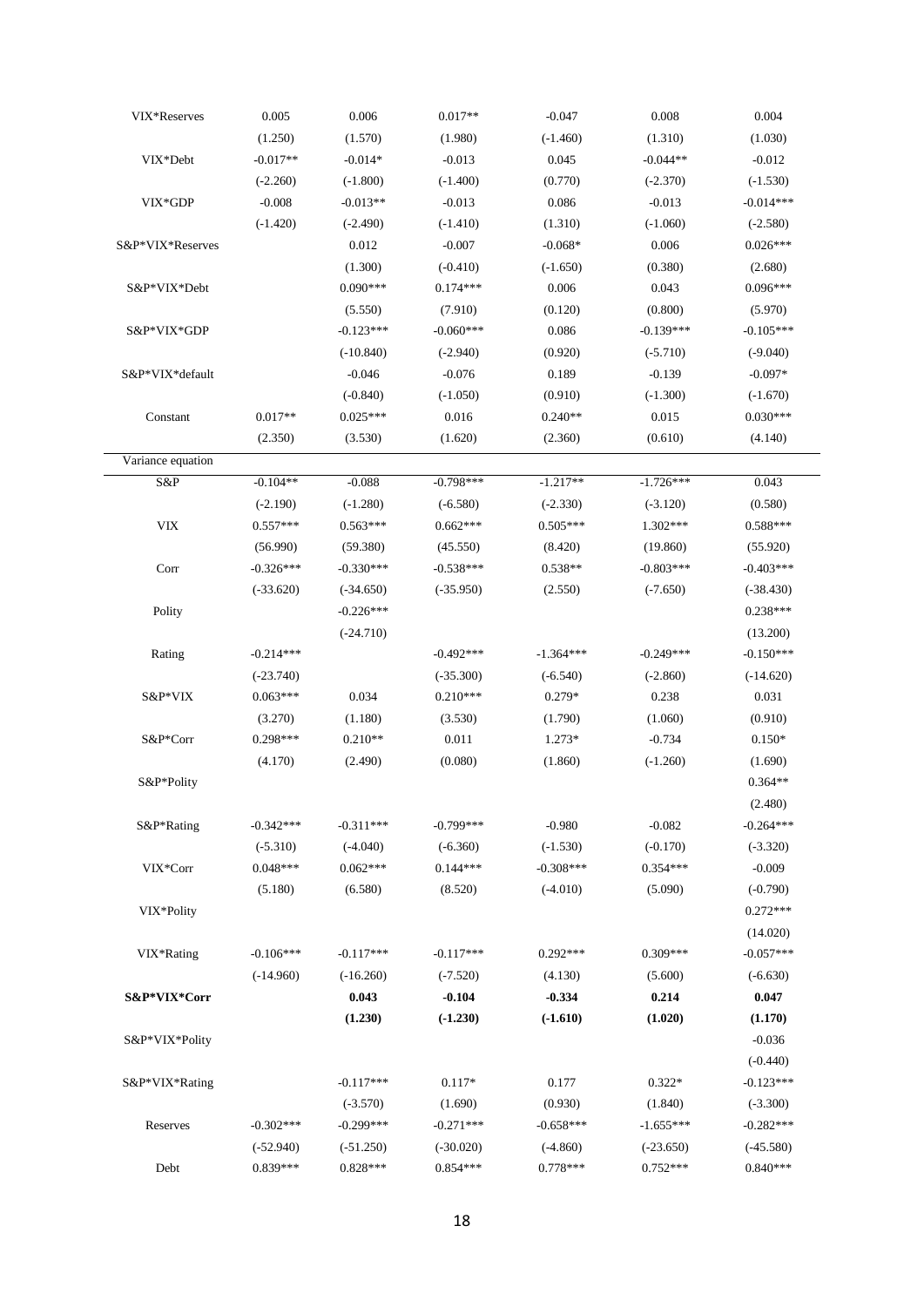| | | | | | | |
|---|---|---|---|---|---|---|
| VIX*Reserves | 0.005 | 0.006 | 0.017** | -0.047 | 0.008 | 0.004 |
| | (1.250) | (1.570) | (1.980) | (-1.460) | (1.310) | (1.030) |
| VIX*Debt | -0.017** | -0.014* | -0.013 | 0.045 | -0.044** | -0.012 |
| | (-2.260) | (-1.800) | (-1.400) | (0.770) | (-2.370) | (-1.530) |
| VIX*GDP | -0.008 | -0.013** | -0.013 | 0.086 | -0.013 | -0.014*** |
| | (-1.420) | (-2.490) | (-1.410) | (1.310) | (-1.060) | (-2.580) |
| S&P*VIX*Reserves | | 0.012 | -0.007 | -0.068* | 0.006 | 0.026*** |
| | | (1.300) | (-0.410) | (-1.650) | (0.380) | (2.680) |
| S&P*VIX*Debt | | 0.090*** | 0.174*** | 0.006 | 0.043 | 0.096*** |
| | | (5.550) | (7.910) | (0.120) | (0.800) | (5.970) |
| S&P*VIX*GDP | | -0.123*** | -0.060*** | 0.086 | -0.139*** | -0.105*** |
| | | (-10.840) | (-2.940) | (0.920) | (-5.710) | (-9.040) |
| S&P*VIX*default | | -0.046 | -0.076 | 0.189 | -0.139 | -0.097* |
| | | (-0.840) | (-1.050) | (0.910) | (-1.300) | (-1.670) |
| Constant | 0.017** | 0.025*** | 0.016 | 0.240** | 0.015 | 0.030*** |
| | (2.350) | (3.530) | (1.620) | (2.360) | (0.610) | (4.140) |
| Variance equation | | | | | | |
| S&P | -0.104** | -0.088 | -0.798*** | -1.217** | -1.726*** | 0.043 |
| | (-2.190) | (-1.280) | (-6.580) | (-2.330) | (-3.120) | (0.580) |
| VIX | 0.557*** | 0.563*** | 0.662*** | 0.505*** | 1.302*** | 0.588*** |
| | (56.990) | (59.380) | (45.550) | (8.420) | (19.860) | (55.920) |
| Corr | -0.326*** | -0.330*** | -0.538*** | 0.538** | -0.803*** | -0.403*** |
| | (-33.620) | (-34.650) | (-35.950) | (2.550) | (-7.650) | (-38.430) |
| Polity | | -0.226*** | | | | 0.238*** |
| | | (-24.710) | | | | (13.200) |
| Rating | -0.214*** | | -0.492*** | -1.364*** | -0.249*** | -0.150*** |
| | (-23.740) | | (-35.300) | (-6.540) | (-2.860) | (-14.620) |
| S&P*VIX | 0.063*** | 0.034 | 0.210*** | 0.279* | 0.238 | 0.031 |
| | (3.270) | (1.180) | (3.530) | (1.790) | (1.060) | (0.910) |
| S&P*Corr | 0.298*** | 0.210** | 0.011 | 1.273* | -0.734 | 0.150* |
| | (4.170) | (2.490) | (0.080) | (1.860) | (-1.260) | (1.690) |
| S&P*Polity | | | | | | 0.364** |
| | | | | | | (2.480) |
| S&P*Rating | -0.342*** | -0.311*** | -0.799*** | -0.980 | -0.082 | -0.264*** |
| | (-5.310) | (-4.040) | (-6.360) | (-1.530) | (-0.170) | (-3.320) |
| VIX*Corr | 0.048*** | 0.062*** | 0.144*** | -0.308*** | 0.354*** | -0.009 |
| | (5.180) | (6.580) | (8.520) | (-4.010) | (5.090) | (-0.790) |
| VIX*Polity | | | | | | 0.272*** |
| | | | | | | (14.020) |
| VIX*Rating | -0.106*** | -0.117*** | -0.117*** | 0.292*** | 0.309*** | -0.057*** |
| | (-14.960) | (-16.260) | (-7.520) | (4.130) | (5.600) | (-6.630) |
| **S&P*VIX*Corr** | | **0.043** | **-0.104** | **-0.334** | **0.214** | **0.047** |
| | | **(1.230)** | **(-1.230)** | **(-1.610)** | **(1.020)** | **(1.170)** |
| S&P*VIX*Polity | | | | | | -0.036 |
| | | | | | | (-0.440) |
| S&P*VIX*Rating | | -0.117*** | 0.117* | 0.177 | 0.322* | -0.123*** |
| | | (-3.570) | (1.690) | (0.930) | (1.840) | (-3.300) |
| Reserves | -0.302*** | -0.299*** | -0.271*** | -0.658*** | -1.655*** | -0.282*** |
| | (-52.940) | (-51.250) | (-30.020) | (-4.860) | (-23.650) | (-45.580) |
| Debt | 0.839*** | 0.828*** | 0.854*** | 0.778*** | 0.752*** | 0.840*** |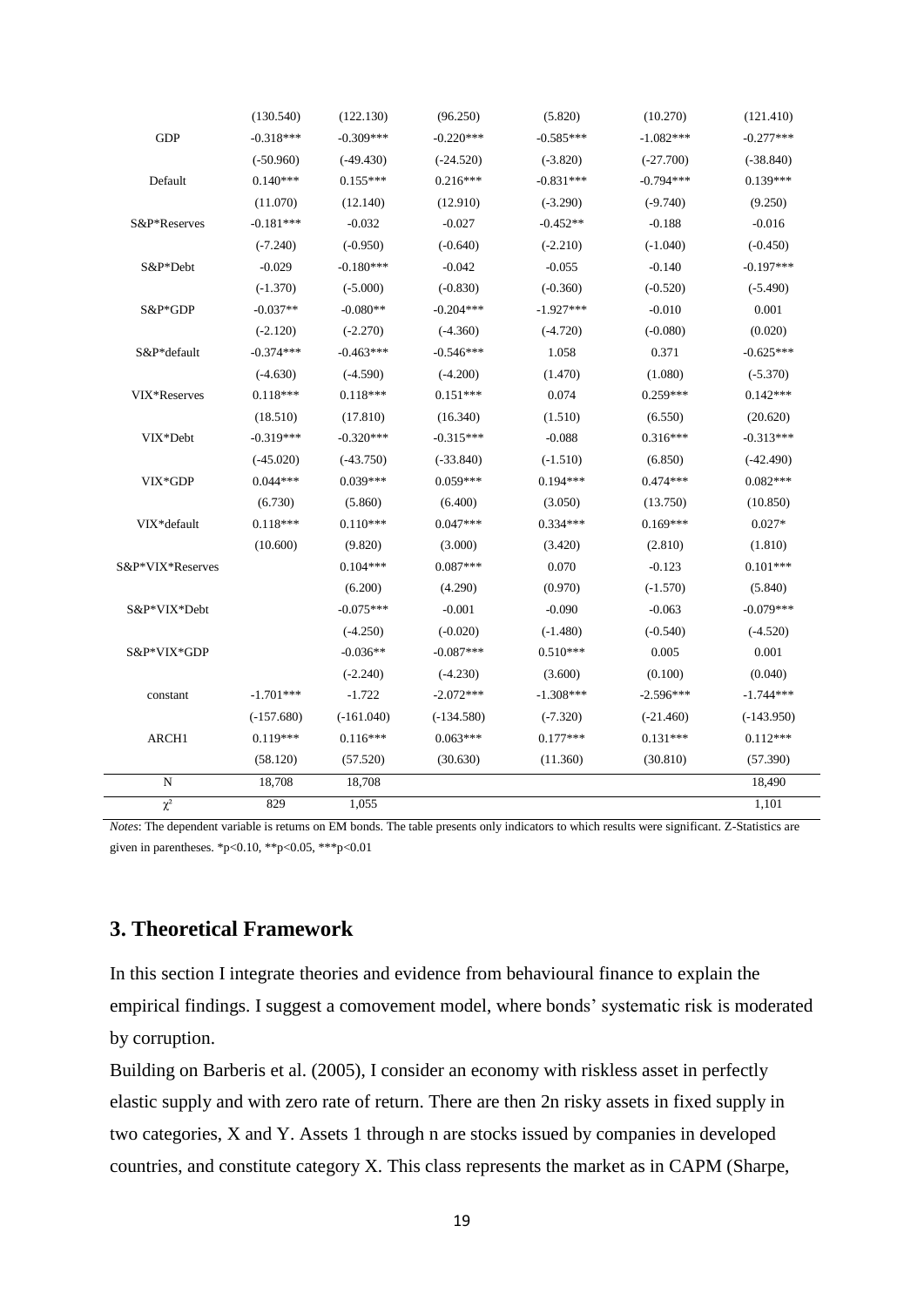|  | (130.540) | (122.130) | (96.250) | (5.820) | (10.270) | (121.410) |
|---|---|---|---|---|---|---|
| GDP | -0.318*** | -0.309*** | -0.220*** | -0.585*** | -1.082*** | -0.277*** |
|  | (-50.960) | (-49.430) | (-24.520) | (-3.820) | (-27.700) | (-38.840) |
| Default | 0.140*** | 0.155*** | 0.216*** | -0.831*** | -0.794*** | 0.139*** |
|  | (11.070) | (12.140) | (12.910) | (-3.290) | (-9.740) | (9.250) |
| S&P*Reserves | -0.181*** | -0.032 | -0.027 | -0.452** | -0.188 | -0.016 |
|  | (-7.240) | (-0.950) | (-0.640) | (-2.210) | (-1.040) | (-0.450) |
| S&P*Debt | -0.029 | -0.180*** | -0.042 | -0.055 | -0.140 | -0.197*** |
|  | (-1.370) | (-5.000) | (-0.830) | (-0.360) | (-0.520) | (-5.490) |
| S&P*GDP | -0.037** | -0.080** | -0.204*** | -1.927*** | -0.010 | 0.001 |
|  | (-2.120) | (-2.270) | (-4.360) | (-4.720) | (-0.080) | (0.020) |
| S&P*default | -0.374*** | -0.463*** | -0.546*** | 1.058 | 0.371 | -0.625*** |
|  | (-4.630) | (-4.590) | (-4.200) | (1.470) | (1.080) | (-5.370) |
| VIX*Reserves | 0.118*** | 0.118*** | 0.151*** | 0.074 | 0.259*** | 0.142*** |
|  | (18.510) | (17.810) | (16.340) | (1.510) | (6.550) | (20.620) |
| VIX*Debt | -0.319*** | -0.320*** | -0.315*** | -0.088 | 0.316*** | -0.313*** |
|  | (-45.020) | (-43.750) | (-33.840) | (-1.510) | (6.850) | (-42.490) |
| VIX*GDP | 0.044*** | 0.039*** | 0.059*** | 0.194*** | 0.474*** | 0.082*** |
|  | (6.730) | (5.860) | (6.400) | (3.050) | (13.750) | (10.850) |
| VIX*default | 0.118*** | 0.110*** | 0.047*** | 0.334*** | 0.169*** | 0.027* |
|  | (10.600) | (9.820) | (3.000) | (3.420) | (2.810) | (1.810) |
| S&P*VIX*Reserves |  | 0.104*** | 0.087*** | 0.070 | -0.123 | 0.101*** |
|  |  | (6.200) | (4.290) | (0.970) | (-1.570) | (5.840) |
| S&P*VIX*Debt |  | -0.075*** | -0.001 | -0.090 | -0.063 | -0.079*** |
|  |  | (-4.250) | (-0.020) | (-1.480) | (-0.540) | (-4.520) |
| S&P*VIX*GDP |  | -0.036** | -0.087*** | 0.510*** | 0.005 | 0.001 |
|  |  | (-2.240) | (-4.230) | (3.600) | (0.100) | (0.040) |
| constant | -1.701*** | -1.722 | -2.072*** | -1.308*** | -2.596*** | -1.744*** |
|  | (-157.680) | (-161.040) | (-134.580) | (-7.320) | (-21.460) | (-143.950) |
| ARCH1 | 0.119*** | 0.116*** | 0.063*** | 0.177*** | 0.131*** | 0.112*** |
|  | (58.120) | (57.520) | (30.630) | (11.360) | (30.810) | (57.390) |
| N | 18,708 | 18,708 |  |  |  | 18,490 |
| $\chi^2$ | 829 | 1,055 |  |  |  | 1,101 |

*Notes*: The dependent variable is returns on EM bonds. The table presents only indicators to which results were significant. Z-Statistics are given in parentheses. *p<0.10, **p<0.05, ***p<0.01

## 3. Theoretical Framework

In this section I integrate theories and evidence from behavioural finance to explain the empirical findings. I suggest a comovement model, where bonds' systematic risk is moderated by corruption.

Building on Barberis et al. (2005), I consider an economy with riskless asset in perfectly elastic supply and with zero rate of return. There are then 2n risky assets in fixed supply in two categories, X and Y. Assets 1 through n are stocks issued by companies in developed countries, and constitute category X. This class represents the market as in CAPM (Sharpe,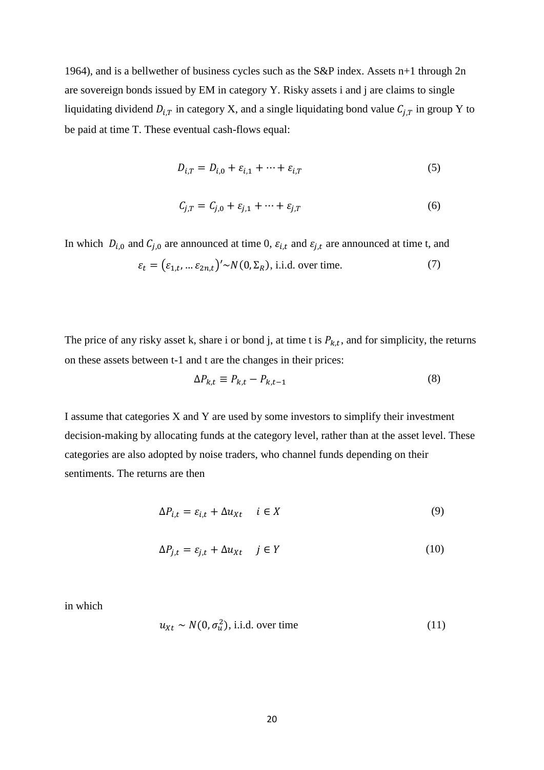1964), and is a bellwether of business cycles such as the S&P index. Assets n+1 through 2n are sovereign bonds issued by EM in category Y. Risky assets i and j are claims to single liquidating dividend $D_{i,T}$ in category X, and a single liquidating bond value $C_{j,T}$ in group Y to be paid at time T. These eventual cash-flows equal:

$$D_{i,T} = D_{i,0} + \varepsilon_{i,1} + \cdots + \varepsilon_{i,T} \tag{5}$$

$$C_{j,T} = C_{j,0} + \varepsilon_{j,1} + \cdots + \varepsilon_{j,T} \tag{6}$$

In which $D_{i,0}$ and $C_{j,0}$ are announced at time 0, $\varepsilon_{i,t}$ and $\varepsilon_{j,t}$ are announced at time t, and

$$\varepsilon_t = \left(\varepsilon_{1,t}, \dots \varepsilon_{2n,t}\right)' \sim N(0, \Sigma_R) \text{, i.i.d. over time.} \tag{7}$$

The price of any risky asset k, share i or bond j, at time t is $P_{k,t}$, and for simplicity, the returns on these assets between t-1 and t are the changes in their prices:

$$\Delta P_{k,t} \equiv P_{k,t} - P_{k,t-1} \tag{8}$$

I assume that categories X and Y are used by some investors to simplify their investment decision-making by allocating funds at the category level, rather than at the asset level. These categories are also adopted by noise traders, who channel funds depending on their sentiments. The returns are then

$$\Delta P_{i,t} = \varepsilon_{i,t} + \Delta u_{Xt} \quad i \in X \tag{9}$$

$$\Delta P_{j,t} = \varepsilon_{j,t} + \Delta u_{Xt} \quad j \in Y \tag{10}$$

in which

$$u_{Xt} \sim N(0, \sigma_u^2) \text{, i.i.d. over time} \tag{11}$$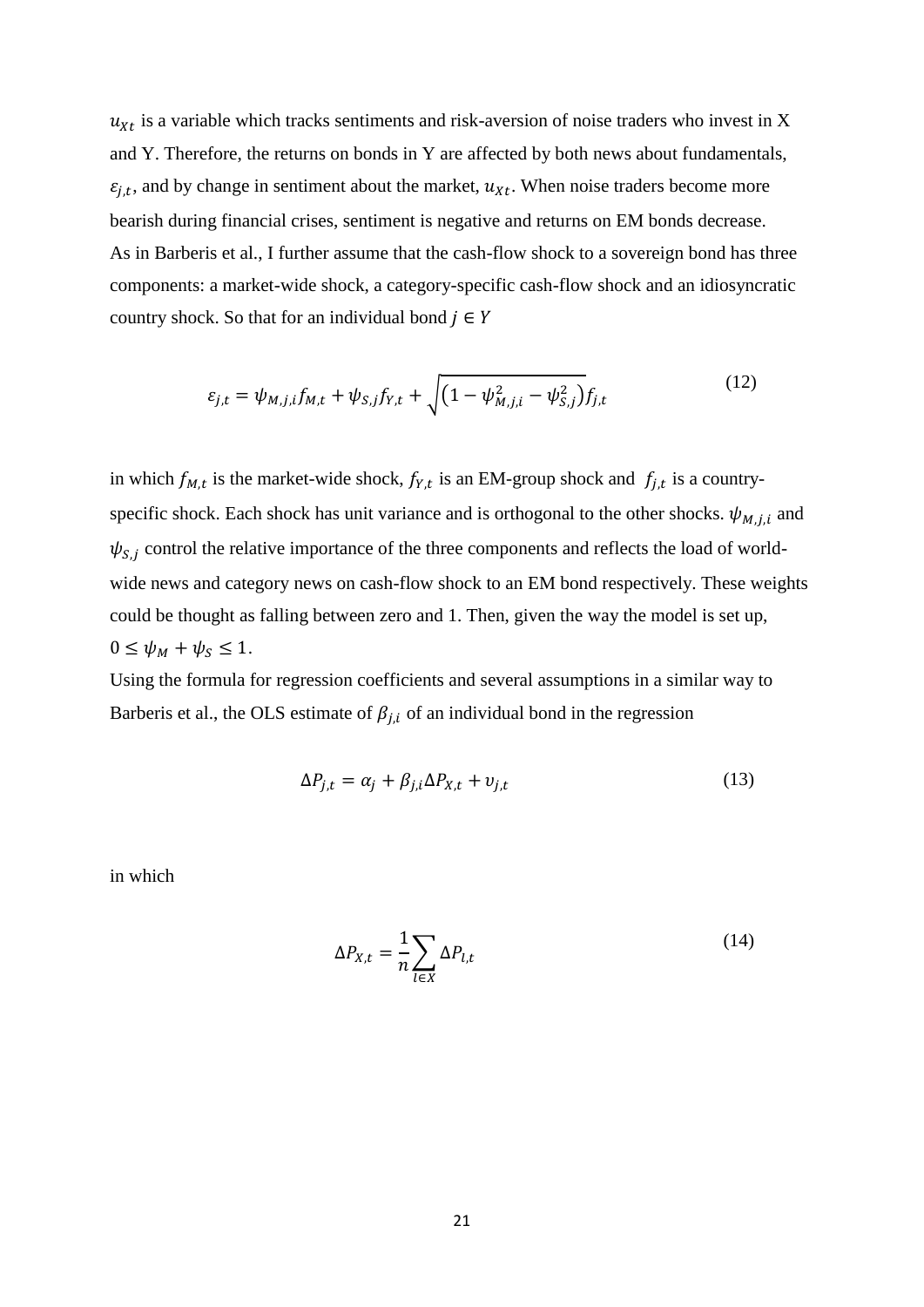$u_{Xt}$ is a variable which tracks sentiments and risk-aversion of noise traders who invest in X and Y. Therefore, the returns on bonds in Y are affected by both news about fundamentals, $\varepsilon_{j,t}$, and by change in sentiment about the market, $u_{Xt}$. When noise traders become more bearish during financial crises, sentiment is negative and returns on EM bonds decrease.

As in Barberis et al., I further assume that the cash-flow shock to a sovereign bond has three components: a market-wide shock, a category-specific cash-flow shock and an idiosyncratic country shock. So that for an individual bond $j \in Y$

$$\varepsilon_{j,t} = \psi_{M,j,i} f_{M,t} + \psi_{S,j} f_{Y,t} + \sqrt{\left(1 - \psi_{M,j,i}^2 - \psi_{S,j}^2\right)} f_{j,t} \tag{12}$$

in which $f_{M,t}$ is the market-wide shock, $f_{Y,t}$ is an EM-group shock and $f_{j,t}$ is a country-specific shock. Each shock has unit variance and is orthogonal to the other shocks. $\psi_{M,j,i}$ and $\psi_{S,j}$ control the relative importance of the three components and reflects the load of world-wide news and category news on cash-flow shock to an EM bond respectively. These weights could be thought as falling between zero and 1. Then, given the way the model is set up, $0 \leq \psi_M + \psi_S \leq 1$.

Using the formula for regression coefficients and several assumptions in a similar way to Barberis et al., the OLS estimate of $\beta_{j,i}$ of an individual bond in the regression

$$\Delta P_{j,t} = \alpha_j + \beta_{j,i} \Delta P_{X,t} + \upsilon_{j,t} \tag{13}$$

in which

$$\Delta P_{X,t} = \frac{1}{n} \sum_{l \in X} \Delta P_{l,t} \tag{14}$$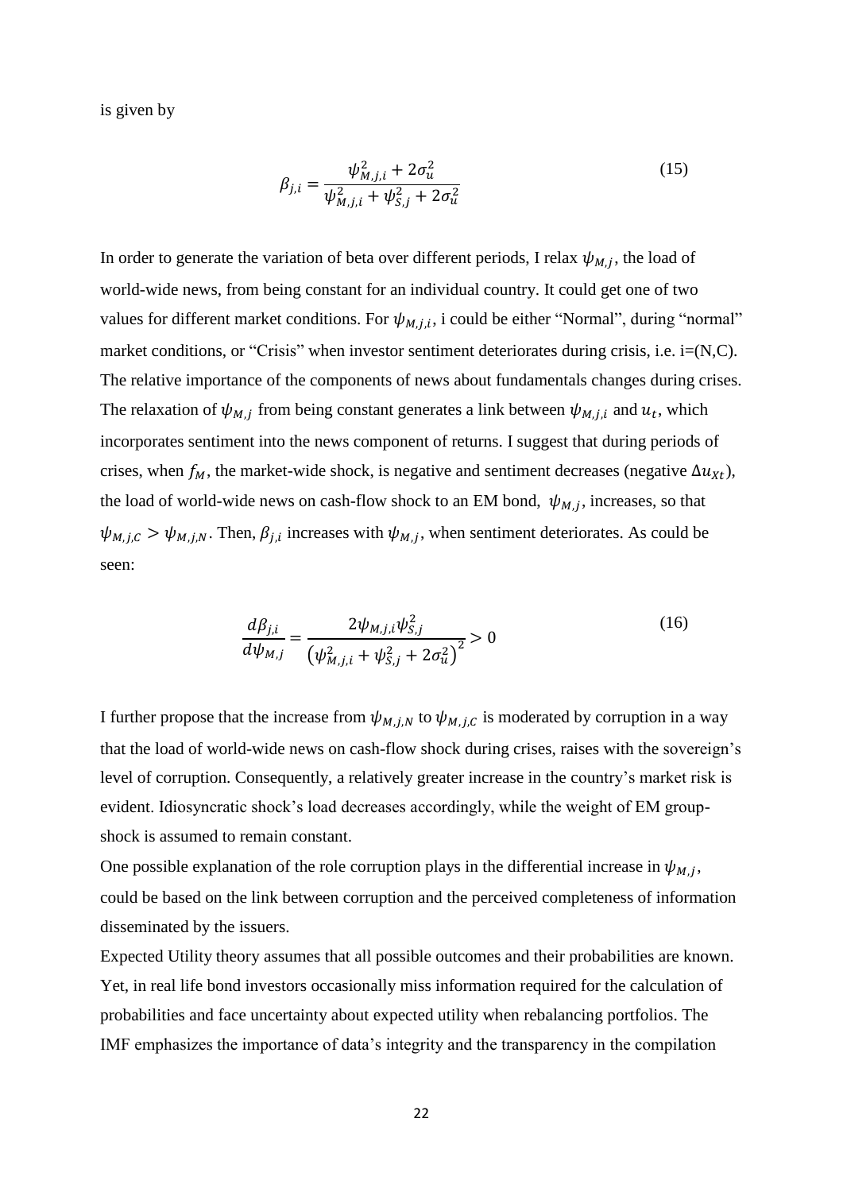is given by

$$\beta_{j,i} = \frac{\psi_{M,j,i}^2 + 2\sigma_u^2}{\psi_{M,j,i}^2 + \psi_{S,j}^2 + 2\sigma_u^2} \tag{15}$$

In order to generate the variation of beta over different periods, I relax $\psi_{M,j}$, the load of world-wide news, from being constant for an individual country. It could get one of two values for different market conditions. For $\psi_{M,j,i}$, i could be either "Normal", during "normal" market conditions, or "Crisis" when investor sentiment deteriorates during crisis, i.e. i=(N,C). The relative importance of the components of news about fundamentals changes during crises. The relaxation of $\psi_{M,j}$ from being constant generates a link between $\psi_{M,j,i}$ and $u_t$, which incorporates sentiment into the news component of returns. I suggest that during periods of crises, when $f_M$, the market-wide shock, is negative and sentiment decreases (negative $\Delta u_{Xt}$), the load of world-wide news on cash-flow shock to an EM bond, $\psi_{M,j}$, increases, so that $\psi_{M,j,C} > \psi_{M,j,N}$. Then, $\beta_{j,i}$ increases with $\psi_{M,j}$, when sentiment deteriorates. As could be seen:

$$\frac{d\beta_{j,i}}{d\psi_{M,j}} = \frac{2\psi_{M,j,i}\psi_{S,j}^2}{\left(\psi_{M,j,i}^2 + \psi_{S,j}^2 + 2\sigma_u^2\right)^2} > 0 \tag{16}$$

I further propose that the increase from $\psi_{M,j,N}$ to $\psi_{M,j,C}$ is moderated by corruption in a way that the load of world-wide news on cash-flow shock during crises, raises with the sovereign's level of corruption. Consequently, a relatively greater increase in the country's market risk is evident. Idiosyncratic shock's load decreases accordingly, while the weight of EM group-shock is assumed to remain constant.

One possible explanation of the role corruption plays in the differential increase in $\psi_{M,j}$, could be based on the link between corruption and the perceived completeness of information disseminated by the issuers.

Expected Utility theory assumes that all possible outcomes and their probabilities are known. Yet, in real life bond investors occasionally miss information required for the calculation of probabilities and face uncertainty about expected utility when rebalancing portfolios. The IMF emphasizes the importance of data's integrity and the transparency in the compilation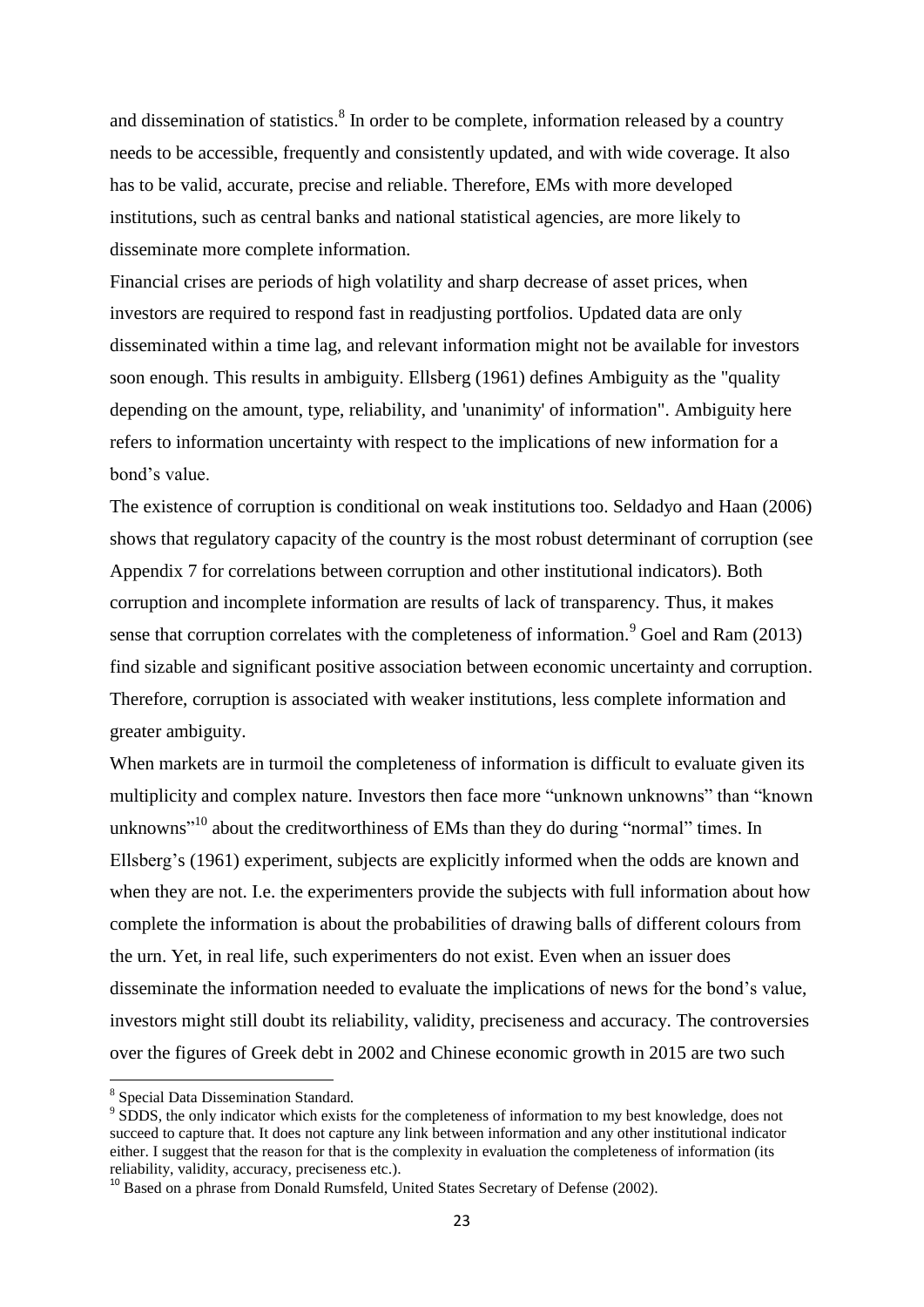and dissemination of statistics.[8] In order to be complete, information released by a country needs to be accessible, frequently and consistently updated, and with wide coverage. It also has to be valid, accurate, precise and reliable. Therefore, EMs with more developed institutions, such as central banks and national statistical agencies, are more likely to disseminate more complete information.

Financial crises are periods of high volatility and sharp decrease of asset prices, when investors are required to respond fast in readjusting portfolios. Updated data are only disseminated within a time lag, and relevant information might not be available for investors soon enough. This results in ambiguity. Ellsberg (1961) defines Ambiguity as the "quality depending on the amount, type, reliability, and 'unanimity' of information". Ambiguity here refers to information uncertainty with respect to the implications of new information for a bond's value.

The existence of corruption is conditional on weak institutions too. Seldadyo and Haan (2006) shows that regulatory capacity of the country is the most robust determinant of corruption (see Appendix 7 for correlations between corruption and other institutional indicators). Both corruption and incomplete information are results of lack of transparency. Thus, it makes sense that corruption correlates with the completeness of information.[9] Goel and Ram (2013) find sizable and significant positive association between economic uncertainty and corruption. Therefore, corruption is associated with weaker institutions, less complete information and greater ambiguity.

When markets are in turmoil the completeness of information is difficult to evaluate given its multiplicity and complex nature. Investors then face more "unknown unknowns" than "known unknowns"[10] about the creditworthiness of EMs than they do during "normal" times. In Ellsberg's (1961) experiment, subjects are explicitly informed when the odds are known and when they are not. I.e. the experimenters provide the subjects with full information about how complete the information is about the probabilities of drawing balls of different colours from the urn. Yet, in real life, such experimenters do not exist. Even when an issuer does disseminate the information needed to evaluate the implications of news for the bond's value, investors might still doubt its reliability, validity, preciseness and accuracy. The controversies over the figures of Greek debt in 2002 and Chinese economic growth in 2015 are two such

---

[8] Special Data Dissemination Standard.

[9] SDDS, the only indicator which exists for the completeness of information to my best knowledge, does not succeed to capture that. It does not capture any link between information and any other institutional indicator either. I suggest that the reason for that is the complexity in evaluation the completeness of information (its reliability, validity, accuracy, preciseness etc.).

[10] Based on a phrase from Donald Rumsfeld, United States Secretary of Defense (2002).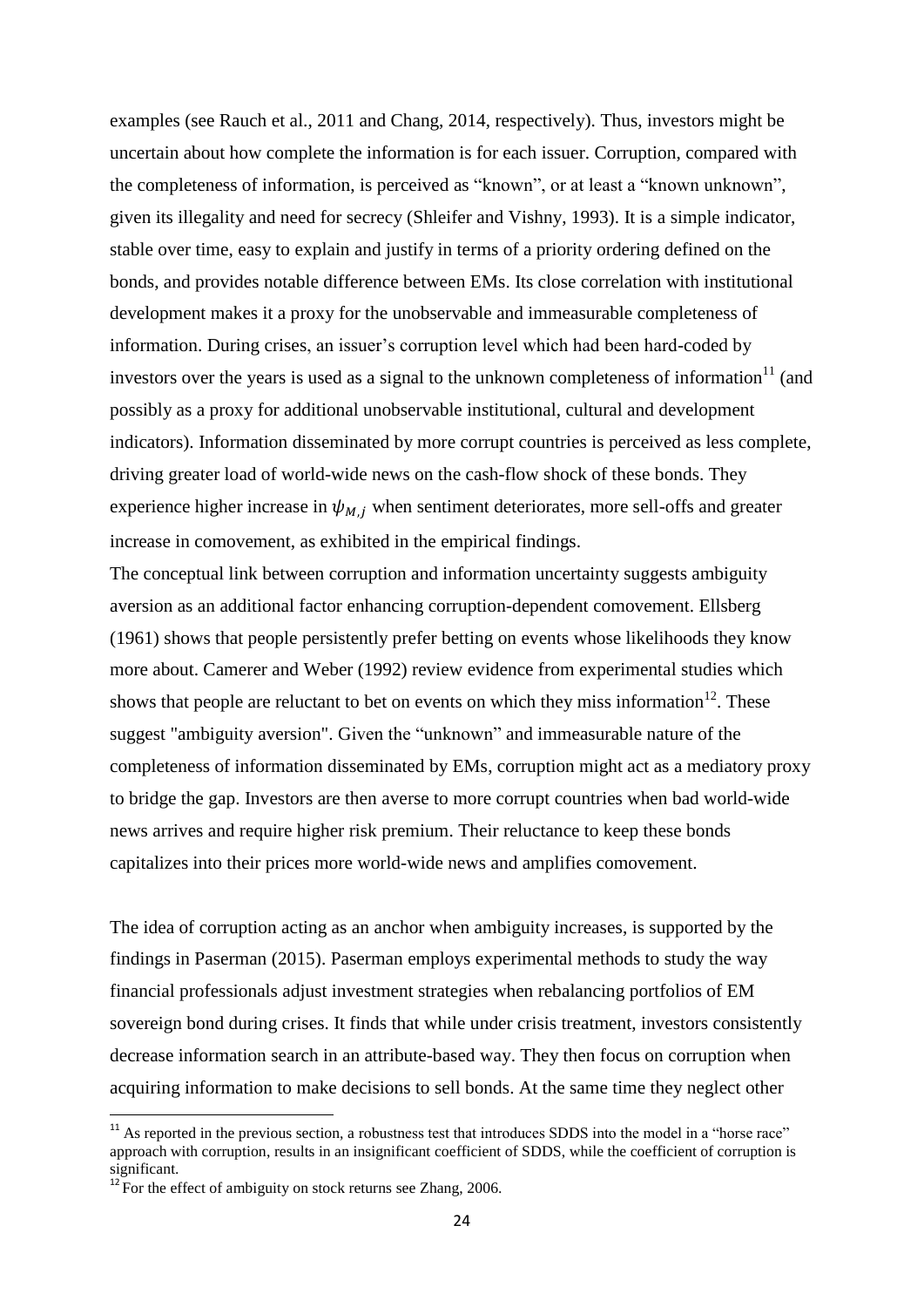examples (see Rauch et al., 2011 and Chang, 2014, respectively). Thus, investors might be uncertain about how complete the information is for each issuer. Corruption, compared with the completeness of information, is perceived as "known", or at least a "known unknown", given its illegality and need for secrecy (Shleifer and Vishny, 1993). It is a simple indicator, stable over time, easy to explain and justify in terms of a priority ordering defined on the bonds, and provides notable difference between EMs. Its close correlation with institutional development makes it a proxy for the unobservable and immeasurable completeness of information. During crises, an issuer's corruption level which had been hard-coded by investors over the years is used as a signal to the unknown completeness of information[11] (and possibly as a proxy for additional unobservable institutional, cultural and development indicators). Information disseminated by more corrupt countries is perceived as less complete, driving greater load of world-wide news on the cash-flow shock of these bonds. They experience higher increase in $\psi_{M,j}$ when sentiment deteriorates, more sell-offs and greater increase in comovement, as exhibited in the empirical findings.

The conceptual link between corruption and information uncertainty suggests ambiguity aversion as an additional factor enhancing corruption-dependent comovement. Ellsberg (1961) shows that people persistently prefer betting on events whose likelihoods they know more about. Camerer and Weber (1992) review evidence from experimental studies which shows that people are reluctant to bet on events on which they miss information[12]. These suggest "ambiguity aversion". Given the "unknown" and immeasurable nature of the completeness of information disseminated by EMs, corruption might act as a mediatory proxy to bridge the gap. Investors are then averse to more corrupt countries when bad world-wide news arrives and require higher risk premium. Their reluctance to keep these bonds capitalizes into their prices more world-wide news and amplifies comovement.

The idea of corruption acting as an anchor when ambiguity increases, is supported by the findings in Paserman (2015). Paserman employs experimental methods to study the way financial professionals adjust investment strategies when rebalancing portfolios of EM sovereign bond during crises. It finds that while under crisis treatment, investors consistently decrease information search in an attribute-based way. They then focus on corruption when acquiring information to make decisions to sell bonds. At the same time they neglect other

[11] As reported in the previous section, a robustness test that introduces SDDS into the model in a "horse race" approach with corruption, results in an insignificant coefficient of SDDS, while the coefficient of corruption is significant.

[12] For the effect of ambiguity on stock returns see Zhang, 2006.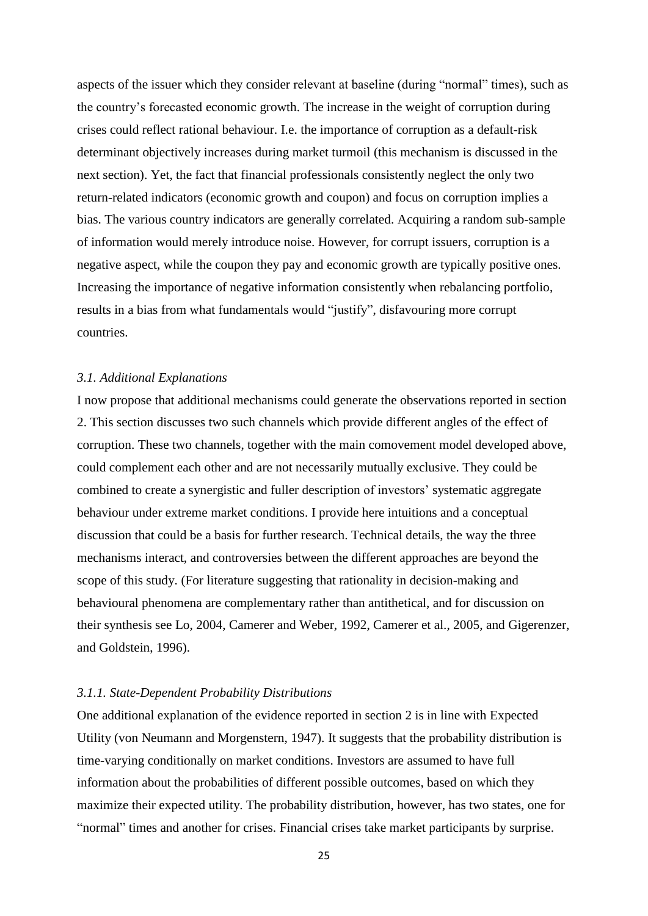aspects of the issuer which they consider relevant at baseline (during "normal" times), such as the country's forecasted economic growth. The increase in the weight of corruption during crises could reflect rational behaviour. I.e. the importance of corruption as a default-risk determinant objectively increases during market turmoil (this mechanism is discussed in the next section). Yet, the fact that financial professionals consistently neglect the only two return-related indicators (economic growth and coupon) and focus on corruption implies a bias. The various country indicators are generally correlated. Acquiring a random sub-sample of information would merely introduce noise. However, for corrupt issuers, corruption is a negative aspect, while the coupon they pay and economic growth are typically positive ones. Increasing the importance of negative information consistently when rebalancing portfolio, results in a bias from what fundamentals would "justify", disfavouring more corrupt countries.

### *3.1. Additional Explanations*

I now propose that additional mechanisms could generate the observations reported in section 2. This section discusses two such channels which provide different angles of the effect of corruption. These two channels, together with the main comovement model developed above, could complement each other and are not necessarily mutually exclusive. They could be combined to create a synergistic and fuller description of investors' systematic aggregate behaviour under extreme market conditions. I provide here intuitions and a conceptual discussion that could be a basis for further research. Technical details, the way the three mechanisms interact, and controversies between the different approaches are beyond the scope of this study. (For literature suggesting that rationality in decision-making and behavioural phenomena are complementary rather than antithetical, and for discussion on their synthesis see Lo, 2004, Camerer and Weber, 1992, Camerer et al., 2005, and Gigerenzer, and Goldstein, 1996).

#### *3.1.1. State-Dependent Probability Distributions*

One additional explanation of the evidence reported in section 2 is in line with Expected Utility (von Neumann and Morgenstern, 1947). It suggests that the probability distribution is time-varying conditionally on market conditions. Investors are assumed to have full information about the probabilities of different possible outcomes, based on which they maximize their expected utility. The probability distribution, however, has two states, one for "normal" times and another for crises. Financial crises take market participants by surprise.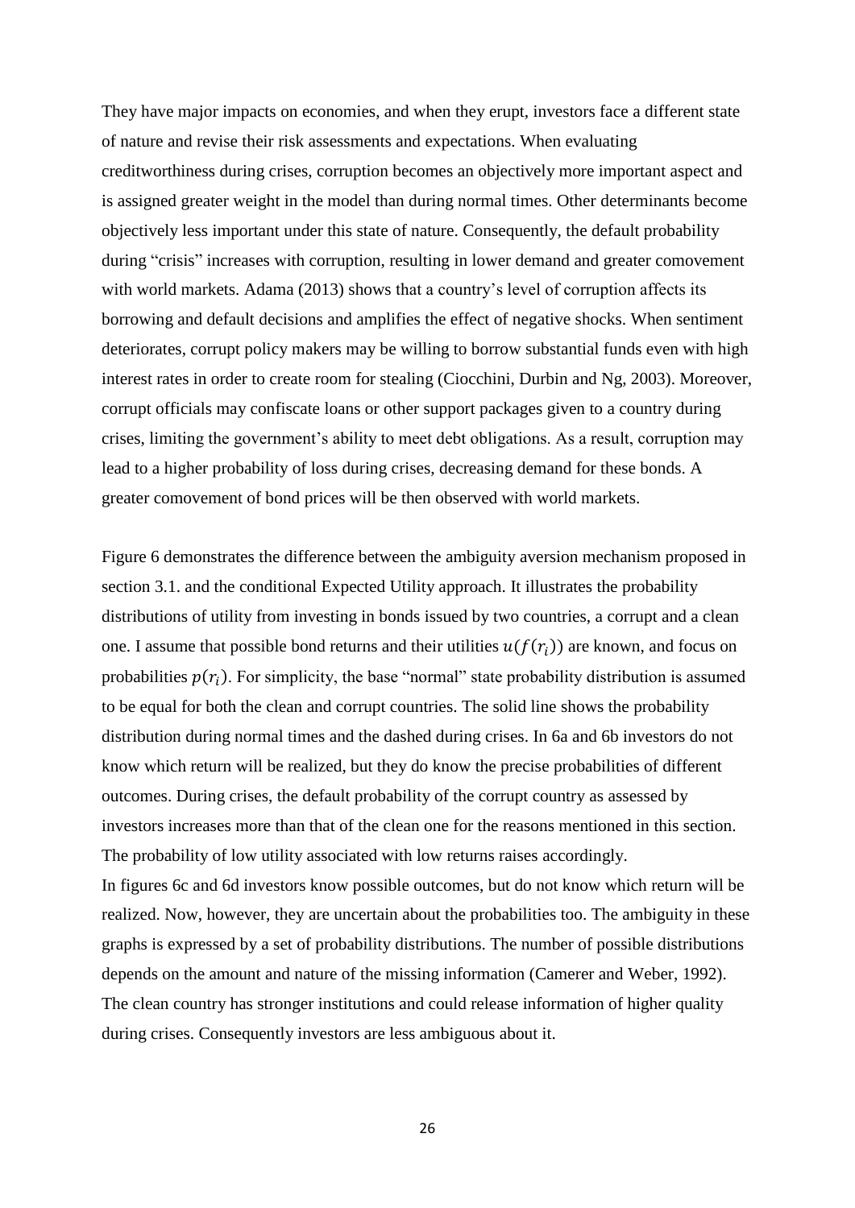They have major impacts on economies, and when they erupt, investors face a different state of nature and revise their risk assessments and expectations. When evaluating creditworthiness during crises, corruption becomes an objectively more important aspect and is assigned greater weight in the model than during normal times. Other determinants become objectively less important under this state of nature. Consequently, the default probability during "crisis" increases with corruption, resulting in lower demand and greater comovement with world markets. Adama (2013) shows that a country's level of corruption affects its borrowing and default decisions and amplifies the effect of negative shocks. When sentiment deteriorates, corrupt policy makers may be willing to borrow substantial funds even with high interest rates in order to create room for stealing (Ciocchini, Durbin and Ng, 2003). Moreover, corrupt officials may confiscate loans or other support packages given to a country during crises, limiting the government's ability to meet debt obligations. As a result, corruption may lead to a higher probability of loss during crises, decreasing demand for these bonds. A greater comovement of bond prices will be then observed with world markets.

Figure 6 demonstrates the difference between the ambiguity aversion mechanism proposed in section 3.1. and the conditional Expected Utility approach. It illustrates the probability distributions of utility from investing in bonds issued by two countries, a corrupt and a clean one. I assume that possible bond returns and their utilities $u(f(r_i))$ are known, and focus on probabilities $p(r_i)$. For simplicity, the base "normal" state probability distribution is assumed to be equal for both the clean and corrupt countries. The solid line shows the probability distribution during normal times and the dashed during crises. In 6a and 6b investors do not know which return will be realized, but they do know the precise probabilities of different outcomes. During crises, the default probability of the corrupt country as assessed by investors increases more than that of the clean one for the reasons mentioned in this section. The probability of low utility associated with low returns raises accordingly.

In figures 6c and 6d investors know possible outcomes, but do not know which return will be realized. Now, however, they are uncertain about the probabilities too. The ambiguity in these graphs is expressed by a set of probability distributions. The number of possible distributions depends on the amount and nature of the missing information (Camerer and Weber, 1992). The clean country has stronger institutions and could release information of higher quality during crises. Consequently investors are less ambiguous about it.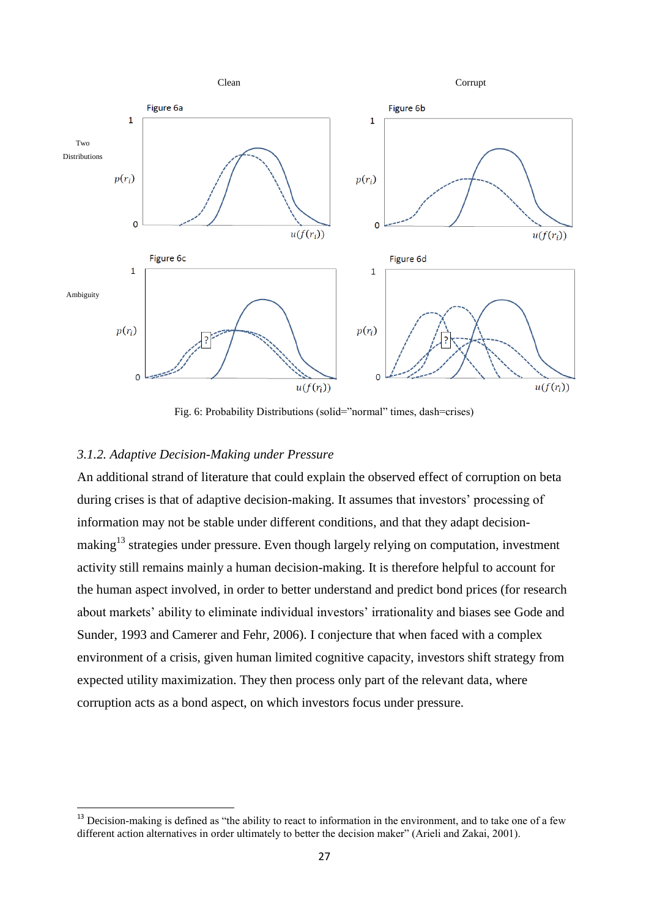Fig. 6: Probability Distributions (solid="normal" times, dash=crises)

### *3.1.2. Adaptive Decision-Making under Pressure*

An additional strand of literature that could explain the observed effect of corruption on beta during crises is that of adaptive decision-making. It assumes that investors' processing of information may not be stable under different conditions, and that they adapt decision-making[13] strategies under pressure. Even though largely relying on computation, investment activity still remains mainly a human decision-making. It is therefore helpful to account for the human aspect involved, in order to better understand and predict bond prices (for research about markets' ability to eliminate individual investors' irrationality and biases see Gode and Sunder, 1993 and Camerer and Fehr, 2006). I conjecture that when faced with a complex environment of a crisis, given human limited cognitive capacity, investors shift strategy from expected utility maximization. They then process only part of the relevant data, where corruption acts as a bond aspect, on which investors focus under pressure.

---

[13] Decision-making is defined as "the ability to react to information in the environment, and to take one of a few different action alternatives in order ultimately to better the decision maker" (Arieli and Zakai, 2001).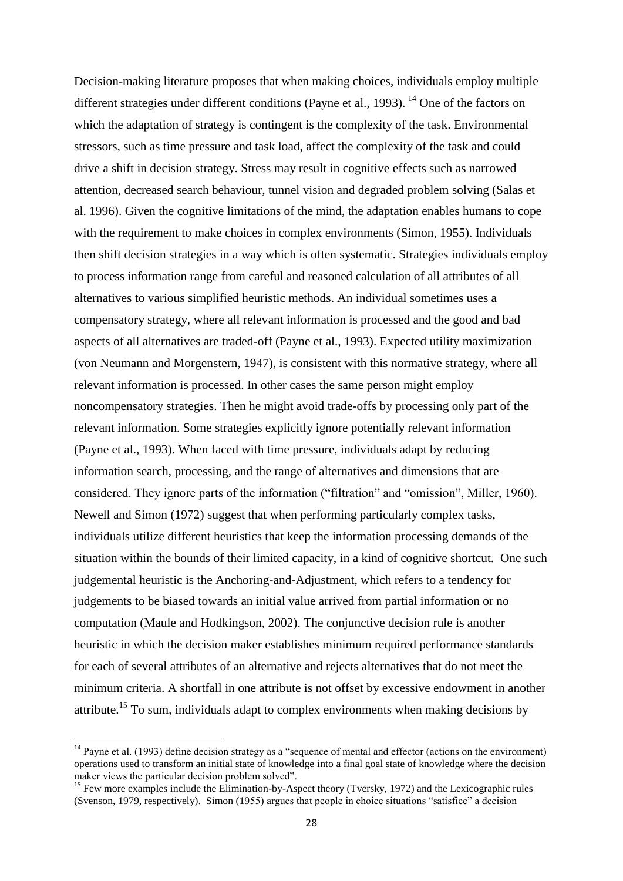Decision-making literature proposes that when making choices, individuals employ multiple different strategies under different conditions (Payne et al., 1993). [14] One of the factors on which the adaptation of strategy is contingent is the complexity of the task. Environmental stressors, such as time pressure and task load, affect the complexity of the task and could drive a shift in decision strategy. Stress may result in cognitive effects such as narrowed attention, decreased search behaviour, tunnel vision and degraded problem solving (Salas et al. 1996). Given the cognitive limitations of the mind, the adaptation enables humans to cope with the requirement to make choices in complex environments (Simon, 1955). Individuals then shift decision strategies in a way which is often systematic. Strategies individuals employ to process information range from careful and reasoned calculation of all attributes of all alternatives to various simplified heuristic methods. An individual sometimes uses a compensatory strategy, where all relevant information is processed and the good and bad aspects of all alternatives are traded-off (Payne et al., 1993). Expected utility maximization (von Neumann and Morgenstern, 1947), is consistent with this normative strategy, where all relevant information is processed. In other cases the same person might employ noncompensatory strategies. Then he might avoid trade-offs by processing only part of the relevant information. Some strategies explicitly ignore potentially relevant information (Payne et al., 1993). When faced with time pressure, individuals adapt by reducing information search, processing, and the range of alternatives and dimensions that are considered. They ignore parts of the information ("filtration" and "omission", Miller, 1960). Newell and Simon (1972) suggest that when performing particularly complex tasks, individuals utilize different heuristics that keep the information processing demands of the situation within the bounds of their limited capacity, in a kind of cognitive shortcut. One such judgemental heuristic is the Anchoring-and-Adjustment, which refers to a tendency for judgements to be biased towards an initial value arrived from partial information or no computation (Maule and Hodkingson, 2002). The conjunctive decision rule is another heuristic in which the decision maker establishes minimum required performance standards for each of several attributes of an alternative and rejects alternatives that do not meet the minimum criteria. A shortfall in one attribute is not offset by excessive endowment in another attribute.[15] To sum, individuals adapt to complex environments when making decisions by

---

[14] Payne et al. (1993) define decision strategy as a "sequence of mental and effector (actions on the environment) operations used to transform an initial state of knowledge into a final goal state of knowledge where the decision maker views the particular decision problem solved".

[15] Few more examples include the Elimination-by-Aspect theory (Tversky, 1972) and the Lexicographic rules (Svenson, 1979, respectively). Simon (1955) argues that people in choice situations "satisfice" a decision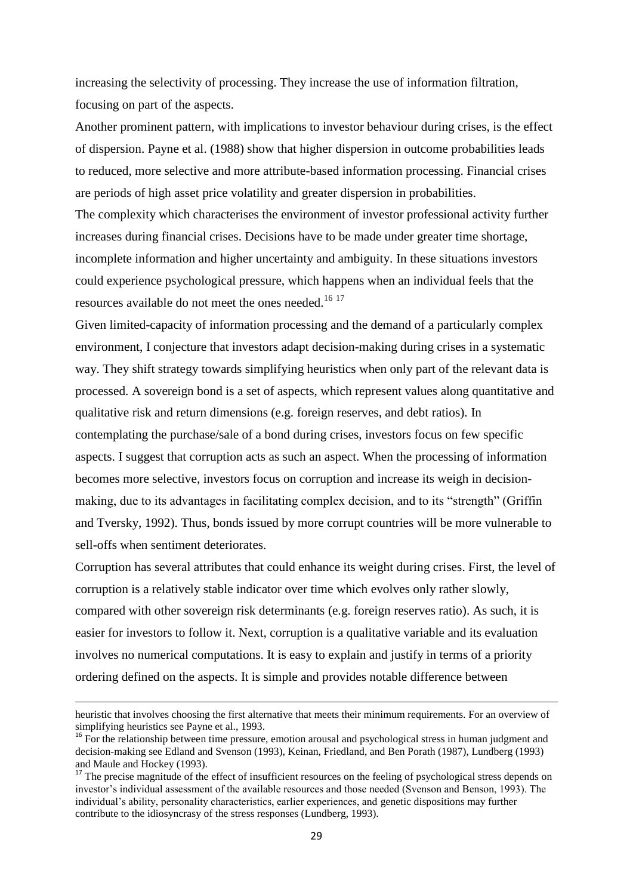increasing the selectivity of processing. They increase the use of information filtration, focusing on part of the aspects.

Another prominent pattern, with implications to investor behaviour during crises, is the effect of dispersion. Payne et al. (1988) show that higher dispersion in outcome probabilities leads to reduced, more selective and more attribute-based information processing. Financial crises are periods of high asset price volatility and greater dispersion in probabilities.

The complexity which characterises the environment of investor professional activity further increases during financial crises. Decisions have to be made under greater time shortage, incomplete information and higher uncertainty and ambiguity. In these situations investors could experience psychological pressure, which happens when an individual feels that the resources available do not meet the ones needed.[16] [17]

Given limited-capacity of information processing and the demand of a particularly complex environment, I conjecture that investors adapt decision-making during crises in a systematic way. They shift strategy towards simplifying heuristics when only part of the relevant data is processed. A sovereign bond is a set of aspects, which represent values along quantitative and qualitative risk and return dimensions (e.g. foreign reserves, and debt ratios). In contemplating the purchase/sale of a bond during crises, investors focus on few specific aspects. I suggest that corruption acts as such an aspect. When the processing of information becomes more selective, investors focus on corruption and increase its weigh in decision-making, due to its advantages in facilitating complex decision, and to its "strength" (Griffin and Tversky, 1992). Thus, bonds issued by more corrupt countries will be more vulnerable to sell-offs when sentiment deteriorates.

Corruption has several attributes that could enhance its weight during crises. First, the level of corruption is a relatively stable indicator over time which evolves only rather slowly, compared with other sovereign risk determinants (e.g. foreign reserves ratio). As such, it is easier for investors to follow it. Next, corruption is a qualitative variable and its evaluation involves no numerical computations. It is easy to explain and justify in terms of a priority ordering defined on the aspects. It is simple and provides notable difference between

---

heuristic that involves choosing the first alternative that meets their minimum requirements. For an overview of simplifying heuristics see Payne et al., 1993.

[16] For the relationship between time pressure, emotion arousal and psychological stress in human judgment and decision-making see Edland and Svenson (1993), Keinan, Friedland, and Ben Porath (1987), Lundberg (1993) and Maule and Hockey (1993).

[17] The precise magnitude of the effect of insufficient resources on the feeling of psychological stress depends on investor's individual assessment of the available resources and those needed (Svenson and Benson, 1993). The individual's ability, personality characteristics, earlier experiences, and genetic dispositions may further contribute to the idiosyncrasy of the stress responses (Lundberg, 1993).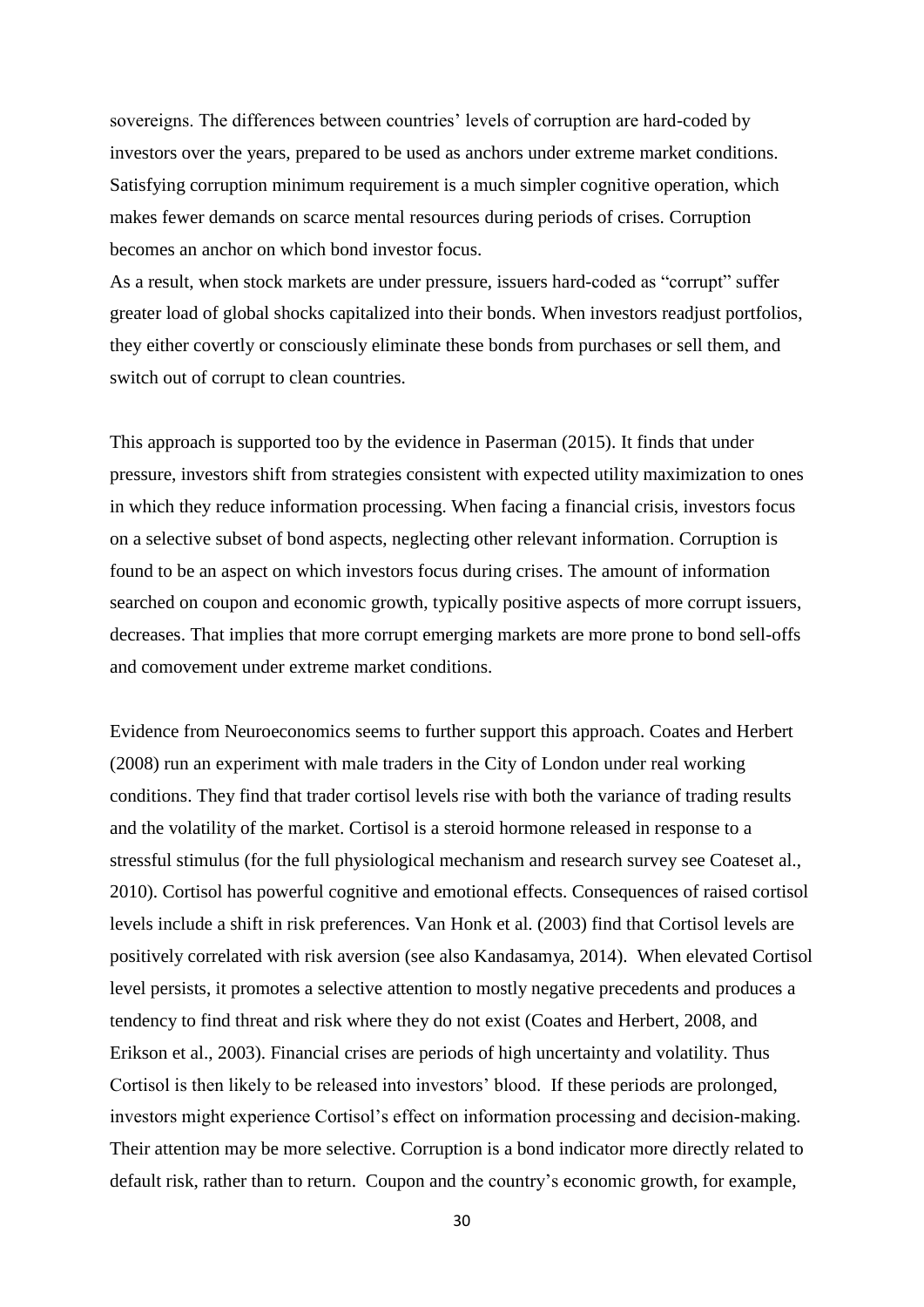sovereigns. The differences between countries' levels of corruption are hard-coded by investors over the years, prepared to be used as anchors under extreme market conditions. Satisfying corruption minimum requirement is a much simpler cognitive operation, which makes fewer demands on scarce mental resources during periods of crises. Corruption becomes an anchor on which bond investor focus.

As a result, when stock markets are under pressure, issuers hard-coded as "corrupt" suffer greater load of global shocks capitalized into their bonds. When investors readjust portfolios, they either covertly or consciously eliminate these bonds from purchases or sell them, and switch out of corrupt to clean countries.

This approach is supported too by the evidence in Paserman (2015). It finds that under pressure, investors shift from strategies consistent with expected utility maximization to ones in which they reduce information processing. When facing a financial crisis, investors focus on a selective subset of bond aspects, neglecting other relevant information. Corruption is found to be an aspect on which investors focus during crises. The amount of information searched on coupon and economic growth, typically positive aspects of more corrupt issuers, decreases. That implies that more corrupt emerging markets are more prone to bond sell-offs and comovement under extreme market conditions.

Evidence from Neuroeconomics seems to further support this approach. Coates and Herbert (2008) run an experiment with male traders in the City of London under real working conditions. They find that trader cortisol levels rise with both the variance of trading results and the volatility of the market. Cortisol is a steroid hormone released in response to a stressful stimulus (for the full physiological mechanism and research survey see Coateset al., 2010). Cortisol has powerful cognitive and emotional effects. Consequences of raised cortisol levels include a shift in risk preferences. Van Honk et al. (2003) find that Cortisol levels are positively correlated with risk aversion (see also Kandasamya, 2014). When elevated Cortisol level persists, it promotes a selective attention to mostly negative precedents and produces a tendency to find threat and risk where they do not exist (Coates and Herbert, 2008, and Erikson et al., 2003). Financial crises are periods of high uncertainty and volatility. Thus Cortisol is then likely to be released into investors' blood. If these periods are prolonged, investors might experience Cortisol's effect on information processing and decision-making. Their attention may be more selective. Corruption is a bond indicator more directly related to default risk, rather than to return. Coupon and the country's economic growth, for example,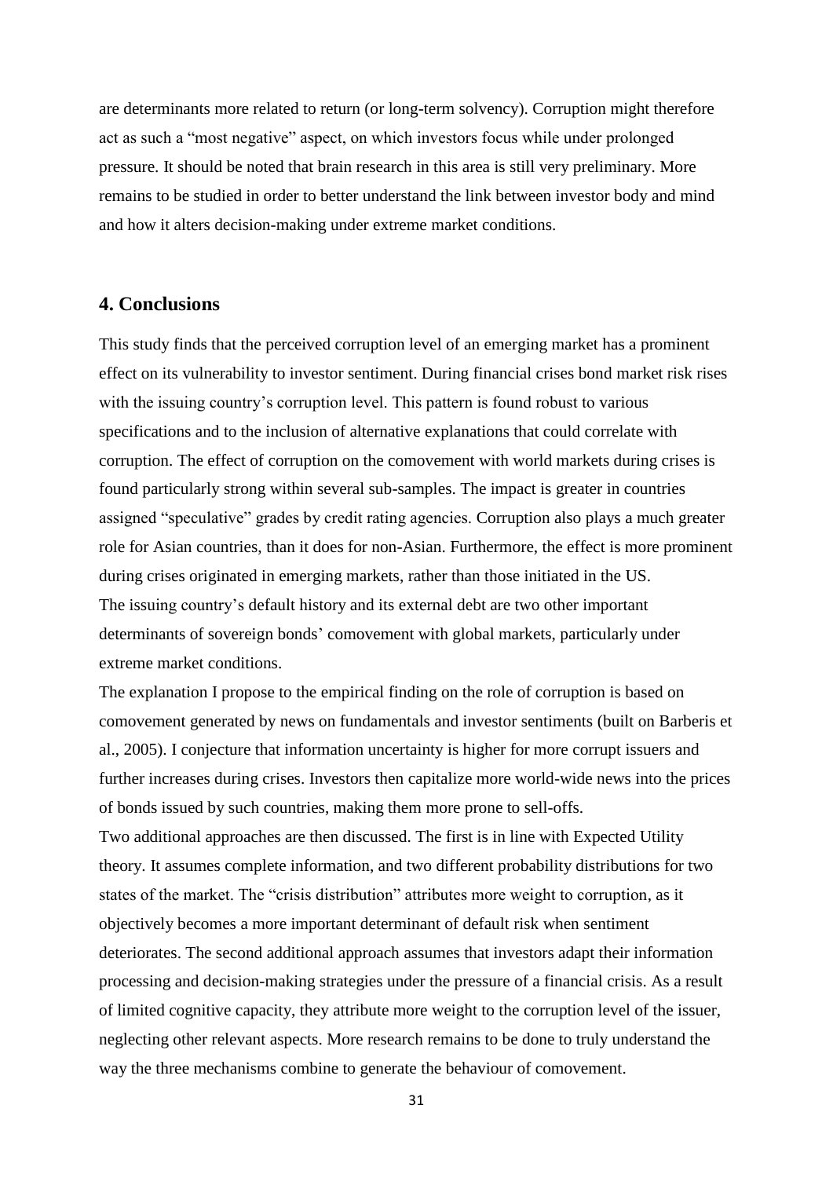are determinants more related to return (or long-term solvency). Corruption might therefore act as such a "most negative" aspect, on which investors focus while under prolonged pressure. It should be noted that brain research in this area is still very preliminary. More remains to be studied in order to better understand the link between investor body and mind and how it alters decision-making under extreme market conditions.

## 4. Conclusions

This study finds that the perceived corruption level of an emerging market has a prominent effect on its vulnerability to investor sentiment. During financial crises bond market risk rises with the issuing country's corruption level. This pattern is found robust to various specifications and to the inclusion of alternative explanations that could correlate with corruption. The effect of corruption on the comovement with world markets during crises is found particularly strong within several sub-samples. The impact is greater in countries assigned "speculative" grades by credit rating agencies. Corruption also plays a much greater role for Asian countries, than it does for non-Asian. Furthermore, the effect is more prominent during crises originated in emerging markets, rather than those initiated in the US.
The issuing country's default history and its external debt are two other important determinants of sovereign bonds' comovement with global markets, particularly under extreme market conditions.
The explanation I propose to the empirical finding on the role of corruption is based on comovement generated by news on fundamentals and investor sentiments (built on Barberis et al., 2005). I conjecture that information uncertainty is higher for more corrupt issuers and further increases during crises. Investors then capitalize more world-wide news into the prices of bonds issued by such countries, making them more prone to sell-offs.
Two additional approaches are then discussed. The first is in line with Expected Utility theory. It assumes complete information, and two different probability distributions for two states of the market. The "crisis distribution" attributes more weight to corruption, as it objectively becomes a more important determinant of default risk when sentiment deteriorates. The second additional approach assumes that investors adapt their information processing and decision-making strategies under the pressure of a financial crisis. As a result of limited cognitive capacity, they attribute more weight to the corruption level of the issuer, neglecting other relevant aspects. More research remains to be done to truly understand the way the three mechanisms combine to generate the behaviour of comovement.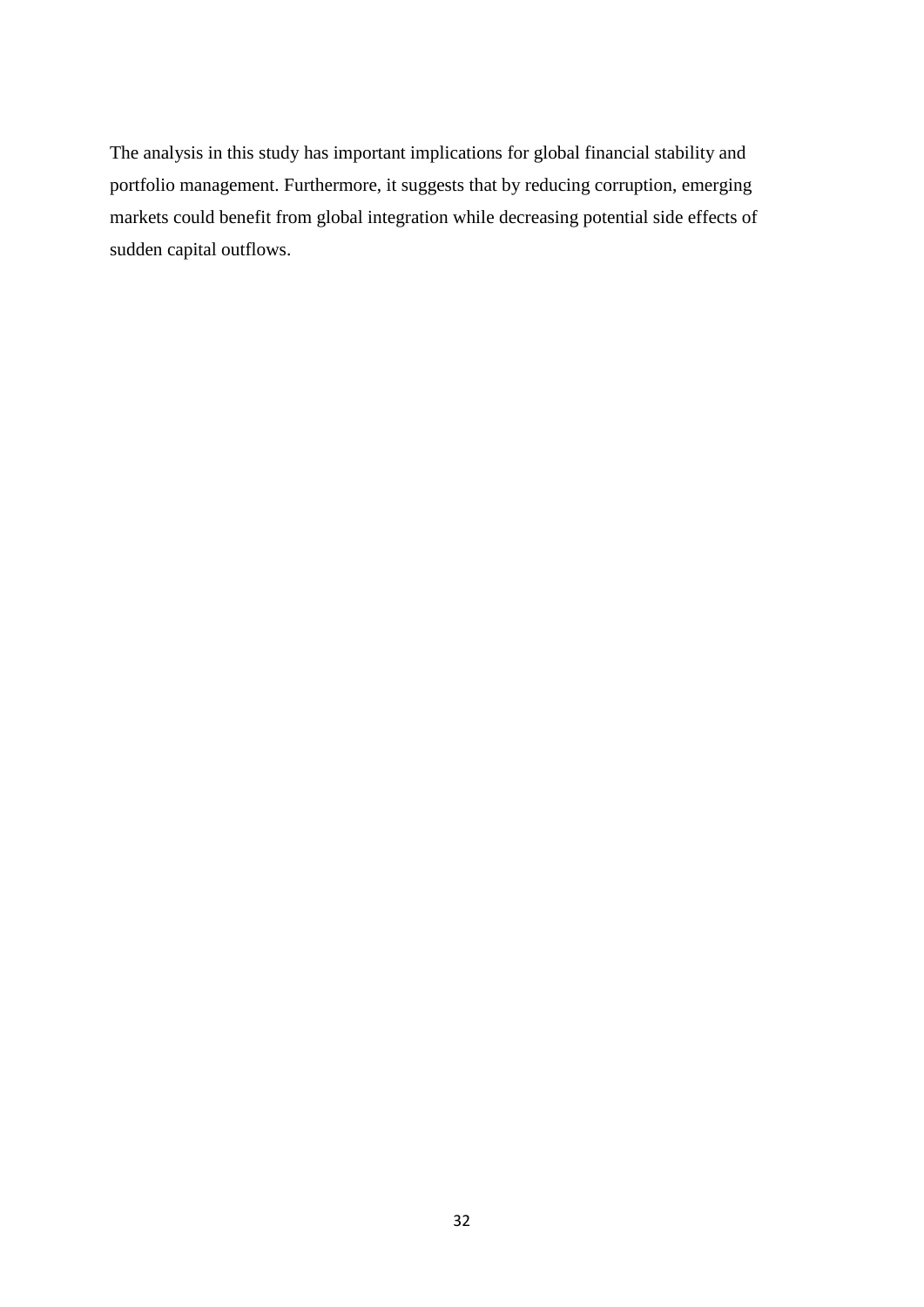The analysis in this study has important implications for global financial stability and portfolio management. Furthermore, it suggests that by reducing corruption, emerging markets could benefit from global integration while decreasing potential side effects of sudden capital outflows.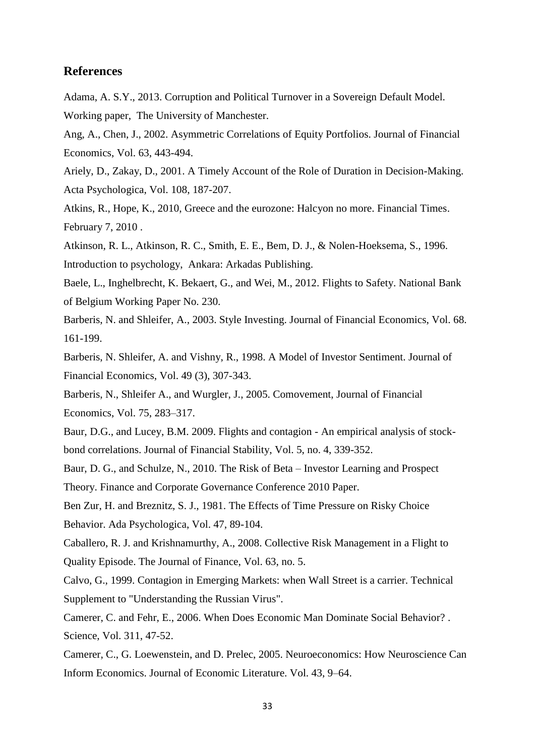## References

Adama, A. S.Y., 2013. Corruption and Political Turnover in a Sovereign Default Model. Working paper, The University of Manchester.

Ang, A., Chen, J., 2002. Asymmetric Correlations of Equity Portfolios. Journal of Financial Economics, Vol. 63, 443-494.

Ariely, D., Zakay, D., 2001. A Timely Account of the Role of Duration in Decision-Making. Acta Psychologica, Vol. 108, 187-207.

Atkins, R., Hope, K., 2010, Greece and the eurozone: Halcyon no more. Financial Times. February 7, 2010 .

Atkinson, R. L., Atkinson, R. C., Smith, E. E., Bem, D. J., & Nolen-Hoeksema, S., 1996. Introduction to psychology, Ankara: Arkadas Publishing.

Baele, L., Inghelbrecht, K. Bekaert, G., and Wei, M., 2012. Flights to Safety. National Bank of Belgium Working Paper No. 230.

Barberis, N. and Shleifer, A., 2003. Style Investing. Journal of Financial Economics, Vol. 68. 161-199.

Barberis, N. Shleifer, A. and Vishny, R., 1998. A Model of Investor Sentiment. Journal of Financial Economics, Vol. 49 (3), 307-343.

Barberis, N., Shleifer A., and Wurgler, J., 2005. Comovement, Journal of Financial Economics, Vol. 75, 283–317.

Baur, D.G., and Lucey, B.M. 2009. Flights and contagion - An empirical analysis of stock-bond correlations. Journal of Financial Stability, Vol. 5, no. 4, 339-352.

Baur, D. G., and Schulze, N., 2010. The Risk of Beta – Investor Learning and Prospect Theory. Finance and Corporate Governance Conference 2010 Paper.

Ben Zur, H. and Breznitz, S. J., 1981. The Effects of Time Pressure on Risky Choice Behavior. Ada Psychologica, Vol. 47, 89-104.

Caballero, R. J. and Krishnamurthy, A., 2008. Collective Risk Management in a Flight to Quality Episode. The Journal of Finance, Vol. 63, no. 5.

Calvo, G., 1999. Contagion in Emerging Markets: when Wall Street is a carrier. Technical Supplement to "Understanding the Russian Virus".

Camerer, C. and Fehr, E., 2006. When Does Economic Man Dominate Social Behavior? . Science, Vol. 311, 47-52.

Camerer, C., G. Loewenstein, and D. Prelec, 2005. Neuroeconomics: How Neuroscience Can Inform Economics. Journal of Economic Literature. Vol. 43, 9–64.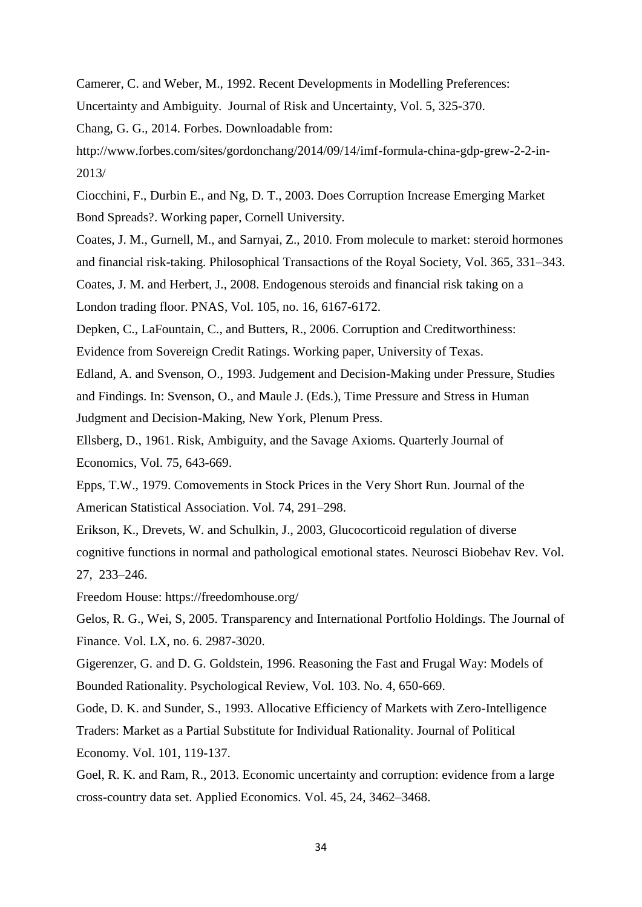Camerer, C. and Weber, M., 1992. Recent Developments in Modelling Preferences: Uncertainty and Ambiguity. Journal of Risk and Uncertainty, Vol. 5, 325-370.

Chang, G. G., 2014. Forbes. Downloadable from: http://www.forbes.com/sites/gordonchang/2014/09/14/imf-formula-china-gdp-grew-2-2-in-2013/

Ciocchini, F., Durbin E., and Ng, D. T., 2003. Does Corruption Increase Emerging Market Bond Spreads?. Working paper, Cornell University.

Coates, J. M., Gurnell, M., and Sarnyai, Z., 2010. From molecule to market: steroid hormones and financial risk-taking. Philosophical Transactions of the Royal Society, Vol. 365, 331–343.

Coates, J. M. and Herbert, J., 2008. Endogenous steroids and financial risk taking on a London trading floor. PNAS, Vol. 105, no. 16, 6167-6172.

Depken, C., LaFountain, C., and Butters, R., 2006. Corruption and Creditworthiness: Evidence from Sovereign Credit Ratings. Working paper, University of Texas.

Edland, A. and Svenson, O., 1993. Judgement and Decision-Making under Pressure, Studies and Findings. In: Svenson, O., and Maule J. (Eds.), Time Pressure and Stress in Human Judgment and Decision-Making, New York, Plenum Press.

Ellsberg, D., 1961. Risk, Ambiguity, and the Savage Axioms. Quarterly Journal of Economics, Vol. 75, 643-669.

Epps, T.W., 1979. Comovements in Stock Prices in the Very Short Run. Journal of the American Statistical Association. Vol. 74, 291–298.

Erikson, K., Drevets, W. and Schulkin, J., 2003, Glucocorticoid regulation of diverse cognitive functions in normal and pathological emotional states. Neurosci Biobehav Rev. Vol. 27, 233–246.

Freedom House: https://freedomhouse.org/

Gelos, R. G., Wei, S, 2005. Transparency and International Portfolio Holdings. The Journal of Finance. Vol. LX, no. 6. 2987-3020.

Gigerenzer, G. and D. G. Goldstein, 1996. Reasoning the Fast and Frugal Way: Models of Bounded Rationality. Psychological Review, Vol. 103. No. 4, 650-669.

Gode, D. K. and Sunder, S., 1993. Allocative Efficiency of Markets with Zero-Intelligence Traders: Market as a Partial Substitute for Individual Rationality. Journal of Political Economy. Vol. 101, 119-137.

Goel, R. K. and Ram, R., 2013. Economic uncertainty and corruption: evidence from a large cross-country data set. Applied Economics. Vol. 45, 24, 3462–3468.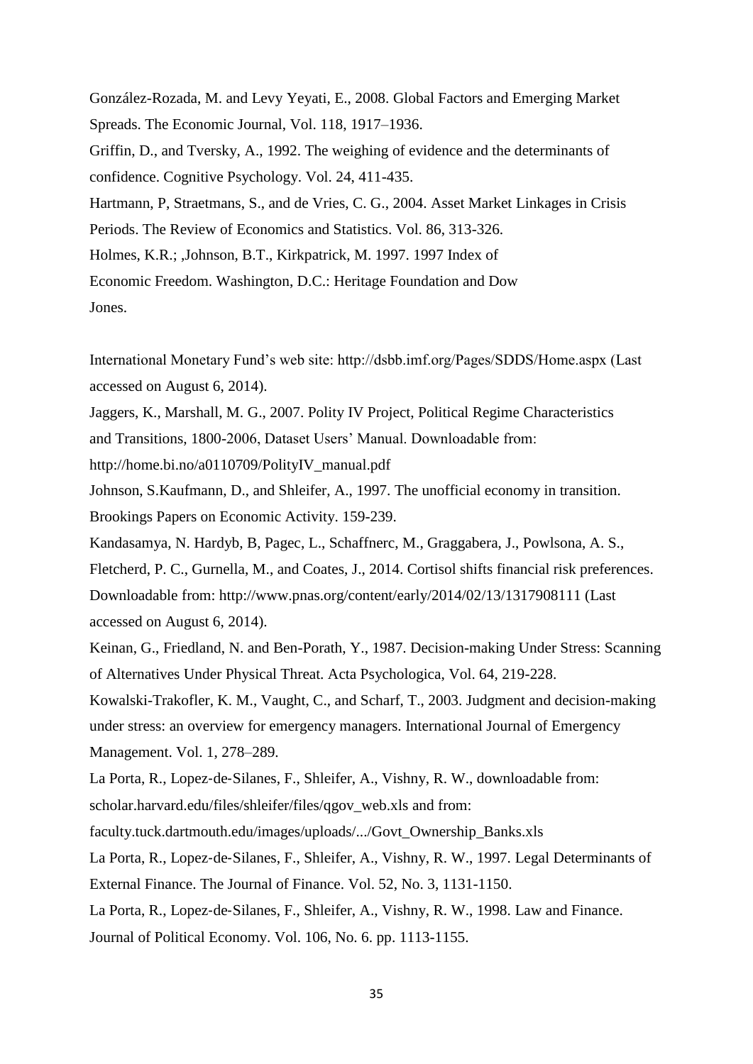González-Rozada, M. and Levy Yeyati, E., 2008. Global Factors and Emerging Market Spreads. The Economic Journal, Vol. 118, 1917–1936.

Griffin, D., and Tversky, A., 1992. The weighing of evidence and the determinants of confidence. Cognitive Psychology. Vol. 24, 411-435.

Hartmann, P, Straetmans, S., and de Vries, C. G., 2004. Asset Market Linkages in Crisis Periods. The Review of Economics and Statistics. Vol. 86, 313-326.

Holmes, K.R.; ,Johnson, B.T., Kirkpatrick, M. 1997. 1997 Index of Economic Freedom. Washington, D.C.: Heritage Foundation and Dow Jones.

International Monetary Fund's web site: http://dsbb.imf.org/Pages/SDDS/Home.aspx (Last accessed on August 6, 2014).

Jaggers, K., Marshall, M. G., 2007. Polity IV Project, Political Regime Characteristics and Transitions, 1800-2006, Dataset Users' Manual. Downloadable from: http://home.bi.no/a0110709/PolityIV_manual.pdf

Johnson, S.Kaufmann, D., and Shleifer, A., 1997. The unofficial economy in transition. Brookings Papers on Economic Activity. 159-239.

Kandasamya, N. Hardyb, B, Pagec, L., Schaffnerc, M., Graggabera, J., Powlsona, A. S., Fletcherd, P. C., Gurnella, M., and Coates, J., 2014. Cortisol shifts financial risk preferences. Downloadable from: http://www.pnas.org/content/early/2014/02/13/1317908111 (Last accessed on August 6, 2014).

Keinan, G., Friedland, N. and Ben-Porath, Y., 1987. Decision-making Under Stress: Scanning of Alternatives Under Physical Threat. Acta Psychologica, Vol. 64, 219-228.

Kowalski-Trakofler, K. M., Vaught, C., and Scharf, T., 2003. Judgment and decision-making under stress: an overview for emergency managers. International Journal of Emergency Management. Vol. 1, 278–289.

La Porta, R., Lopez-de-Silanes, F., Shleifer, A., Vishny, R. W., downloadable from: scholar.harvard.edu/files/shleifer/files/qgov_web.xls and from: faculty.tuck.dartmouth.edu/images/uploads/.../Govt_Ownership_Banks.xls

La Porta, R., Lopez-de-Silanes, F., Shleifer, A., Vishny, R. W., 1997. Legal Determinants of External Finance. The Journal of Finance. Vol. 52, No. 3, 1131-1150.

La Porta, R., Lopez-de-Silanes, F., Shleifer, A., Vishny, R. W., 1998. Law and Finance. Journal of Political Economy. Vol. 106, No. 6. pp. 1113-1155.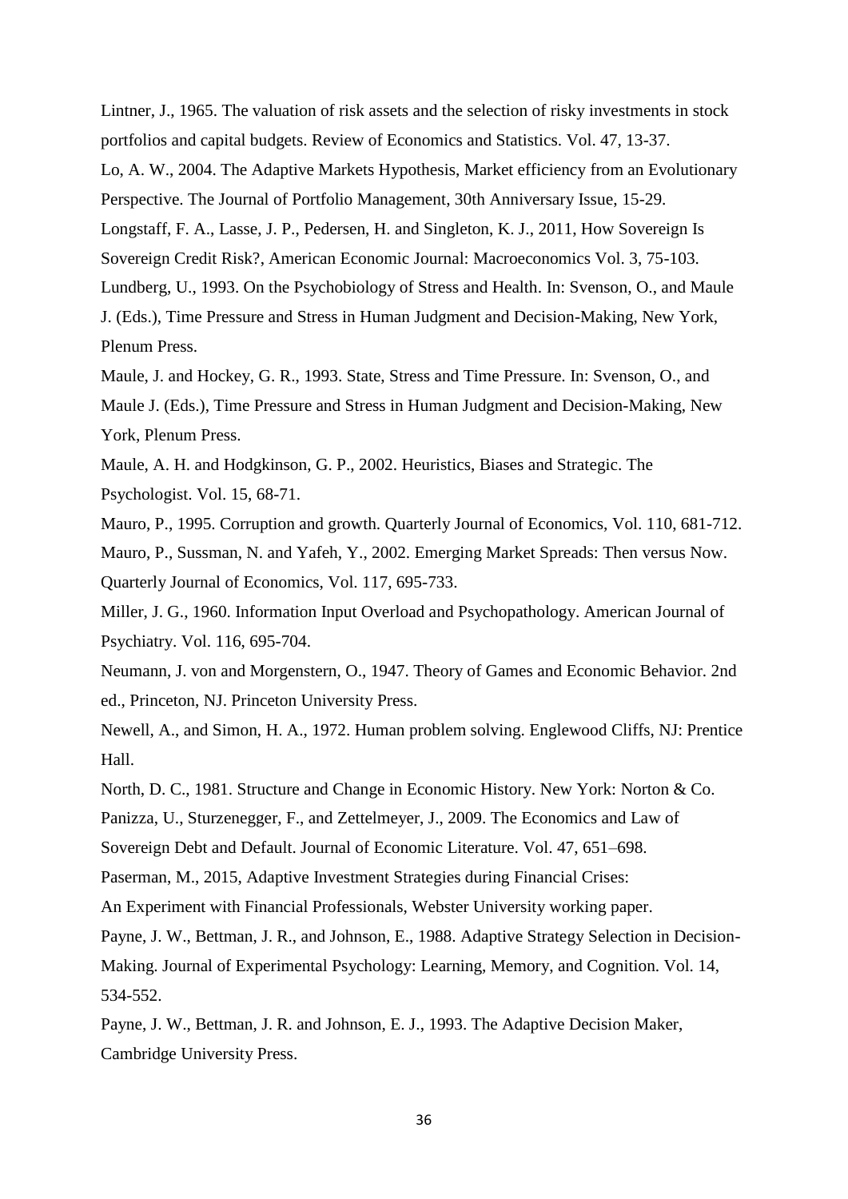Lintner, J., 1965. The valuation of risk assets and the selection of risky investments in stock portfolios and capital budgets. Review of Economics and Statistics. Vol. 47, 13-37.

Lo, A. W., 2004. The Adaptive Markets Hypothesis, Market efficiency from an Evolutionary Perspective. The Journal of Portfolio Management, 30th Anniversary Issue, 15-29.

Longstaff, F. A., Lasse, J. P., Pedersen, H. and Singleton, K. J., 2011, How Sovereign Is Sovereign Credit Risk?, American Economic Journal: Macroeconomics Vol. 3, 75-103.

Lundberg, U., 1993. On the Psychobiology of Stress and Health. In: Svenson, O., and Maule J. (Eds.), Time Pressure and Stress in Human Judgment and Decision-Making, New York, Plenum Press.

Maule, J. and Hockey, G. R., 1993. State, Stress and Time Pressure. In: Svenson, O., and Maule J. (Eds.), Time Pressure and Stress in Human Judgment and Decision-Making, New York, Plenum Press.

Maule, A. H. and Hodgkinson, G. P., 2002. Heuristics, Biases and Strategic. The Psychologist. Vol. 15, 68-71.

Mauro, P., 1995. Corruption and growth. Quarterly Journal of Economics, Vol. 110, 681-712.

Mauro, P., Sussman, N. and Yafeh, Y., 2002. Emerging Market Spreads: Then versus Now. Quarterly Journal of Economics, Vol. 117, 695-733.

Miller, J. G., 1960. Information Input Overload and Psychopathology. American Journal of Psychiatry. Vol. 116, 695-704.

Neumann, J. von and Morgenstern, O., 1947. Theory of Games and Economic Behavior. 2nd ed., Princeton, NJ. Princeton University Press.

Newell, A., and Simon, H. A., 1972. Human problem solving. Englewood Cliffs, NJ: Prentice Hall.

North, D. C., 1981. Structure and Change in Economic History. New York: Norton & Co.

Panizza, U., Sturzenegger, F., and Zettelmeyer, J., 2009. The Economics and Law of Sovereign Debt and Default. Journal of Economic Literature. Vol. 47, 651–698.

Paserman, M., 2015, Adaptive Investment Strategies during Financial Crises: An Experiment with Financial Professionals, Webster University working paper.

Payne, J. W., Bettman, J. R., and Johnson, E., 1988. Adaptive Strategy Selection in Decision-Making. Journal of Experimental Psychology: Learning, Memory, and Cognition. Vol. 14, 534-552.

Payne, J. W., Bettman, J. R. and Johnson, E. J., 1993. The Adaptive Decision Maker, Cambridge University Press.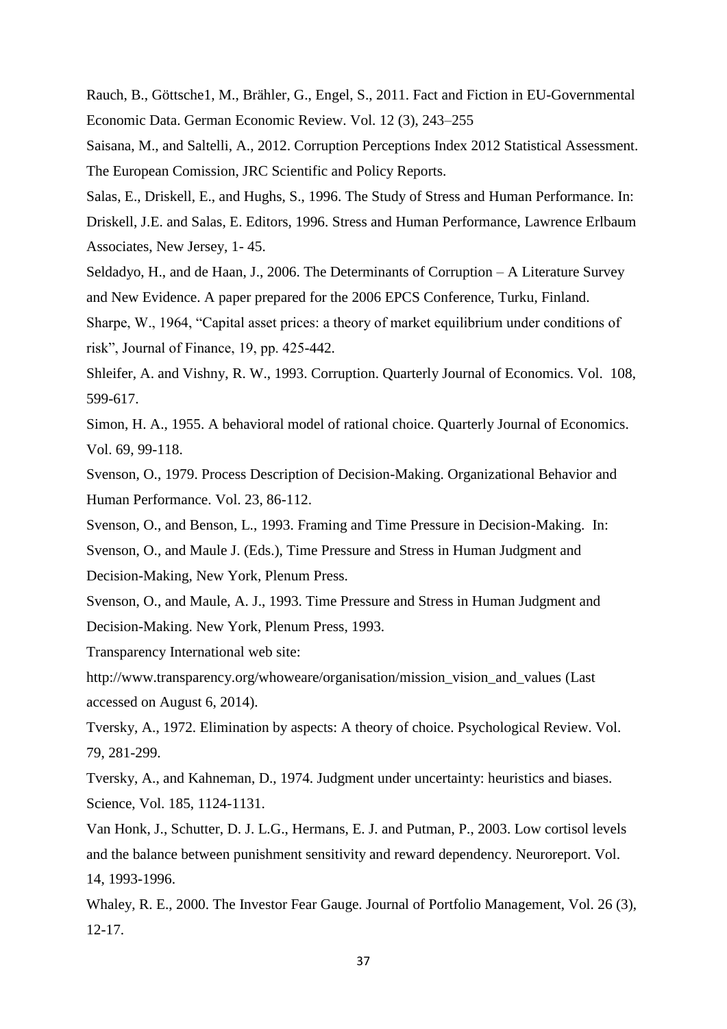Rauch, B., Göttsche1, M., Brähler, G., Engel, S., 2011. Fact and Fiction in EU-Governmental Economic Data. German Economic Review. Vol. 12 (3), 243–255

Saisana, M., and Saltelli, A., 2012. Corruption Perceptions Index 2012 Statistical Assessment. The European Comission, JRC Scientific and Policy Reports.

Salas, E., Driskell, E., and Hughs, S., 1996. The Study of Stress and Human Performance. In: Driskell, J.E. and Salas, E. Editors, 1996. Stress and Human Performance, Lawrence Erlbaum Associates, New Jersey, 1- 45.

Seldadyo, H., and de Haan, J., 2006. The Determinants of Corruption – A Literature Survey and New Evidence. A paper prepared for the 2006 EPCS Conference, Turku, Finland.

Sharpe, W., 1964, "Capital asset prices: a theory of market equilibrium under conditions of risk", Journal of Finance, 19, pp. 425-442.

Shleifer, A. and Vishny, R. W., 1993. Corruption. Quarterly Journal of Economics. Vol. 108, 599-617.

Simon, H. A., 1955. A behavioral model of rational choice. Quarterly Journal of Economics. Vol. 69, 99-118.

Svenson, O., 1979. Process Description of Decision-Making. Organizational Behavior and Human Performance. Vol. 23, 86-112.

Svenson, O., and Benson, L., 1993. Framing and Time Pressure in Decision-Making. In: Svenson, O., and Maule J. (Eds.), Time Pressure and Stress in Human Judgment and Decision-Making, New York, Plenum Press.

Svenson, O., and Maule, A. J., 1993. Time Pressure and Stress in Human Judgment and Decision-Making. New York, Plenum Press, 1993.

Transparency International web site:
http://www.transparency.org/whoweare/organisation/mission_vision_and_values (Last accessed on August 6, 2014).

Tversky, A., 1972. Elimination by aspects: A theory of choice. Psychological Review. Vol. 79, 281-299.

Tversky, A., and Kahneman, D., 1974. Judgment under uncertainty: heuristics and biases. Science, Vol. 185, 1124-1131.

Van Honk, J., Schutter, D. J. L.G., Hermans, E. J. and Putman, P., 2003. Low cortisol levels and the balance between punishment sensitivity and reward dependency. Neuroreport. Vol. 14, 1993-1996.

Whaley, R. E., 2000. The Investor Fear Gauge. Journal of Portfolio Management, Vol. 26 (3), 12-17.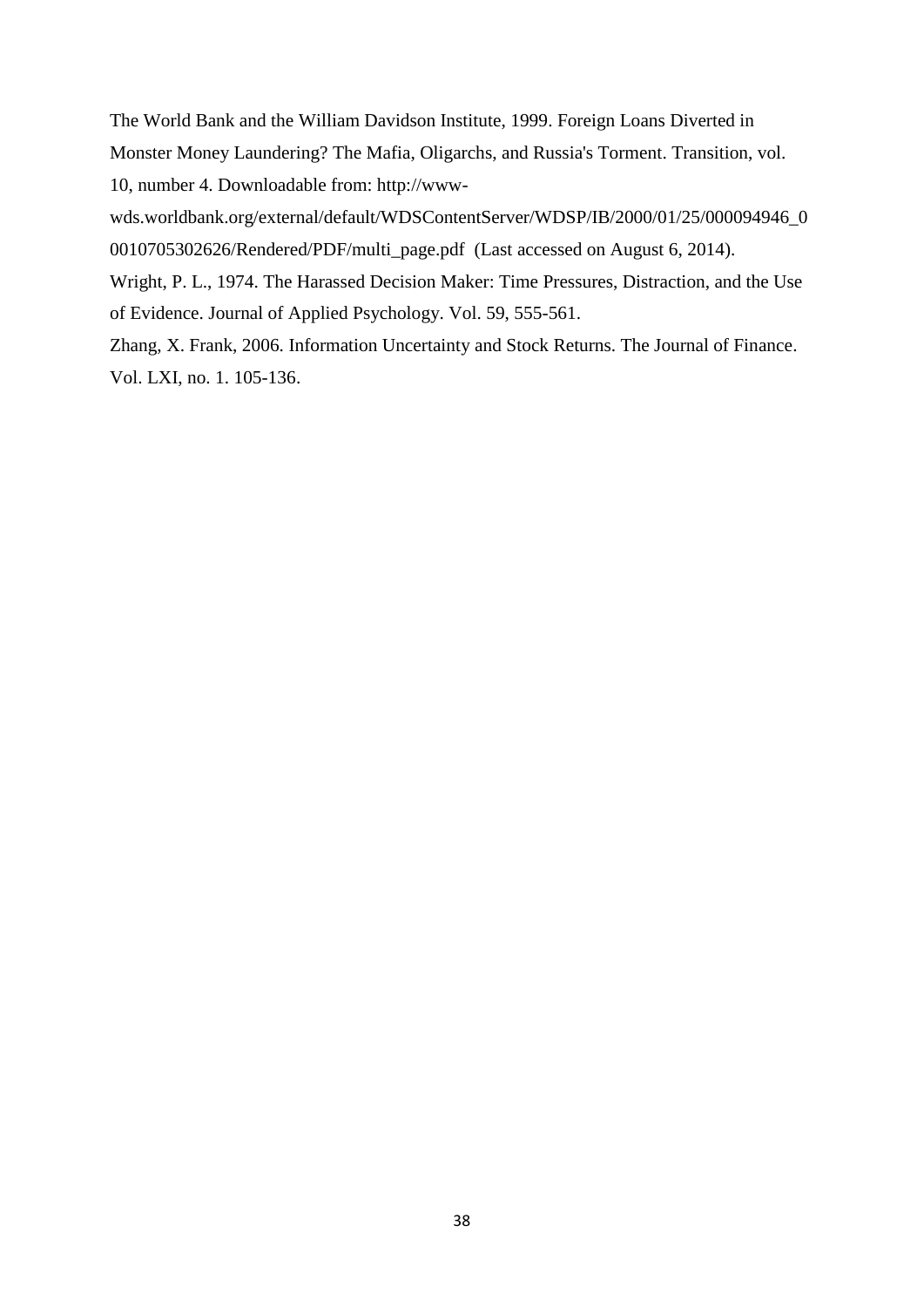The World Bank and the William Davidson Institute, 1999. Foreign Loans Diverted in Monster Money Laundering? The Mafia, Oligarchs, and Russia's Torment. Transition, vol. 10, number 4. Downloadable from: http://www-wds.worldbank.org/external/default/WDSContentServer/WDSP/IB/2000/01/25/000094946_00010705302626/Rendered/PDF/multi_page.pdf (Last accessed on August 6, 2014).

Wright, P. L., 1974. The Harassed Decision Maker: Time Pressures, Distraction, and the Use of Evidence. Journal of Applied Psychology. Vol. 59, 555-561.

Zhang, X. Frank, 2006. Information Uncertainty and Stock Returns. The Journal of Finance. Vol. LXI, no. 1. 105-136.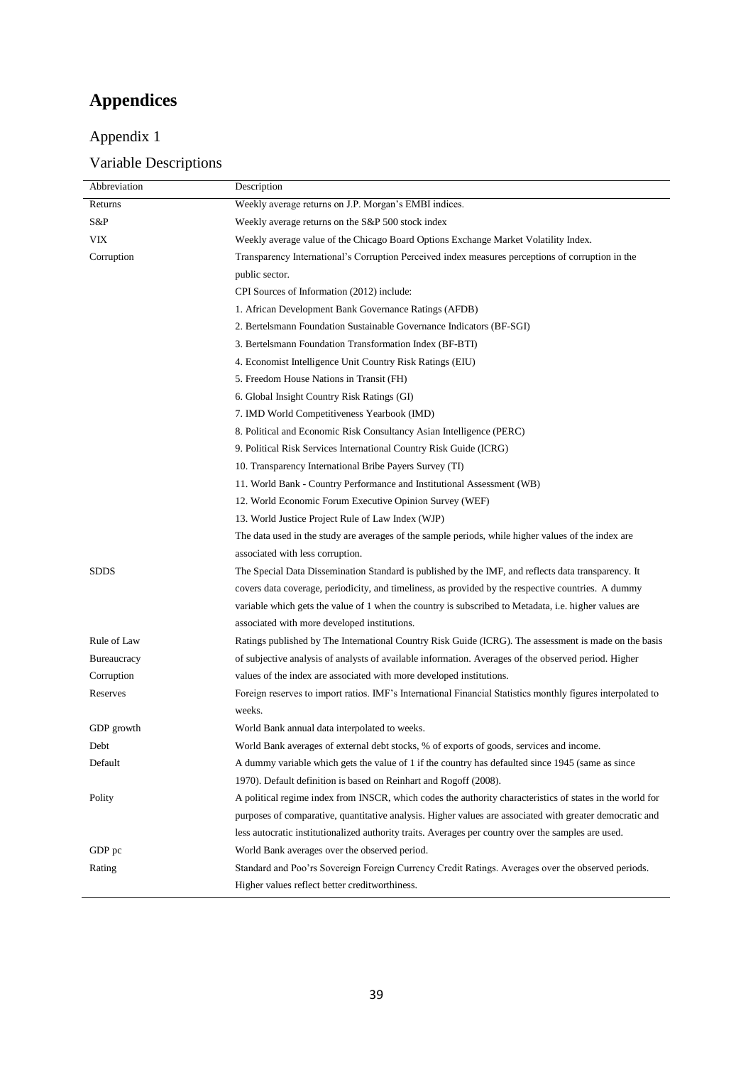# Appendices

## Appendix 1

## Variable Descriptions

| Abbreviation | Description |
|---|---|
| Returns | Weekly average returns on J.P. Morgan's EMBI indices. |
| S&P | Weekly average returns on the S&P 500 stock index |
| VIX | Weekly average value of the Chicago Board Options Exchange Market Volatility Index. |
| Corruption | Transparency International's Corruption Perceived index measures perceptions of corruption in the public sector.<br>CPI Sources of Information (2012) include:<br>1. African Development Bank Governance Ratings (AFDB)<br>2. Bertelsmann Foundation Sustainable Governance Indicators (BF-SGI)<br>3. Bertelsmann Foundation Transformation Index (BF-BTI)<br>4. Economist Intelligence Unit Country Risk Ratings (EIU)<br>5. Freedom House Nations in Transit (FH)<br>6. Global Insight Country Risk Ratings (GI)<br>7. IMD World Competitiveness Yearbook (IMD)<br>8. Political and Economic Risk Consultancy Asian Intelligence (PERC)<br>9. Political Risk Services International Country Risk Guide (ICRG)<br>10. Transparency International Bribe Payers Survey (TI)<br>11. World Bank - Country Performance and Institutional Assessment (WB)<br>12. World Economic Forum Executive Opinion Survey (WEF)<br>13. World Justice Project Rule of Law Index (WJP)<br>The data used in the study are averages of the sample periods, while higher values of the index are associated with less corruption. |
| SDDS | The Special Data Dissemination Standard is published by the IMF, and reflects data transparency. It covers data coverage, periodicity, and timeliness, as provided by the respective countries. A dummy variable which gets the value of 1 when the country is subscribed to Metadata, i.e. higher values are associated with more developed institutions. |
| Rule of Law<br>Bureaucracy<br>Corruption | Ratings published by The International Country Risk Guide (ICRG). The assessment is made on the basis of subjective analysis of analysts of available information. Averages of the observed period. Higher values of the index are associated with more developed institutions. |
| Reserves | Foreign reserves to import ratios. IMF's International Financial Statistics monthly figures interpolated to weeks. |
| GDP growth | World Bank annual data interpolated to weeks. |
| Debt | World Bank averages of external debt stocks, % of exports of goods, services and income. |
| Default | A dummy variable which gets the value of 1 if the country has defaulted since 1945 (same as since 1970). Default definition is based on Reinhart and Rogoff (2008). |
| Polity | A political regime index from INSCR, which codes the authority characteristics of states in the world for purposes of comparative, quantitative analysis. Higher values are associated with greater democratic and less autocratic institutionalized authority traits. Averages per country over the samples are used. |
| GDP pc | World Bank averages over the observed period. |
| Rating | Standard and Poo'rs Sovereign Foreign Currency Credit Ratings. Averages over the observed periods. Higher values reflect better creditworthiness. |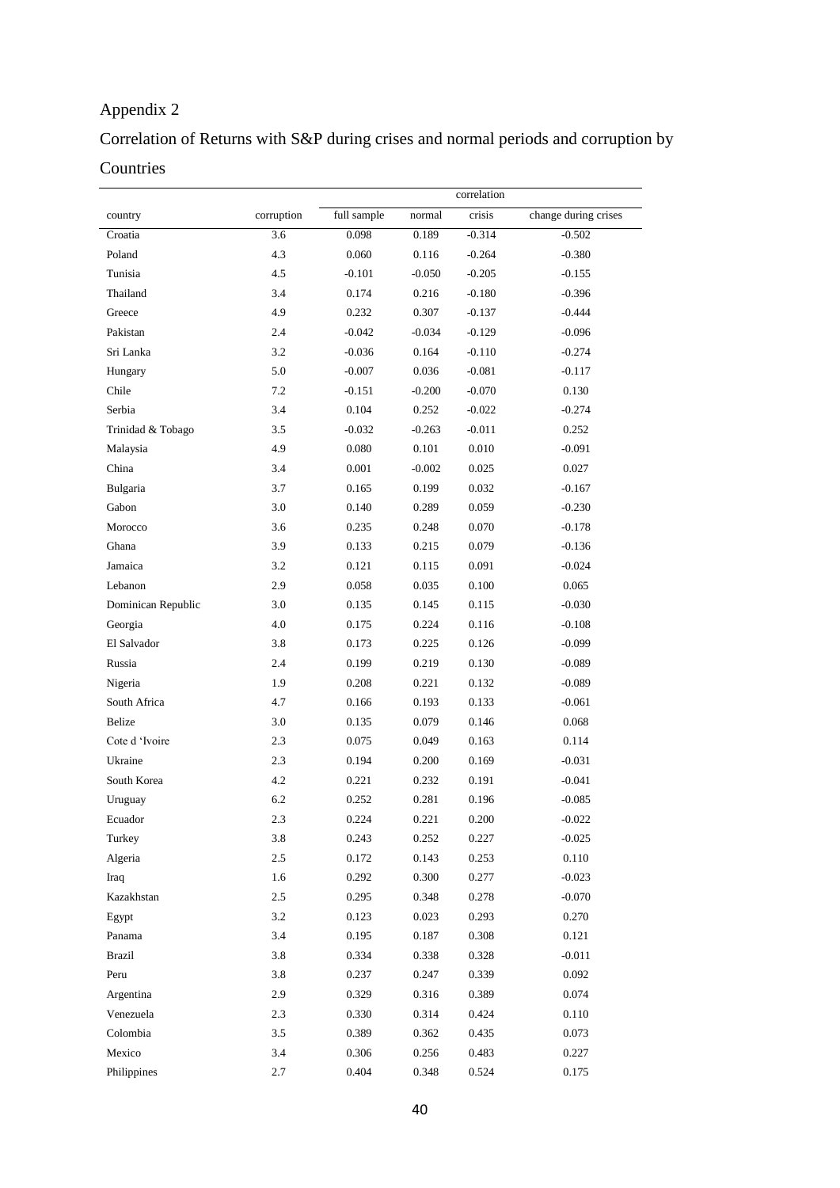# Appendix 2

## Correlation of Returns with S&P during crises and normal periods and corruption by Countries

| country | corruption | full sample | normal | crisis | change during crises |
|---|---|---|---|---|---|
| | | correlation | | | |
| Croatia | 3.6 | 0.098 | 0.189 | -0.314 | -0.502 |
| Poland | 4.3 | 0.060 | 0.116 | -0.264 | -0.380 |
| Tunisia | 4.5 | -0.101 | -0.050 | -0.205 | -0.155 |
| Thailand | 3.4 | 0.174 | 0.216 | -0.180 | -0.396 |
| Greece | 4.9 | 0.232 | 0.307 | -0.137 | -0.444 |
| Pakistan | 2.4 | -0.042 | -0.034 | -0.129 | -0.096 |
| Sri Lanka | 3.2 | -0.036 | 0.164 | -0.110 | -0.274 |
| Hungary | 5.0 | -0.007 | 0.036 | -0.081 | -0.117 |
| Chile | 7.2 | -0.151 | -0.200 | -0.070 | 0.130 |
| Serbia | 3.4 | 0.104 | 0.252 | -0.022 | -0.274 |
| Trinidad & Tobago | 3.5 | -0.032 | -0.263 | -0.011 | 0.252 |
| Malaysia | 4.9 | 0.080 | 0.101 | 0.010 | -0.091 |
| China | 3.4 | 0.001 | -0.002 | 0.025 | 0.027 |
| Bulgaria | 3.7 | 0.165 | 0.199 | 0.032 | -0.167 |
| Gabon | 3.0 | 0.140 | 0.289 | 0.059 | -0.230 |
| Morocco | 3.6 | 0.235 | 0.248 | 0.070 | -0.178 |
| Ghana | 3.9 | 0.133 | 0.215 | 0.079 | -0.136 |
| Jamaica | 3.2 | 0.121 | 0.115 | 0.091 | -0.024 |
| Lebanon | 2.9 | 0.058 | 0.035 | 0.100 | 0.065 |
| Dominican Republic | 3.0 | 0.135 | 0.145 | 0.115 | -0.030 |
| Georgia | 4.0 | 0.175 | 0.224 | 0.116 | -0.108 |
| El Salvador | 3.8 | 0.173 | 0.225 | 0.126 | -0.099 |
| Russia | 2.4 | 0.199 | 0.219 | 0.130 | -0.089 |
| Nigeria | 1.9 | 0.208 | 0.221 | 0.132 | -0.089 |
| South Africa | 4.7 | 0.166 | 0.193 | 0.133 | -0.061 |
| Belize | 3.0 | 0.135 | 0.079 | 0.146 | 0.068 |
| Cote d 'Ivoire | 2.3 | 0.075 | 0.049 | 0.163 | 0.114 |
| Ukraine | 2.3 | 0.194 | 0.200 | 0.169 | -0.031 |
| South Korea | 4.2 | 0.221 | 0.232 | 0.191 | -0.041 |
| Uruguay | 6.2 | 0.252 | 0.281 | 0.196 | -0.085 |
| Ecuador | 2.3 | 0.224 | 0.221 | 0.200 | -0.022 |
| Turkey | 3.8 | 0.243 | 0.252 | 0.227 | -0.025 |
| Algeria | 2.5 | 0.172 | 0.143 | 0.253 | 0.110 |
| Iraq | 1.6 | 0.292 | 0.300 | 0.277 | -0.023 |
| Kazakhstan | 2.5 | 0.295 | 0.348 | 0.278 | -0.070 |
| Egypt | 3.2 | 0.123 | 0.023 | 0.293 | 0.270 |
| Panama | 3.4 | 0.195 | 0.187 | 0.308 | 0.121 |
| Brazil | 3.8 | 0.334 | 0.338 | 0.328 | -0.011 |
| Peru | 3.8 | 0.237 | 0.247 | 0.339 | 0.092 |
| Argentina | 2.9 | 0.329 | 0.316 | 0.389 | 0.074 |
| Venezuela | 2.3 | 0.330 | 0.314 | 0.424 | 0.110 |
| Colombia | 3.5 | 0.389 | 0.362 | 0.435 | 0.073 |
| Mexico | 3.4 | 0.306 | 0.256 | 0.483 | 0.227 |
| Philippines | 2.7 | 0.404 | 0.348 | 0.524 | 0.175 |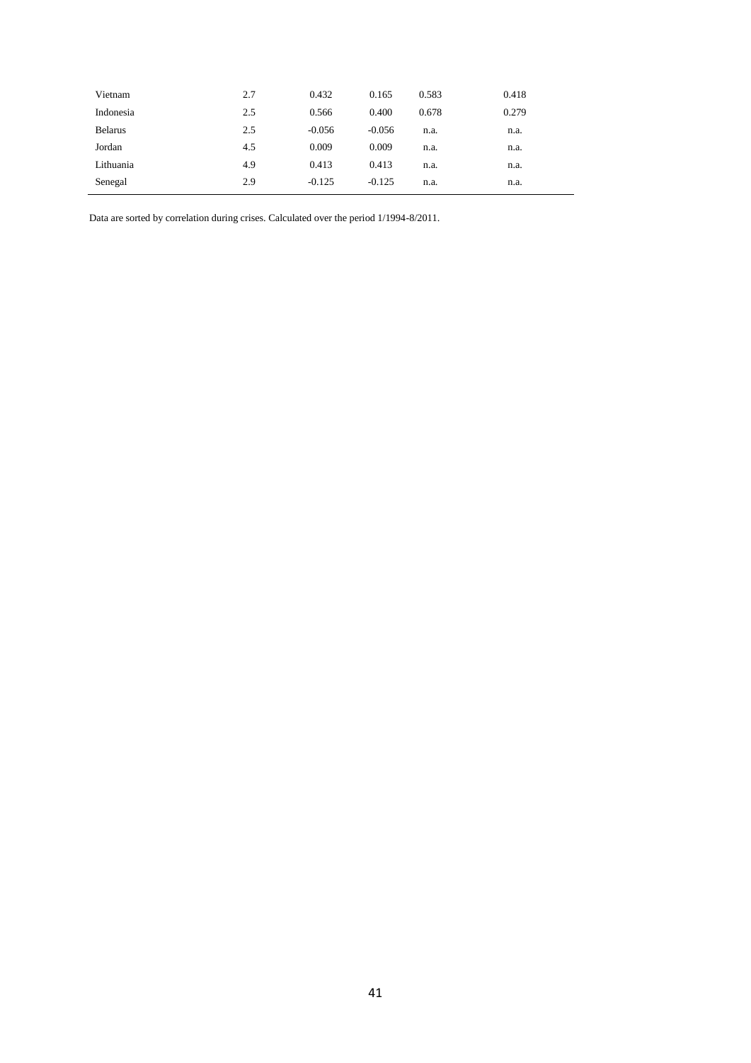| | | | | | |
|---|---|---|---|---|---|
| Vietnam | 2.7 | 0.432 | 0.165 | 0.583 | 0.418 |
| Indonesia | 2.5 | 0.566 | 0.400 | 0.678 | 0.279 |
| Belarus | 2.5 | -0.056 | -0.056 | n.a. | n.a. |
| Jordan | 4.5 | 0.009 | 0.009 | n.a. | n.a. |
| Lithuania | 4.9 | 0.413 | 0.413 | n.a. | n.a. |
| Senegal | 2.9 | -0.125 | -0.125 | n.a. | n.a. |

Data are sorted by correlation during crises. Calculated over the period 1/1994-8/2011.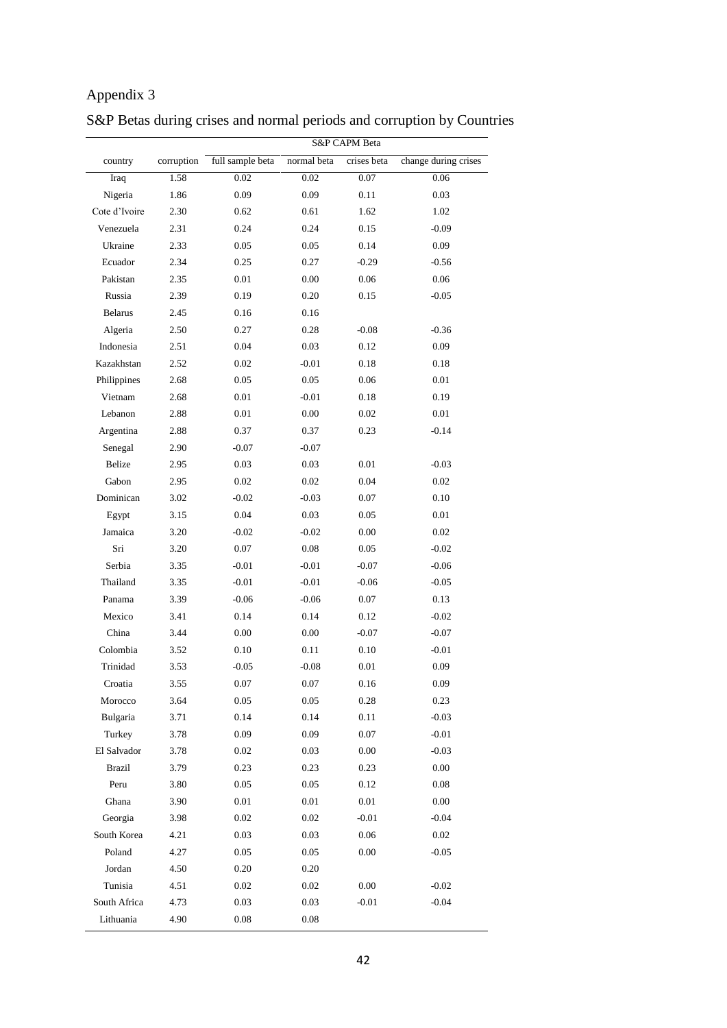# Appendix 3

## S&P Betas during crises and normal periods and corruption by Countries

| | | S&P CAPM Beta | | | |
|---|---|---|---|---|---|
| country | corruption | full sample beta | normal beta | crises beta | change during crises |
| Iraq | 1.58 | 0.02 | 0.02 | 0.07 | 0.06 |
| Nigeria | 1.86 | 0.09 | 0.09 | 0.11 | 0.03 |
| Cote d'Ivoire | 2.30 | 0.62 | 0.61 | 1.62 | 1.02 |
| Venezuela | 2.31 | 0.24 | 0.24 | 0.15 | -0.09 |
| Ukraine | 2.33 | 0.05 | 0.05 | 0.14 | 0.09 |
| Ecuador | 2.34 | 0.25 | 0.27 | -0.29 | -0.56 |
| Pakistan | 2.35 | 0.01 | 0.00 | 0.06 | 0.06 |
| Russia | 2.39 | 0.19 | 0.20 | 0.15 | -0.05 |
| Belarus | 2.45 | 0.16 | 0.16 | | |
| Algeria | 2.50 | 0.27 | 0.28 | -0.08 | -0.36 |
| Indonesia | 2.51 | 0.04 | 0.03 | 0.12 | 0.09 |
| Kazakhstan | 2.52 | 0.02 | -0.01 | 0.18 | 0.18 |
| Philippines | 2.68 | 0.05 | 0.05 | 0.06 | 0.01 |
| Vietnam | 2.68 | 0.01 | -0.01 | 0.18 | 0.19 |
| Lebanon | 2.88 | 0.01 | 0.00 | 0.02 | 0.01 |
| Argentina | 2.88 | 0.37 | 0.37 | 0.23 | -0.14 |
| Senegal | 2.90 | -0.07 | -0.07 | | |
| Belize | 2.95 | 0.03 | 0.03 | 0.01 | -0.03 |
| Gabon | 2.95 | 0.02 | 0.02 | 0.04 | 0.02 |
| Dominican | 3.02 | -0.02 | -0.03 | 0.07 | 0.10 |
| Egypt | 3.15 | 0.04 | 0.03 | 0.05 | 0.01 |
| Jamaica | 3.20 | -0.02 | -0.02 | 0.00 | 0.02 |
| Sri | 3.20 | 0.07 | 0.08 | 0.05 | -0.02 |
| Serbia | 3.35 | -0.01 | -0.01 | -0.07 | -0.06 |
| Thailand | 3.35 | -0.01 | -0.01 | -0.06 | -0.05 |
| Panama | 3.39 | -0.06 | -0.06 | 0.07 | 0.13 |
| Mexico | 3.41 | 0.14 | 0.14 | 0.12 | -0.02 |
| China | 3.44 | 0.00 | 0.00 | -0.07 | -0.07 |
| Colombia | 3.52 | 0.10 | 0.11 | 0.10 | -0.01 |
| Trinidad | 3.53 | -0.05 | -0.08 | 0.01 | 0.09 |
| Croatia | 3.55 | 0.07 | 0.07 | 0.16 | 0.09 |
| Morocco | 3.64 | 0.05 | 0.05 | 0.28 | 0.23 |
| Bulgaria | 3.71 | 0.14 | 0.14 | 0.11 | -0.03 |
| Turkey | 3.78 | 0.09 | 0.09 | 0.07 | -0.01 |
| El Salvador | 3.78 | 0.02 | 0.03 | 0.00 | -0.03 |
| Brazil | 3.79 | 0.23 | 0.23 | 0.23 | 0.00 |
| Peru | 3.80 | 0.05 | 0.05 | 0.12 | 0.08 |
| Ghana | 3.90 | 0.01 | 0.01 | 0.01 | 0.00 |
| Georgia | 3.98 | 0.02 | 0.02 | -0.01 | -0.04 |
| South Korea | 4.21 | 0.03 | 0.03 | 0.06 | 0.02 |
| Poland | 4.27 | 0.05 | 0.05 | 0.00 | -0.05 |
| Jordan | 4.50 | 0.20 | 0.20 | | |
| Tunisia | 4.51 | 0.02 | 0.02 | 0.00 | -0.02 |
| South Africa | 4.73 | 0.03 | 0.03 | -0.01 | -0.04 |
| Lithuania | 4.90 | 0.08 | 0.08 | | |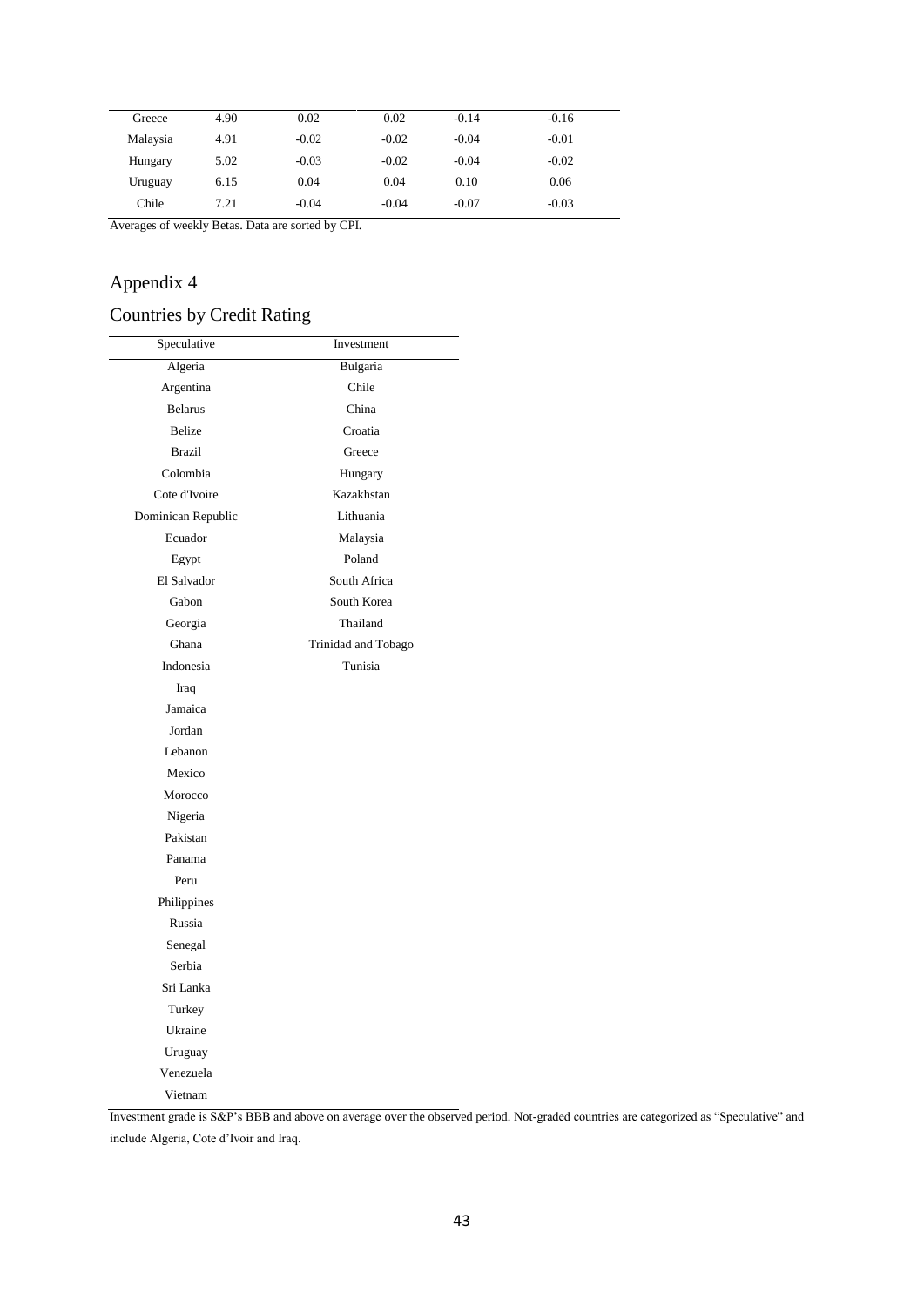| | | | | | |
|---|---|---|---|---|---|
| Greece | 4.90 | 0.02 | 0.02 | -0.14 | -0.16 |
| Malaysia | 4.91 | -0.02 | -0.02 | -0.04 | -0.01 |
| Hungary | 5.02 | -0.03 | -0.02 | -0.04 | -0.02 |
| Uruguay | 6.15 | 0.04 | 0.04 | 0.10 | 0.06 |
| Chile | 7.21 | -0.04 | -0.04 | -0.07 | -0.03 |

Averages of weekly Betas. Data are sorted by CPI.

## Appendix 4

## Countries by Credit Rating

| Speculative | Investment |
|---|---|
| Algeria | Bulgaria |
| Argentina | Chile |
| Belarus | China |
| Belize | Croatia |
| Brazil | Greece |
| Colombia | Hungary |
| Cote d'Ivoire | Kazakhstan |
| Dominican Republic | Lithuania |
| Ecuador | Malaysia |
| Egypt | Poland |
| El Salvador | South Africa |
| Gabon | South Korea |
| Georgia | Thailand |
| Ghana | Trinidad and Tobago |
| Indonesia | Tunisia |
| Iraq | |
| Jamaica | |
| Jordan | |
| Lebanon | |
| Mexico | |
| Morocco | |
| Nigeria | |
| Pakistan | |
| Panama | |
| Peru | |
| Philippines | |
| Russia | |
| Senegal | |
| Serbia | |
| Sri Lanka | |
| Turkey | |
| Ukraine | |
| Uruguay | |
| Venezuela | |
| Vietnam | |

Investment grade is S&P's BBB and above on average over the observed period. Not-graded countries are categorized as "Speculative" and include Algeria, Cote d'Ivoir and Iraq.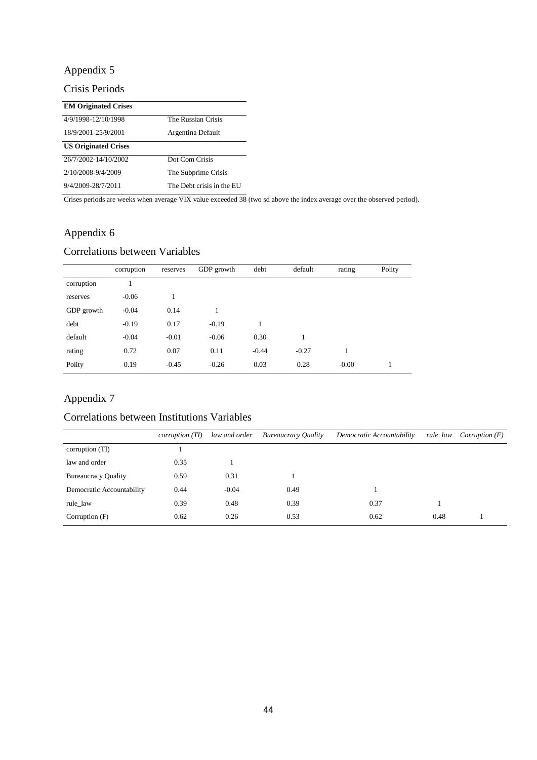# Appendix 5

## Crisis Periods

| **EM Originated Crises** | |
|---|---|
| 4/9/1998-12/10/1998 | The Russian Crisis |
| 18/9/2001-25/9/2001 | Argentina Default |
| **US Originated Crises** | |
| 26/7/2002-14/10/2002 | Dot Com Crisis |
| 2/10/2008-9/4/2009 | The Subprime Crisis |
| 9/4/2009-28/7/2011 | The Debt crisis in the EU |

Crises periods are weeks when average VIX value exceeded 38 (two sd above the index average over the observed period).

# Appendix 6

## Correlations between Variables

| | corruption | reserves | GDP growth | debt | default | rating | Polity |
|---|---|---|---|---|---|---|---|
| corruption | 1 | | | | | | |
| reserves | -0.06 | 1 | | | | | |
| GDP growth | -0.04 | 0.14 | 1 | | | | |
| debt | -0.19 | 0.17 | -0.19 | 1 | | | |
| default | -0.04 | -0.01 | -0.06 | 0.30 | 1 | | |
| rating | 0.72 | 0.07 | 0.11 | -0.44 | -0.27 | 1 | |
| Polity | 0.19 | -0.45 | -0.26 | 0.03 | 0.28 | -0.00 | 1 |

# Appendix 7

## Correlations between Institutions Variables

| | *corruption (TI)* | *law and order* | *Bureaucracy Quality* | *Democratic Accountability* | *rule_law* | *Corruption (F)* |
|---|---|---|---|---|---|---|
| corruption (TI) | 1 | | | | | |
| law and order | 0.35 | 1 | | | | |
| Bureaucracy Quality | 0.59 | 0.31 | 1 | | | |
| Democratic Accountability | 0.44 | -0.04 | 0.49 | 1 | | |
| rule_law | 0.39 | 0.48 | 0.39 | 0.37 | 1 | |
| Corruption (F) | 0.62 | 0.26 | 0.53 | 0.62 | 0.48 | 1 |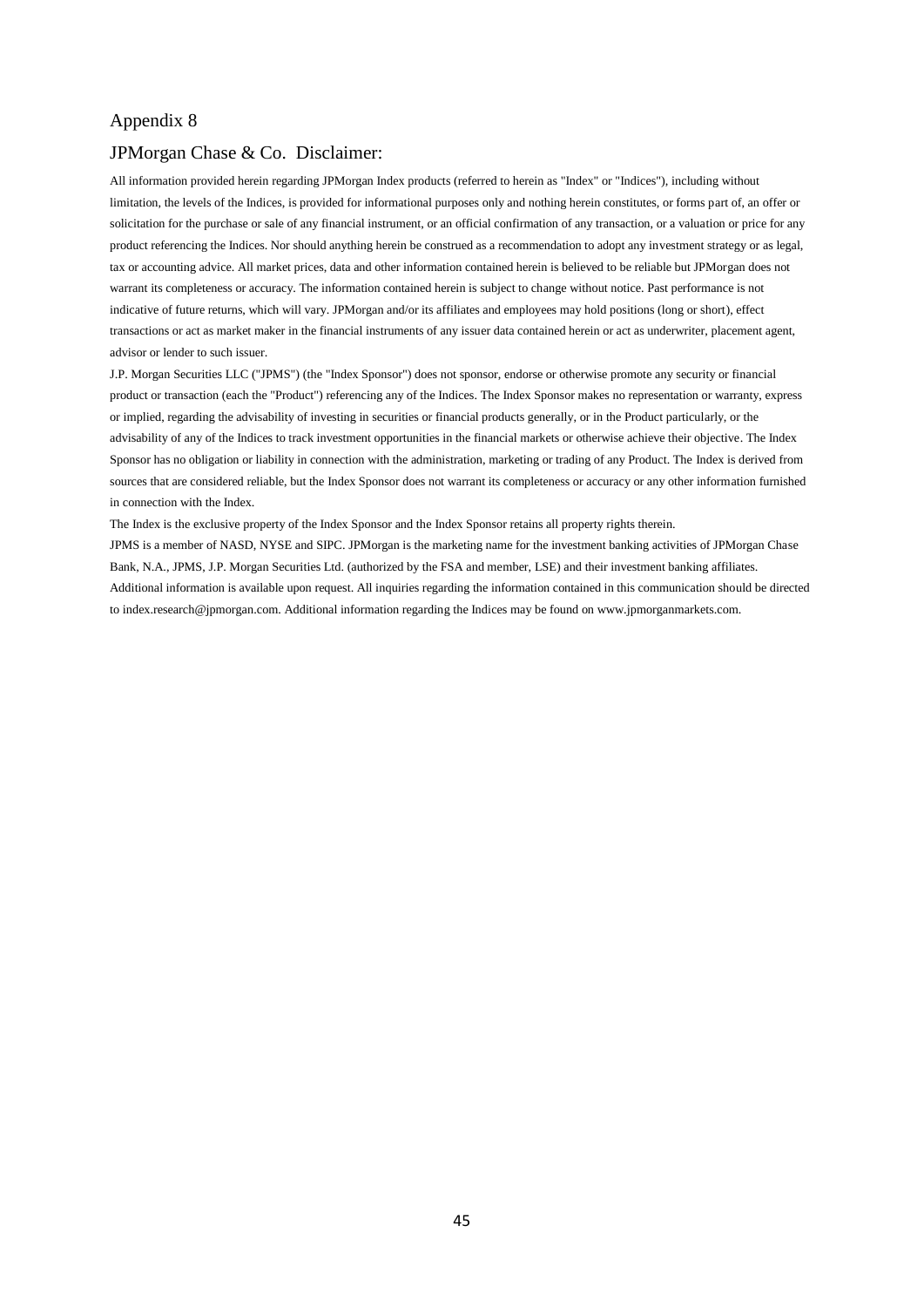## Appendix 8

## JPMorgan Chase & Co. Disclaimer:

All information provided herein regarding JPMorgan Index products (referred to herein as "Index" or "Indices"), including without limitation, the levels of the Indices, is provided for informational purposes only and nothing herein constitutes, or forms part of, an offer or solicitation for the purchase or sale of any financial instrument, or an official confirmation of any transaction, or a valuation or price for any product referencing the Indices. Nor should anything herein be construed as a recommendation to adopt any investment strategy or as legal, tax or accounting advice. All market prices, data and other information contained herein is believed to be reliable but JPMorgan does not warrant its completeness or accuracy. The information contained herein is subject to change without notice. Past performance is not indicative of future returns, which will vary. JPMorgan and/or its affiliates and employees may hold positions (long or short), effect transactions or act as market maker in the financial instruments of any issuer data contained herein or act as underwriter, placement agent, advisor or lender to such issuer.

J.P. Morgan Securities LLC ("JPMS") (the "Index Sponsor") does not sponsor, endorse or otherwise promote any security or financial product or transaction (each the "Product") referencing any of the Indices. The Index Sponsor makes no representation or warranty, express or implied, regarding the advisability of investing in securities or financial products generally, or in the Product particularly, or the advisability of any of the Indices to track investment opportunities in the financial markets or otherwise achieve their objective. The Index Sponsor has no obligation or liability in connection with the administration, marketing or trading of any Product. The Index is derived from sources that are considered reliable, but the Index Sponsor does not warrant its completeness or accuracy or any other information furnished in connection with the Index.

The Index is the exclusive property of the Index Sponsor and the Index Sponsor retains all property rights therein.

JPMS is a member of NASD, NYSE and SIPC. JPMorgan is the marketing name for the investment banking activities of JPMorgan Chase Bank, N.A., JPMS, J.P. Morgan Securities Ltd. (authorized by the FSA and member, LSE) and their investment banking affiliates.

Additional information is available upon request. All inquiries regarding the information contained in this communication should be directed to index.research@jpmorgan.com. Additional information regarding the Indices may be found on www.jpmorganmarkets.com.